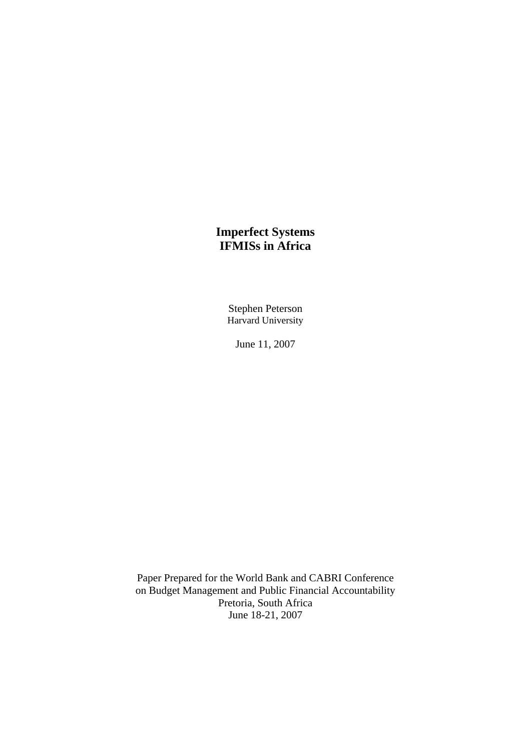# Imperfect Systems
# IFMISs in Africa

Stephen Peterson
Harvard University

June 11, 2007

Paper Prepared for the World Bank and CABRI Conference
on Budget Management and Public Financial Accountability
Pretoria, South Africa
June 18-21, 2007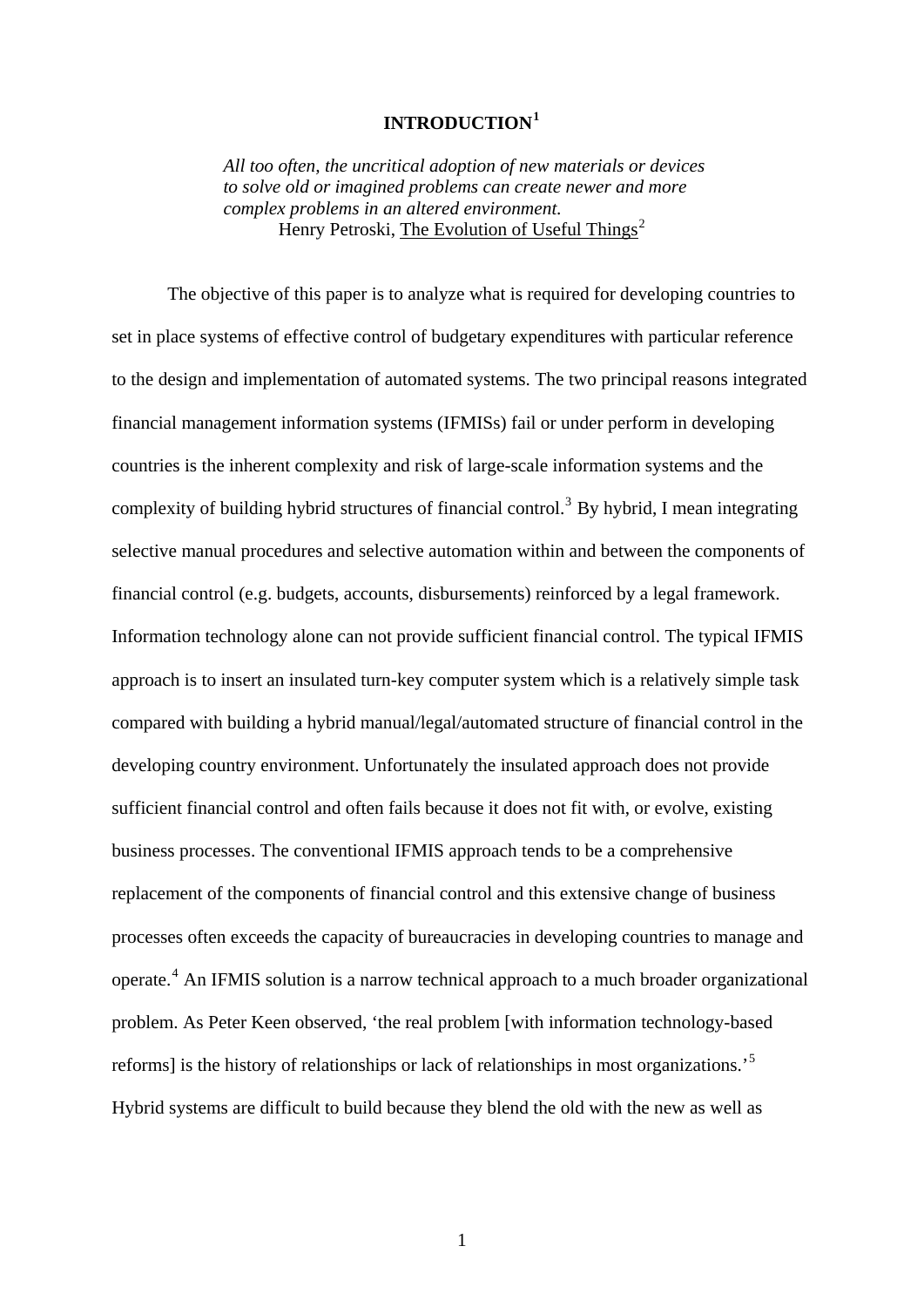# INTRODUCTION[1]

> *All too often, the uncritical adoption of new materials or devices to solve old or imagined problems can create newer and more complex problems in an altered environment.*
> Henry Petroski, The Evolution of Useful Things[2]

The objective of this paper is to analyze what is required for developing countries to set in place systems of effective control of budgetary expenditures with particular reference to the design and implementation of automated systems. The two principal reasons integrated financial management information systems (IFMISs) fail or under perform in developing countries is the inherent complexity and risk of large-scale information systems and the complexity of building hybrid structures of financial control.[3] By hybrid, I mean integrating selective manual procedures and selective automation within and between the components of financial control (e.g. budgets, accounts, disbursements) reinforced by a legal framework. Information technology alone can not provide sufficient financial control. The typical IFMIS approach is to insert an insulated turn-key computer system which is a relatively simple task compared with building a hybrid manual/legal/automated structure of financial control in the developing country environment. Unfortunately the insulated approach does not provide sufficient financial control and often fails because it does not fit with, or evolve, existing business processes. The conventional IFMIS approach tends to be a comprehensive replacement of the components of financial control and this extensive change of business processes often exceeds the capacity of bureaucracies in developing countries to manage and operate.[4] An IFMIS solution is a narrow technical approach to a much broader organizational problem. As Peter Keen observed, 'the real problem [with information technology-based reforms] is the history of relationships or lack of relationships in most organizations.'[5] Hybrid systems are difficult to build because they blend the old with the new as well as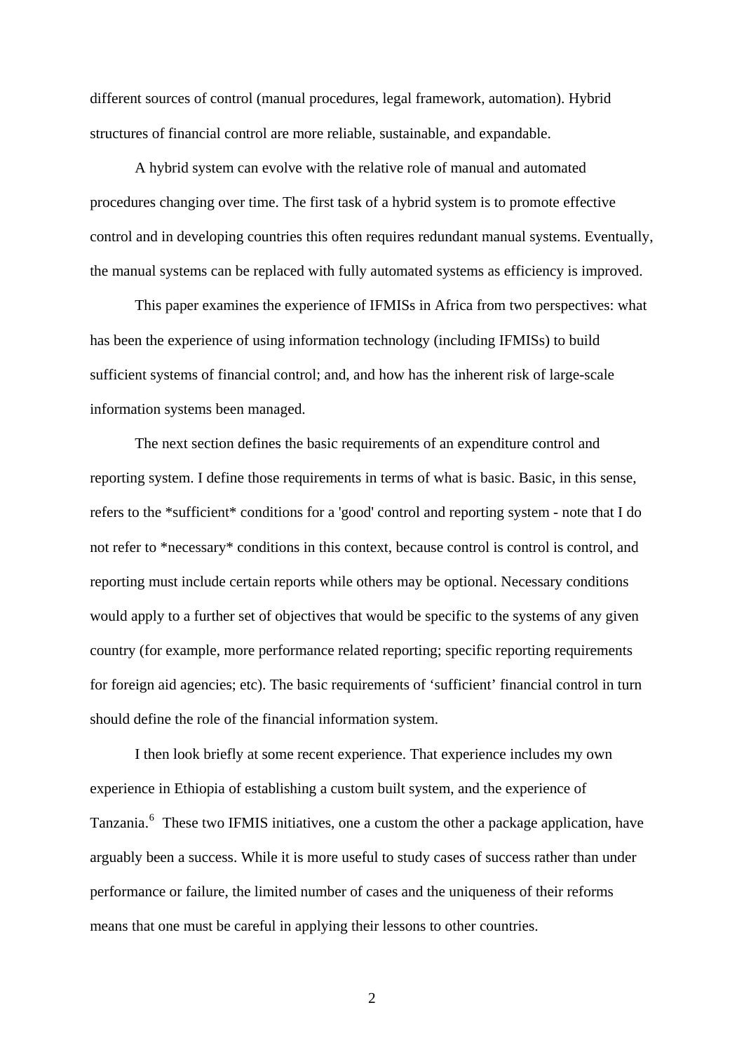different sources of control (manual procedures, legal framework, automation). Hybrid structures of financial control are more reliable, sustainable, and expandable.

A hybrid system can evolve with the relative role of manual and automated procedures changing over time. The first task of a hybrid system is to promote effective control and in developing countries this often requires redundant manual systems. Eventually, the manual systems can be replaced with fully automated systems as efficiency is improved.

This paper examines the experience of IFMISs in Africa from two perspectives: what has been the experience of using information technology (including IFMISs) to build sufficient systems of financial control; and, and how has the inherent risk of large-scale information systems been managed.

The next section defines the basic requirements of an expenditure control and reporting system. I define those requirements in terms of what is basic. Basic, in this sense, refers to the *sufficient* conditions for a 'good' control and reporting system - note that I do not refer to *necessary* conditions in this context, because control is control is control, and reporting must include certain reports while others may be optional. Necessary conditions would apply to a further set of objectives that would be specific to the systems of any given country (for example, more performance related reporting; specific reporting requirements for foreign aid agencies; etc). The basic requirements of 'sufficient' financial control in turn should define the role of the financial information system.

I then look briefly at some recent experience. That experience includes my own experience in Ethiopia of establishing a custom built system, and the experience of Tanzania.[6] These two IFMIS initiatives, one a custom the other a package application, have arguably been a success. While it is more useful to study cases of success rather than under performance or failure, the limited number of cases and the uniqueness of their reforms means that one must be careful in applying their lessons to other countries.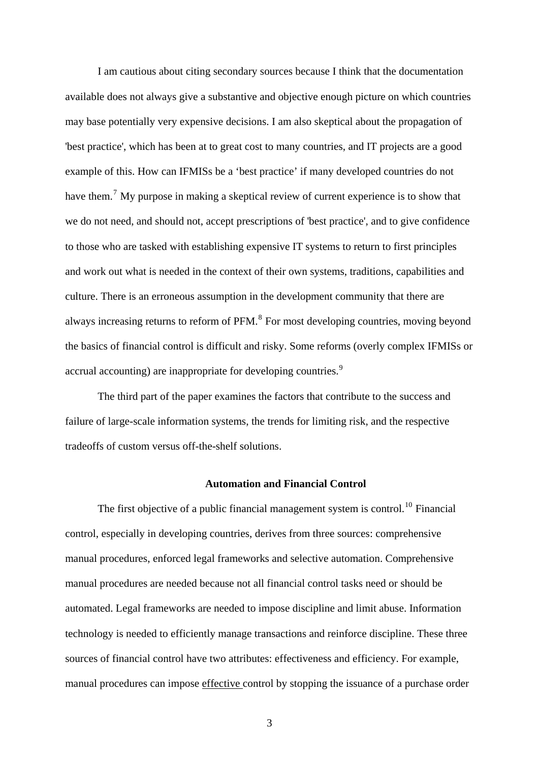I am cautious about citing secondary sources because I think that the documentation available does not always give a substantive and objective enough picture on which countries may base potentially very expensive decisions. I am also skeptical about the propagation of 'best practice', which has been at to great cost to many countries, and IT projects are a good example of this. How can IFMISs be a 'best practice' if many developed countries do not have them.[7] My purpose in making a skeptical review of current experience is to show that we do not need, and should not, accept prescriptions of 'best practice', and to give confidence to those who are tasked with establishing expensive IT systems to return to first principles and work out what is needed in the context of their own systems, traditions, capabilities and culture. There is an erroneous assumption in the development community that there are always increasing returns to reform of PFM.[8] For most developing countries, moving beyond the basics of financial control is difficult and risky. Some reforms (overly complex IFMISs or accrual accounting) are inappropriate for developing countries.[9]

The third part of the paper examines the factors that contribute to the success and failure of large-scale information systems, the trends for limiting risk, and the respective tradeoffs of custom versus off-the-shelf solutions.

## Automation and Financial Control

The first objective of a public financial management system is control.[10] Financial control, especially in developing countries, derives from three sources: comprehensive manual procedures, enforced legal frameworks and selective automation. Comprehensive manual procedures are needed because not all financial control tasks need or should be automated. Legal frameworks are needed to impose discipline and limit abuse. Information technology is needed to efficiently manage transactions and reinforce discipline. These three sources of financial control have two attributes: effectiveness and efficiency. For example, manual procedures can impose effective control by stopping the issuance of a purchase order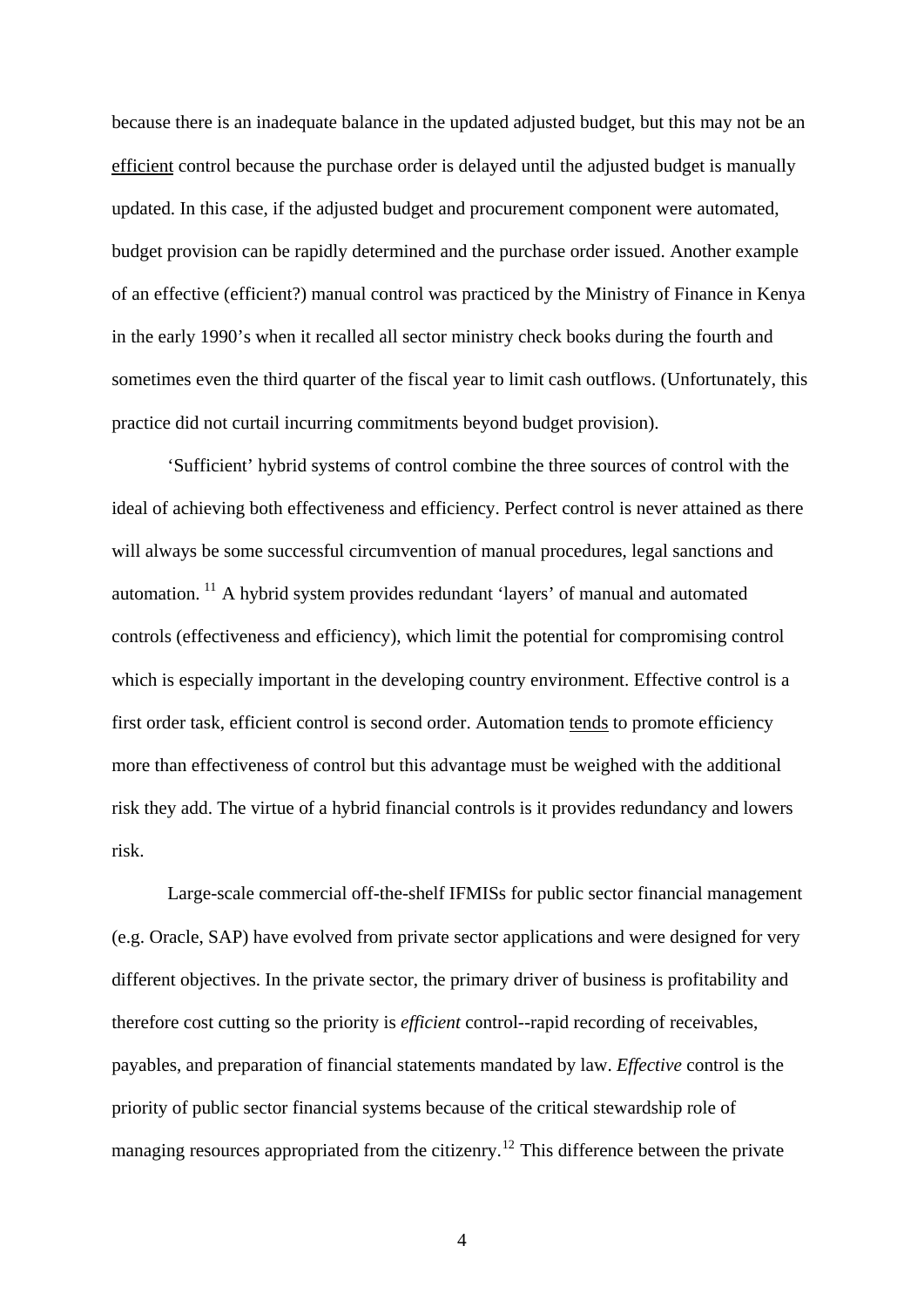because there is an inadequate balance in the updated adjusted budget, but this may not be an <u>efficient</u> control because the purchase order is delayed until the adjusted budget is manually updated. In this case, if the adjusted budget and procurement component were automated, budget provision can be rapidly determined and the purchase order issued. Another example of an effective (efficient?) manual control was practiced by the Ministry of Finance in Kenya in the early 1990's when it recalled all sector ministry check books during the fourth and sometimes even the third quarter of the fiscal year to limit cash outflows. (Unfortunately, this practice did not curtail incurring commitments beyond budget provision).

'Sufficient' hybrid systems of control combine the three sources of control with the ideal of achieving both effectiveness and efficiency. Perfect control is never attained as there will always be some successful circumvention of manual procedures, legal sanctions and automation. [11] A hybrid system provides redundant 'layers' of manual and automated controls (effectiveness and efficiency), which limit the potential for compromising control which is especially important in the developing country environment. Effective control is a first order task, efficient control is second order. Automation <u>tends</u> to promote efficiency more than effectiveness of control but this advantage must be weighed with the additional risk they add. The virtue of a hybrid financial controls is it provides redundancy and lowers risk.

Large-scale commercial off-the-shelf IFMISs for public sector financial management (e.g. Oracle, SAP) have evolved from private sector applications and were designed for very different objectives. In the private sector, the primary driver of business is profitability and therefore cost cutting so the priority is *efficient* control--rapid recording of receivables, payables, and preparation of financial statements mandated by law. *Effective* control is the priority of public sector financial systems because of the critical stewardship role of managing resources appropriated from the citizenry.[12] This difference between the private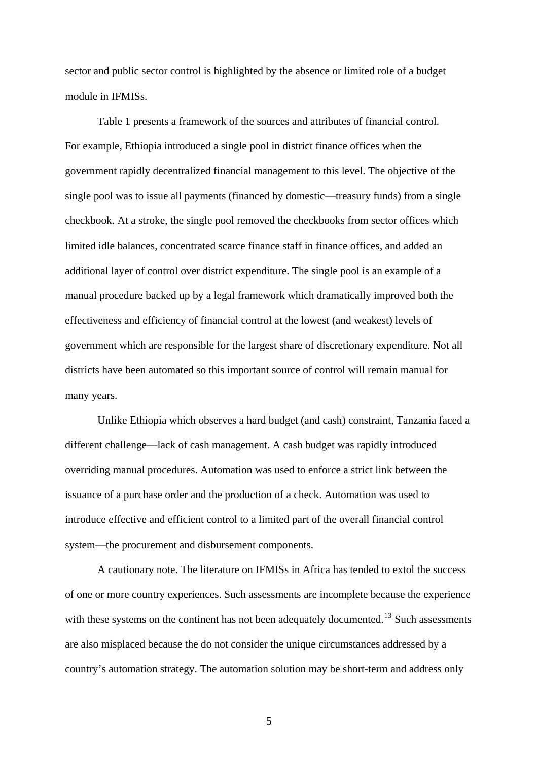sector and public sector control is highlighted by the absence or limited role of a budget module in IFMISs.

Table 1 presents a framework of the sources and attributes of financial control. For example, Ethiopia introduced a single pool in district finance offices when the government rapidly decentralized financial management to this level. The objective of the single pool was to issue all payments (financed by domestic—treasury funds) from a single checkbook. At a stroke, the single pool removed the checkbooks from sector offices which limited idle balances, concentrated scarce finance staff in finance offices, and added an additional layer of control over district expenditure. The single pool is an example of a manual procedure backed up by a legal framework which dramatically improved both the effectiveness and efficiency of financial control at the lowest (and weakest) levels of government which are responsible for the largest share of discretionary expenditure. Not all districts have been automated so this important source of control will remain manual for many years.

Unlike Ethiopia which observes a hard budget (and cash) constraint, Tanzania faced a different challenge—lack of cash management. A cash budget was rapidly introduced overriding manual procedures. Automation was used to enforce a strict link between the issuance of a purchase order and the production of a check. Automation was used to introduce effective and efficient control to a limited part of the overall financial control system—the procurement and disbursement components.

A cautionary note. The literature on IFMISs in Africa has tended to extol the success of one or more country experiences. Such assessments are incomplete because the experience with these systems on the continent has not been adequately documented.[13] Such assessments are also misplaced because the do not consider the unique circumstances addressed by a country's automation strategy. The automation solution may be short-term and address only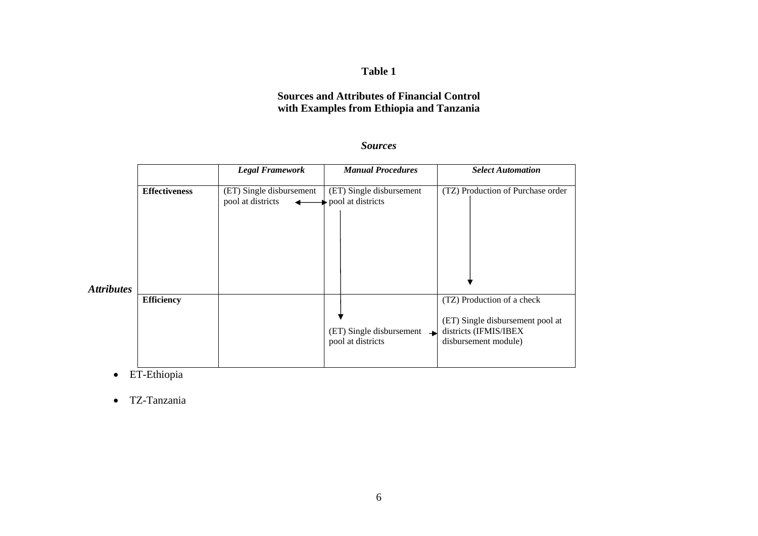**Table 1**

**Sources and Attributes of Financial Control with Examples from Ethiopia and Tanzania**

*Sources*

| *Attributes* | *Legal Framework* | *Manual Procedures* | *Select Automation* |
|---|---|---|---|
| **Effectiveness** | (ET) Single disbursement pool at districts | (ET) Single disbursement pool at districts | (TZ) Production of Purchase order |
| **Efficiency** | | (ET) Single disbursement pool at districts | (TZ) Production of a check<br><br>(ET) Single disbursement pool at districts (IFMIS/IBEX disbursement module) |

- ET-Ethiopia
- TZ-Tanzania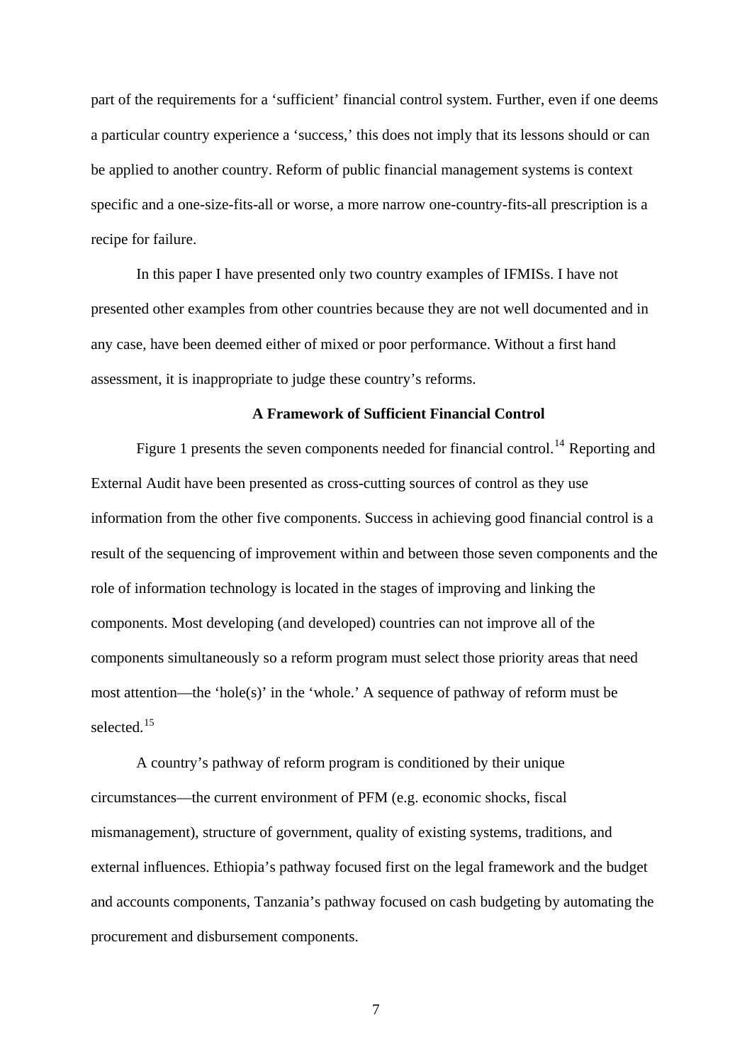part of the requirements for a 'sufficient' financial control system. Further, even if one deems a particular country experience a 'success,' this does not imply that its lessons should or can be applied to another country. Reform of public financial management systems is context specific and a one-size-fits-all or worse, a more narrow one-country-fits-all prescription is a recipe for failure.

In this paper I have presented only two country examples of IFMISs. I have not presented other examples from other countries because they are not well documented and in any case, have been deemed either of mixed or poor performance. Without a first hand assessment, it is inappropriate to judge these country's reforms.

## A Framework of Sufficient Financial Control

Figure 1 presents the seven components needed for financial control.[14] Reporting and External Audit have been presented as cross-cutting sources of control as they use information from the other five components. Success in achieving good financial control is a result of the sequencing of improvement within and between those seven components and the role of information technology is located in the stages of improving and linking the components. Most developing (and developed) countries can not improve all of the components simultaneously so a reform program must select those priority areas that need most attention—the 'hole(s)' in the 'whole.' A sequence of pathway of reform must be selected.[15]

A country's pathway of reform program is conditioned by their unique circumstances—the current environment of PFM (e.g. economic shocks, fiscal mismanagement), structure of government, quality of existing systems, traditions, and external influences. Ethiopia's pathway focused first on the legal framework and the budget and accounts components, Tanzania's pathway focused on cash budgeting by automating the procurement and disbursement components.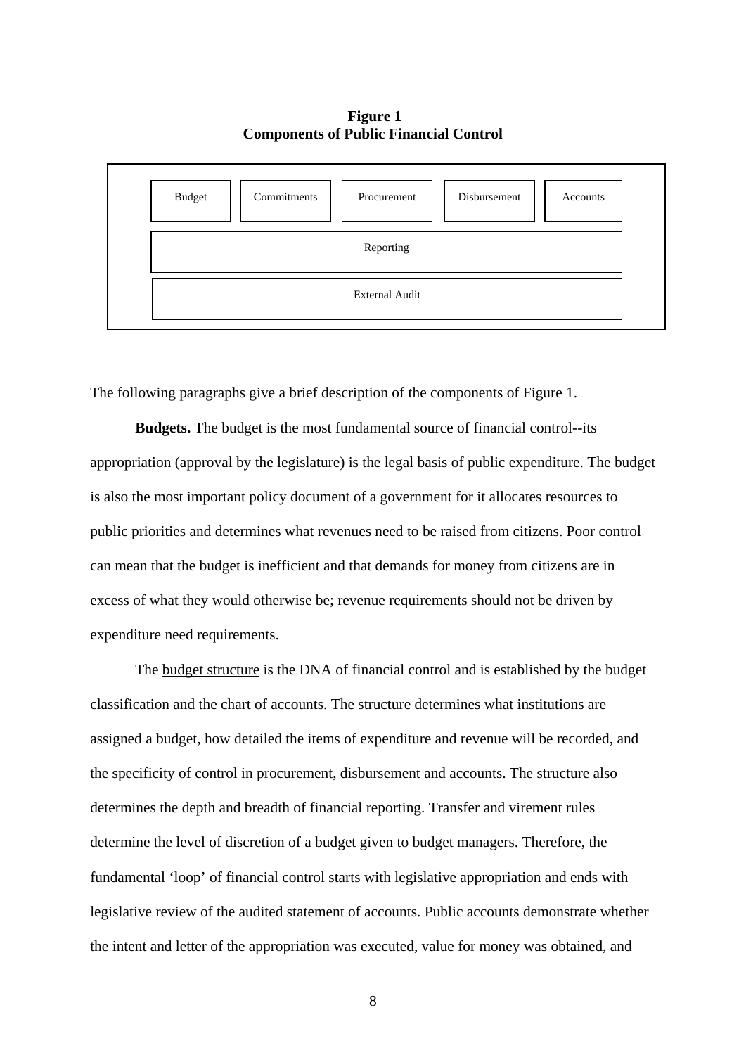**Figure 1**
**Components of Public Financial Control**

| Budget | Commitments | Procurement | Disbursement | Accounts |
|---|---|---|---|---|
| Reporting | | | | |
| External Audit | | | | |

The following paragraphs give a brief description of the components of Figure 1.

**Budgets.** The budget is the most fundamental source of financial control--its appropriation (approval by the legislature) is the legal basis of public expenditure. The budget is also the most important policy document of a government for it allocates resources to public priorities and determines what revenues need to be raised from citizens. Poor control can mean that the budget is inefficient and that demands for money from citizens are in excess of what they would otherwise be; revenue requirements should not be driven by expenditure need requirements.

The budget structure is the DNA of financial control and is established by the budget classification and the chart of accounts. The structure determines what institutions are assigned a budget, how detailed the items of expenditure and revenue will be recorded, and the specificity of control in procurement, disbursement and accounts. The structure also determines the depth and breadth of financial reporting. Transfer and virement rules determine the level of discretion of a budget given to budget managers. Therefore, the fundamental 'loop' of financial control starts with legislative appropriation and ends with legislative review of the audited statement of accounts. Public accounts demonstrate whether the intent and letter of the appropriation was executed, value for money was obtained, and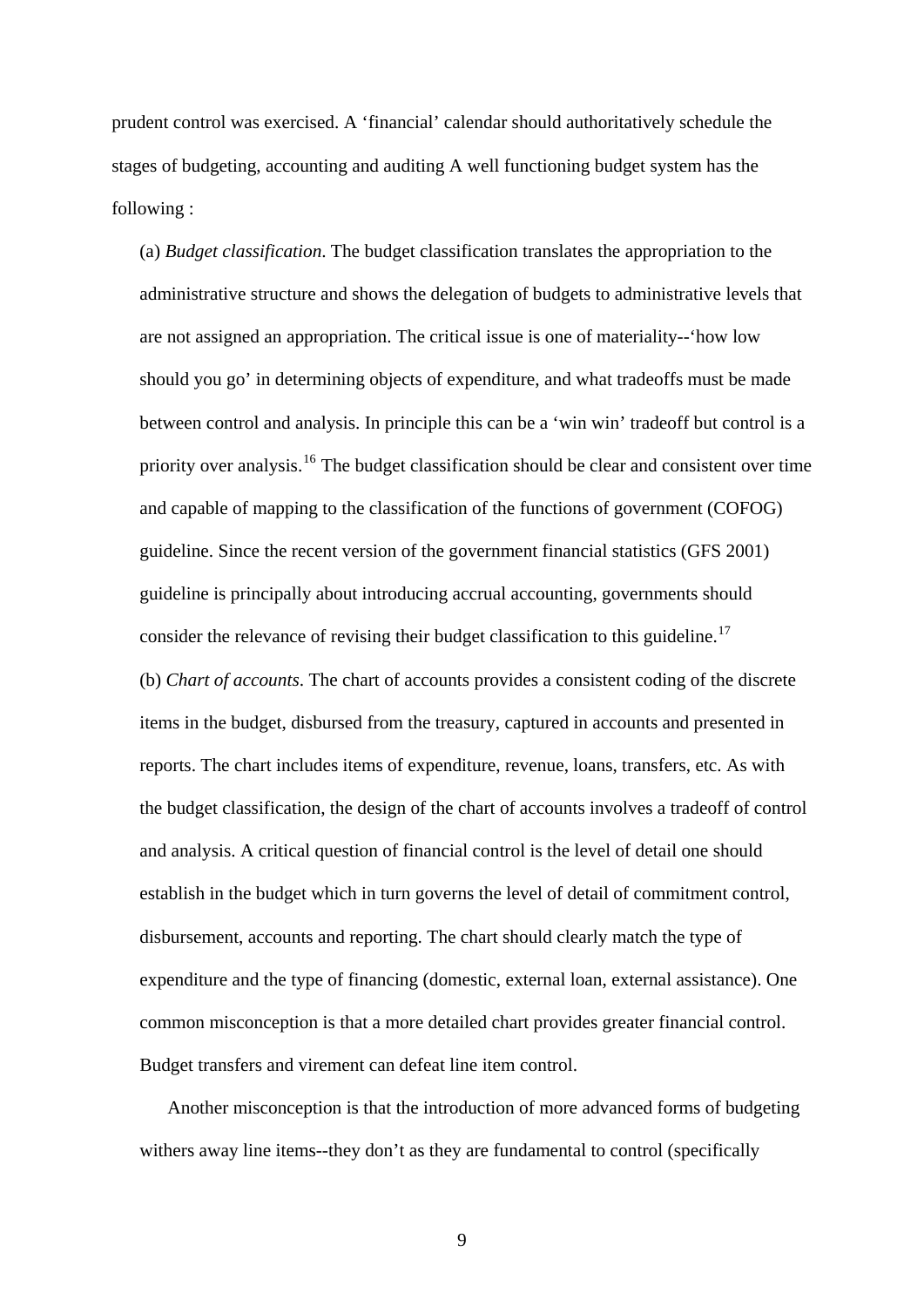prudent control was exercised. A 'financial' calendar should authoritatively schedule the stages of budgeting, accounting and auditing A well functioning budget system has the following :

(a) *Budget classification*. The budget classification translates the appropriation to the administrative structure and shows the delegation of budgets to administrative levels that are not assigned an appropriation. The critical issue is one of materiality--'how low should you go' in determining objects of expenditure, and what tradeoffs must be made between control and analysis. In principle this can be a 'win win' tradeoff but control is a priority over analysis.[16] The budget classification should be clear and consistent over time and capable of mapping to the classification of the functions of government (COFOG) guideline. Since the recent version of the government financial statistics (GFS 2001) guideline is principally about introducing accrual accounting, governments should consider the relevance of revising their budget classification to this guideline.[17]

(b) *Chart of accounts*. The chart of accounts provides a consistent coding of the discrete items in the budget, disbursed from the treasury, captured in accounts and presented in reports. The chart includes items of expenditure, revenue, loans, transfers, etc. As with the budget classification, the design of the chart of accounts involves a tradeoff of control and analysis. A critical question of financial control is the level of detail one should establish in the budget which in turn governs the level of detail of commitment control, disbursement, accounts and reporting. The chart should clearly match the type of expenditure and the type of financing (domestic, external loan, external assistance). One common misconception is that a more detailed chart provides greater financial control. Budget transfers and virement can defeat line item control.

Another misconception is that the introduction of more advanced forms of budgeting withers away line items--they don't as they are fundamental to control (specifically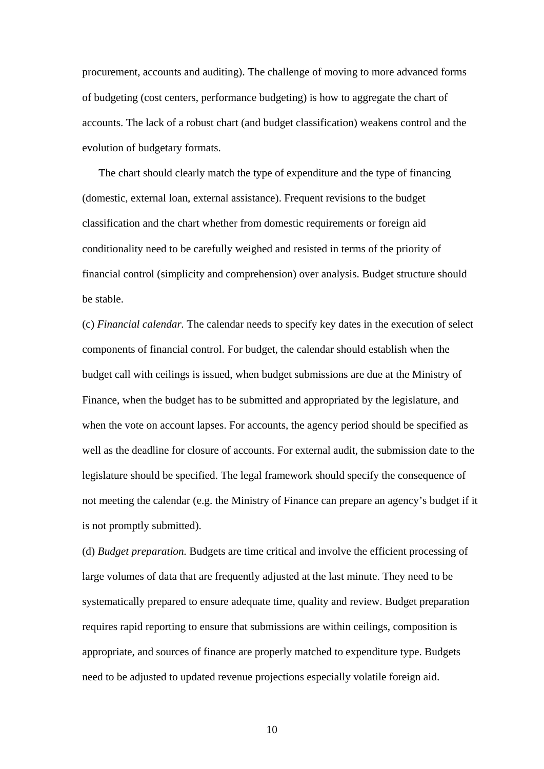procurement, accounts and auditing). The challenge of moving to more advanced forms of budgeting (cost centers, performance budgeting) is how to aggregate the chart of accounts. The lack of a robust chart (and budget classification) weakens control and the evolution of budgetary formats.

The chart should clearly match the type of expenditure and the type of financing (domestic, external loan, external assistance). Frequent revisions to the budget classification and the chart whether from domestic requirements or foreign aid conditionality need to be carefully weighed and resisted in terms of the priority of financial control (simplicity and comprehension) over analysis. Budget structure should be stable.

(c) *Financial calendar.* The calendar needs to specify key dates in the execution of select components of financial control. For budget, the calendar should establish when the budget call with ceilings is issued, when budget submissions are due at the Ministry of Finance, when the budget has to be submitted and appropriated by the legislature, and when the vote on account lapses. For accounts, the agency period should be specified as well as the deadline for closure of accounts. For external audit, the submission date to the legislature should be specified. The legal framework should specify the consequence of not meeting the calendar (e.g. the Ministry of Finance can prepare an agency's budget if it is not promptly submitted).

(d) *Budget preparation.* Budgets are time critical and involve the efficient processing of large volumes of data that are frequently adjusted at the last minute. They need to be systematically prepared to ensure adequate time, quality and review. Budget preparation requires rapid reporting to ensure that submissions are within ceilings, composition is appropriate, and sources of finance are properly matched to expenditure type. Budgets need to be adjusted to updated revenue projections especially volatile foreign aid.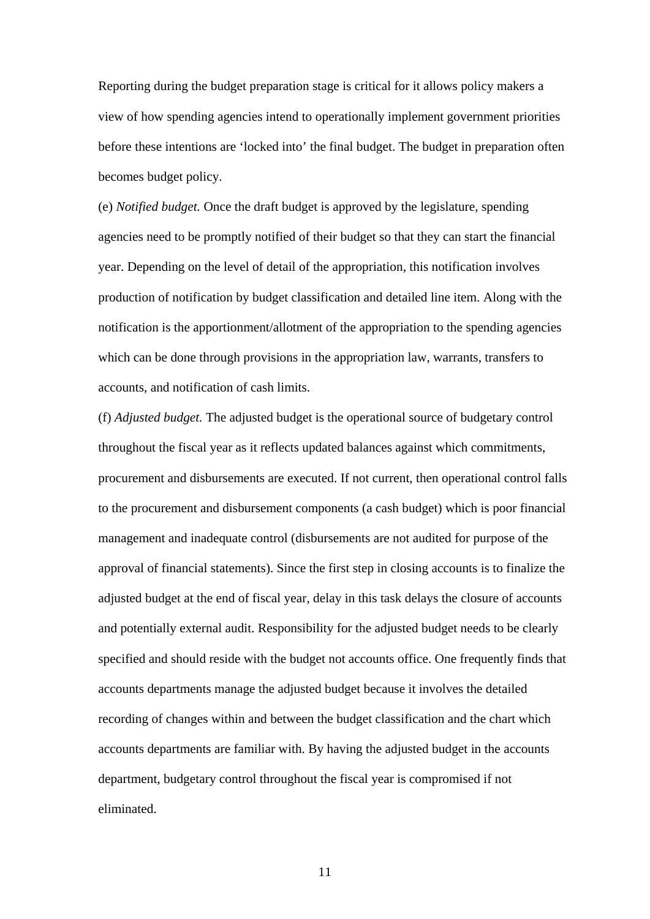Reporting during the budget preparation stage is critical for it allows policy makers a view of how spending agencies intend to operationally implement government priorities before these intentions are 'locked into' the final budget. The budget in preparation often becomes budget policy.

(e) *Notified budget.* Once the draft budget is approved by the legislature, spending agencies need to be promptly notified of their budget so that they can start the financial year. Depending on the level of detail of the appropriation, this notification involves production of notification by budget classification and detailed line item. Along with the notification is the apportionment/allotment of the appropriation to the spending agencies which can be done through provisions in the appropriation law, warrants, transfers to accounts, and notification of cash limits.

(f) *Adjusted budget.* The adjusted budget is the operational source of budgetary control throughout the fiscal year as it reflects updated balances against which commitments, procurement and disbursements are executed. If not current, then operational control falls to the procurement and disbursement components (a cash budget) which is poor financial management and inadequate control (disbursements are not audited for purpose of the approval of financial statements). Since the first step in closing accounts is to finalize the adjusted budget at the end of fiscal year, delay in this task delays the closure of accounts and potentially external audit. Responsibility for the adjusted budget needs to be clearly specified and should reside with the budget not accounts office. One frequently finds that accounts departments manage the adjusted budget because it involves the detailed recording of changes within and between the budget classification and the chart which accounts departments are familiar with. By having the adjusted budget in the accounts department, budgetary control throughout the fiscal year is compromised if not eliminated.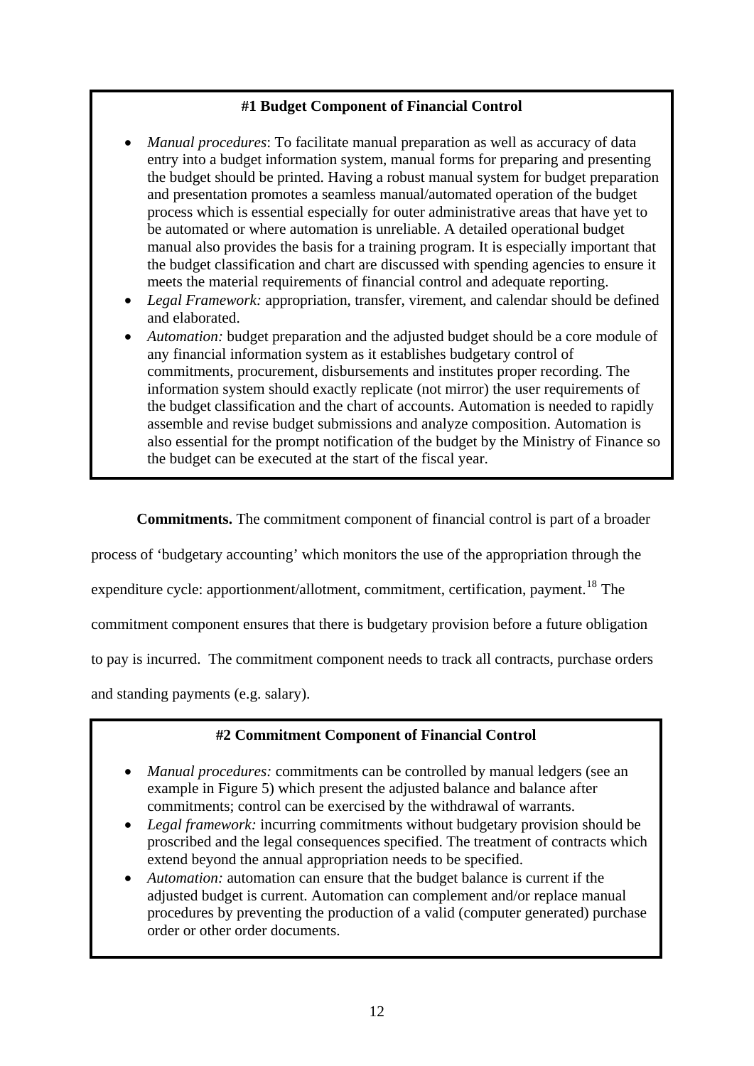**#1 Budget Component of Financial Control**

- *Manual procedures*: To facilitate manual preparation as well as accuracy of data entry into a budget information system, manual forms for preparing and presenting the budget should be printed. Having a robust manual system for budget preparation and presentation promotes a seamless manual/automated operation of the budget process which is essential especially for outer administrative areas that have yet to be automated or where automation is unreliable. A detailed operational budget manual also provides the basis for a training program. It is especially important that the budget classification and chart are discussed with spending agencies to ensure it meets the material requirements of financial control and adequate reporting.
- *Legal Framework:* appropriation, transfer, virement, and calendar should be defined and elaborated.
- *Automation:* budget preparation and the adjusted budget should be a core module of any financial information system as it establishes budgetary control of commitments, procurement, disbursements and institutes proper recording. The information system should exactly replicate (not mirror) the user requirements of the budget classification and the chart of accounts. Automation is needed to rapidly assemble and revise budget submissions and analyze composition. Automation is also essential for the prompt notification of the budget by the Ministry of Finance so the budget can be executed at the start of the fiscal year.

**Commitments.** The commitment component of financial control is part of a broader process of 'budgetary accounting' which monitors the use of the appropriation through the expenditure cycle: apportionment/allotment, commitment, certification, payment.[18] The commitment component ensures that there is budgetary provision before a future obligation to pay is incurred. The commitment component needs to track all contracts, purchase orders and standing payments (e.g. salary).

**#2 Commitment Component of Financial Control**

- *Manual procedures:* commitments can be controlled by manual ledgers (see an example in Figure 5) which present the adjusted balance and balance after commitments; control can be exercised by the withdrawal of warrants.
- *Legal framework:* incurring commitments without budgetary provision should be proscribed and the legal consequences specified. The treatment of contracts which extend beyond the annual appropriation needs to be specified.
- *Automation:* automation can ensure that the budget balance is current if the adjusted budget is current. Automation can complement and/or replace manual procedures by preventing the production of a valid (computer generated) purchase order or other order documents.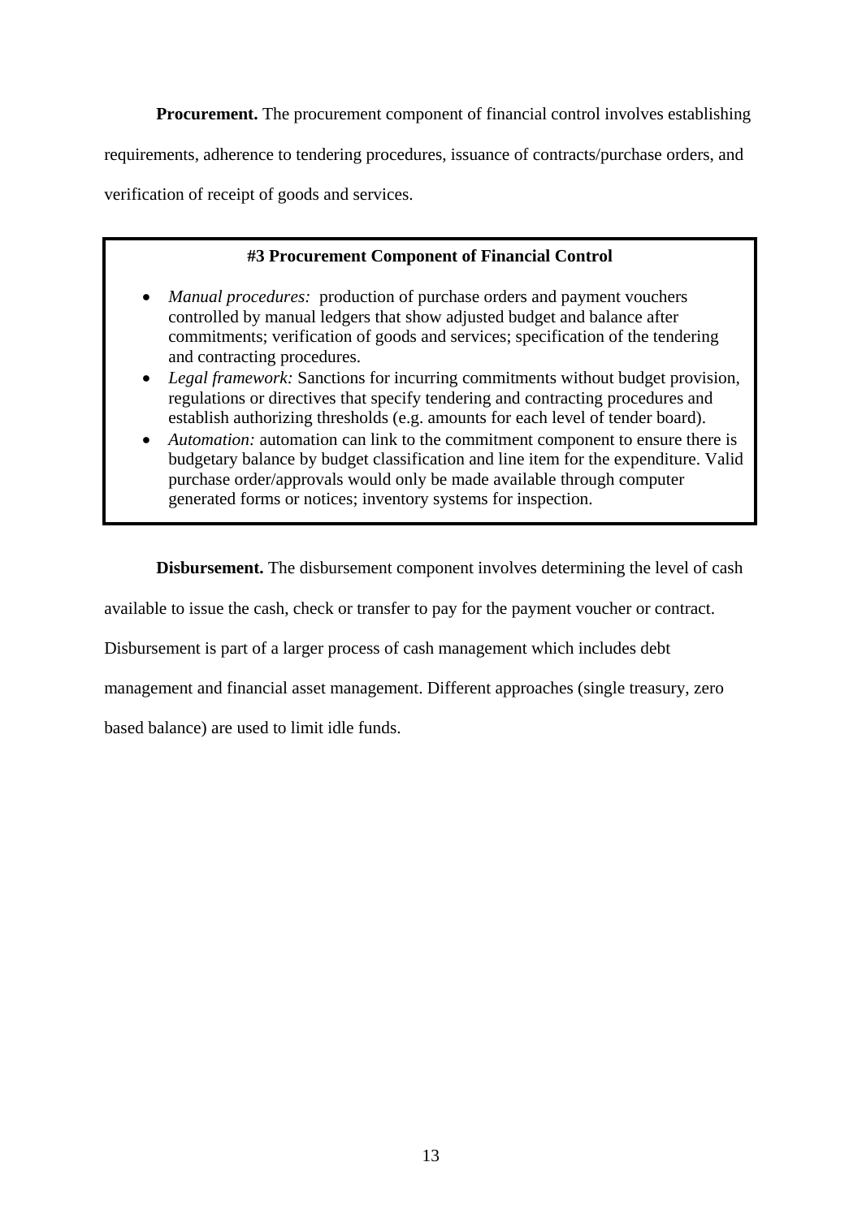**Procurement.** The procurement component of financial control involves establishing requirements, adherence to tendering procedures, issuance of contracts/purchase orders, and verification of receipt of goods and services.

> **#3 Procurement Component of Financial Control**
>
> - *Manual procedures:* production of purchase orders and payment vouchers controlled by manual ledgers that show adjusted budget and balance after commitments; verification of goods and services; specification of the tendering and contracting procedures.
> - *Legal framework:* Sanctions for incurring commitments without budget provision, regulations or directives that specify tendering and contracting procedures and establish authorizing thresholds (e.g. amounts for each level of tender board).
> - *Automation:* automation can link to the commitment component to ensure there is budgetary balance by budget classification and line item for the expenditure. Valid purchase order/approvals would only be made available through computer generated forms or notices; inventory systems for inspection.

**Disbursement.** The disbursement component involves determining the level of cash available to issue the cash, check or transfer to pay for the payment voucher or contract. Disbursement is part of a larger process of cash management which includes debt management and financial asset management. Different approaches (single treasury, zero based balance) are used to limit idle funds.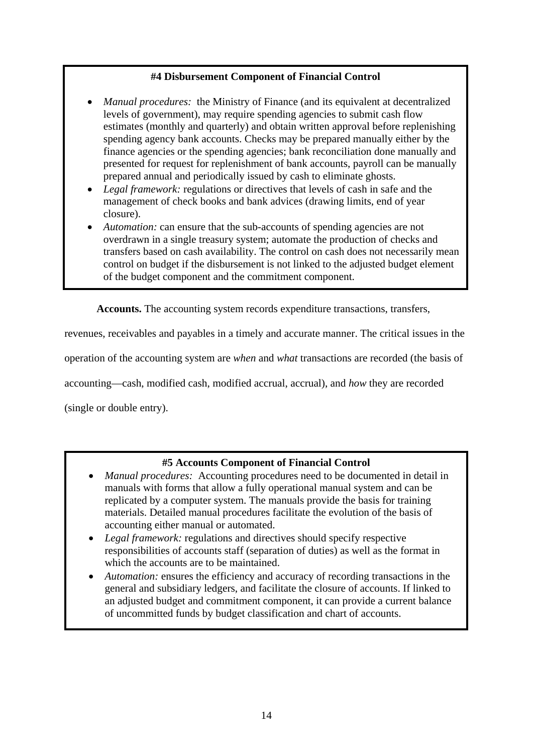**#4 Disbursement Component of Financial Control**

- *Manual procedures:* the Ministry of Finance (and its equivalent at decentralized levels of government), may require spending agencies to submit cash flow estimates (monthly and quarterly) and obtain written approval before replenishing spending agency bank accounts. Checks may be prepared manually either by the finance agencies or the spending agencies; bank reconciliation done manually and presented for request for replenishment of bank accounts, payroll can be manually prepared annual and periodically issued by cash to eliminate ghosts.
- *Legal framework:* regulations or directives that levels of cash in safe and the management of check books and bank advices (drawing limits, end of year closure).
- *Automation:* can ensure that the sub-accounts of spending agencies are not overdrawn in a single treasury system; automate the production of checks and transfers based on cash availability. The control on cash does not necessarily mean control on budget if the disbursement is not linked to the adjusted budget element of the budget component and the commitment component.

**Accounts.** The accounting system records expenditure transactions, transfers, revenues, receivables and payables in a timely and accurate manner. The critical issues in the operation of the accounting system are *when* and *what* transactions are recorded (the basis of accounting—cash, modified cash, modified accrual, accrual), and *how* they are recorded (single or double entry).

**#5 Accounts Component of Financial Control**

- *Manual procedures:* Accounting procedures need to be documented in detail in manuals with forms that allow a fully operational manual system and can be replicated by a computer system. The manuals provide the basis for training materials. Detailed manual procedures facilitate the evolution of the basis of accounting either manual or automated.
- *Legal framework:* regulations and directives should specify respective responsibilities of accounts staff (separation of duties) as well as the format in which the accounts are to be maintained.
- *Automation:* ensures the efficiency and accuracy of recording transactions in the general and subsidiary ledgers, and facilitate the closure of accounts. If linked to an adjusted budget and commitment component, it can provide a current balance of uncommitted funds by budget classification and chart of accounts.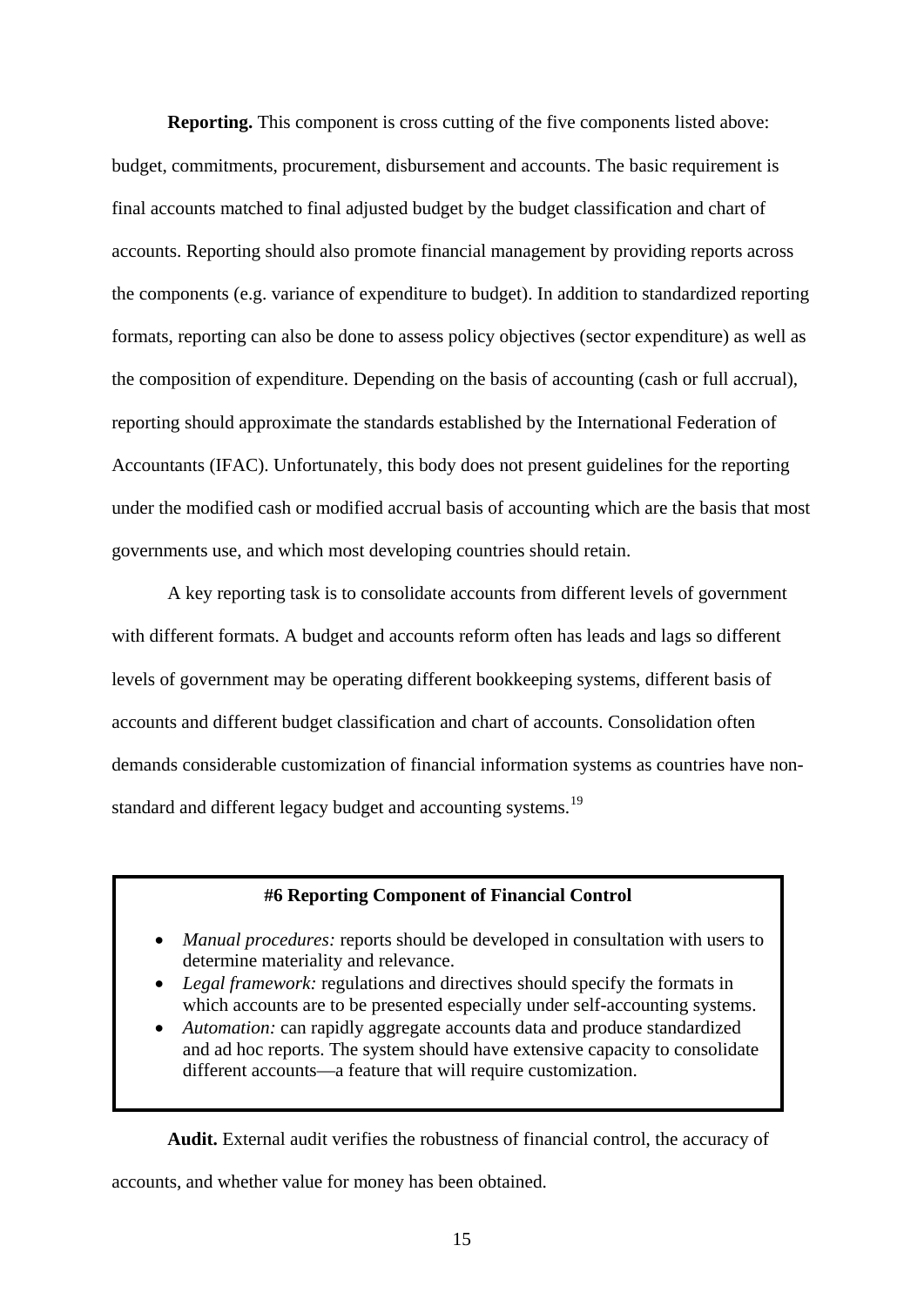**Reporting.** This component is cross cutting of the five components listed above: budget, commitments, procurement, disbursement and accounts. The basic requirement is final accounts matched to final adjusted budget by the budget classification and chart of accounts. Reporting should also promote financial management by providing reports across the components (e.g. variance of expenditure to budget). In addition to standardized reporting formats, reporting can also be done to assess policy objectives (sector expenditure) as well as the composition of expenditure. Depending on the basis of accounting (cash or full accrual), reporting should approximate the standards established by the International Federation of Accountants (IFAC). Unfortunately, this body does not present guidelines for the reporting under the modified cash or modified accrual basis of accounting which are the basis that most governments use, and which most developing countries should retain.

A key reporting task is to consolidate accounts from different levels of government with different formats. A budget and accounts reform often has leads and lags so different levels of government may be operating different bookkeeping systems, different basis of accounts and different budget classification and chart of accounts. Consolidation often demands considerable customization of financial information systems as countries have non-standard and different legacy budget and accounting systems.[19]

**#6 Reporting Component of Financial Control**

- *Manual procedures:* reports should be developed in consultation with users to determine materiality and relevance.
- *Legal framework:* regulations and directives should specify the formats in which accounts are to be presented especially under self-accounting systems.
- *Automation:* can rapidly aggregate accounts data and produce standardized and ad hoc reports. The system should have extensive capacity to consolidate different accounts—a feature that will require customization.

**Audit.** External audit verifies the robustness of financial control, the accuracy of accounts, and whether value for money has been obtained.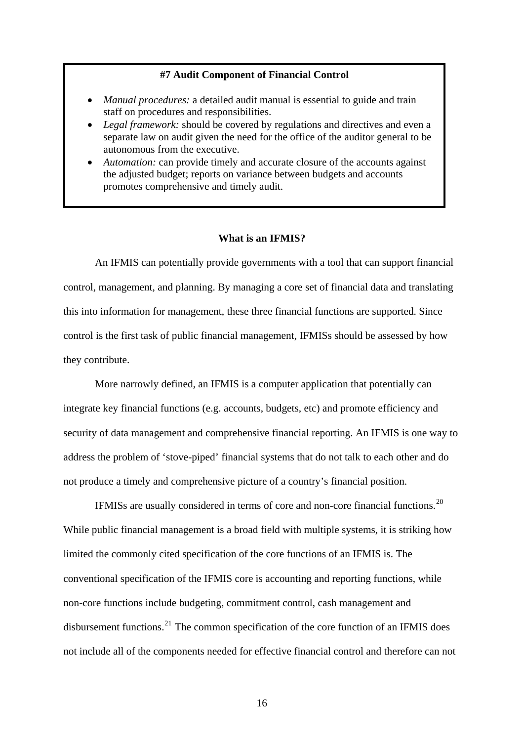**#7 Audit Component of Financial Control**

- *Manual procedures:* a detailed audit manual is essential to guide and train staff on procedures and responsibilities.
- *Legal framework:* should be covered by regulations and directives and even a separate law on audit given the need for the office of the auditor general to be autonomous from the executive.
- *Automation:* can provide timely and accurate closure of the accounts against the adjusted budget; reports on variance between budgets and accounts promotes comprehensive and timely audit.

## What is an IFMIS?

An IFMIS can potentially provide governments with a tool that can support financial control, management, and planning. By managing a core set of financial data and translating this into information for management, these three financial functions are supported. Since control is the first task of public financial management, IFMISs should be assessed by how they contribute.

More narrowly defined, an IFMIS is a computer application that potentially can integrate key financial functions (e.g. accounts, budgets, etc) and promote efficiency and security of data management and comprehensive financial reporting. An IFMIS is one way to address the problem of 'stove-piped' financial systems that do not talk to each other and do not produce a timely and comprehensive picture of a country's financial position.

IFMISs are usually considered in terms of core and non-core financial functions.[20] While public financial management is a broad field with multiple systems, it is striking how limited the commonly cited specification of the core functions of an IFMIS is. The conventional specification of the IFMIS core is accounting and reporting functions, while non-core functions include budgeting, commitment control, cash management and disbursement functions.[21] The common specification of the core function of an IFMIS does not include all of the components needed for effective financial control and therefore can not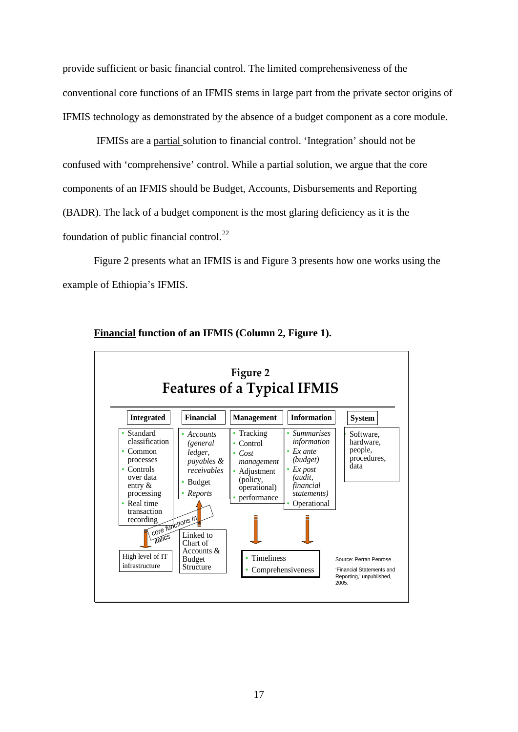provide sufficient or basic financial control. The limited comprehensiveness of the conventional core functions of an IFMIS stems in large part from the private sector origins of IFMIS technology as demonstrated by the absence of a budget component as a core module.

IFMISs are a partial solution to financial control. 'Integration' should not be confused with 'comprehensive' control. While a partial solution, we argue that the core components of an IFMIS should be Budget, Accounts, Disbursements and Reporting (BADR). The lack of a budget component is the most glaring deficiency as it is the foundation of public financial control.[22]

Figure 2 presents what an IFMIS is and Figure 3 presents how one works using the example of Ethiopia's IFMIS.

**Financial function of an IFMIS (Column 2, Figure 1).**

**Figure 2**
**Features of a Typical IFMIS**

| Integrated | Financial | Management | Information | System |
|---|---|---|---|---|
| • Standard classification<br>• Common processes<br>• Controls over data entry & processing<br>• Real time transaction recording | • *Accounts (general ledger, payables & receivables*<br>• Budget<br>• *Reports* | • Tracking<br>• Control<br>• *Cost management*<br>• Adjustment (policy, operational)<br>• performance | • *Summarises information*<br>• *Ex ante (budget)*<br>• *Ex post (audit, financial statements)*<br>• Operational | • Software, hardware, people, procedures, data |
| High level of IT infrastructure | Linked to Chart of Accounts & Budget Structure | • Timeliness<br>• Comprehensiveness | | |

core functions in italics

Source: Perran Penrose 'Financial Statements and Reporting,' unpublished, 2005.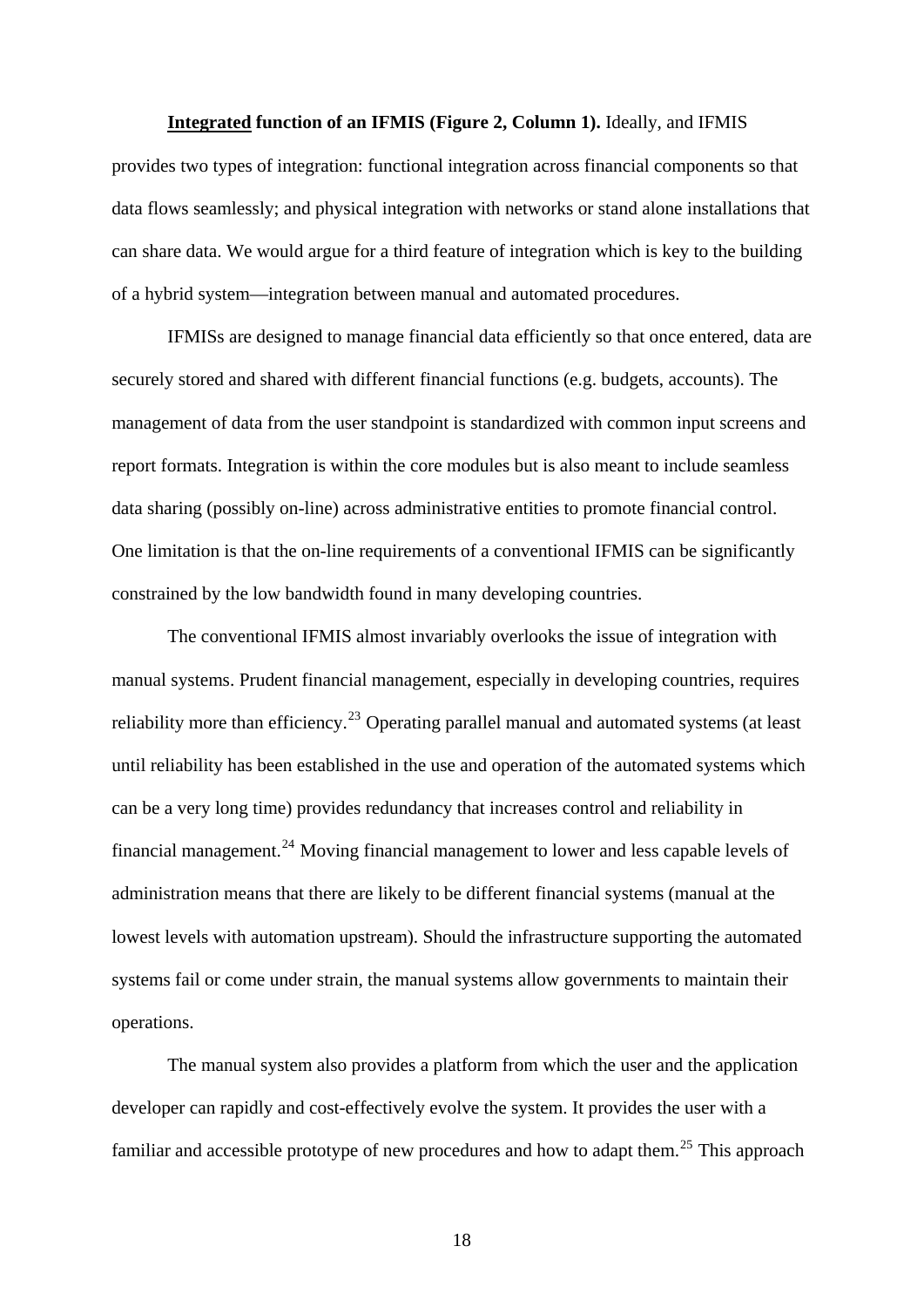**<u>Integrated</u> function of an IFMIS (Figure 2, Column 1).** Ideally, and IFMIS provides two types of integration: functional integration across financial components so that data flows seamlessly; and physical integration with networks or stand alone installations that can share data. We would argue for a third feature of integration which is key to the building of a hybrid system—integration between manual and automated procedures.

IFMISs are designed to manage financial data efficiently so that once entered, data are securely stored and shared with different financial functions (e.g. budgets, accounts). The management of data from the user standpoint is standardized with common input screens and report formats. Integration is within the core modules but is also meant to include seamless data sharing (possibly on-line) across administrative entities to promote financial control. One limitation is that the on-line requirements of a conventional IFMIS can be significantly constrained by the low bandwidth found in many developing countries.

The conventional IFMIS almost invariably overlooks the issue of integration with manual systems. Prudent financial management, especially in developing countries, requires reliability more than efficiency.[23] Operating parallel manual and automated systems (at least until reliability has been established in the use and operation of the automated systems which can be a very long time) provides redundancy that increases control and reliability in financial management.[24] Moving financial management to lower and less capable levels of administration means that there are likely to be different financial systems (manual at the lowest levels with automation upstream). Should the infrastructure supporting the automated systems fail or come under strain, the manual systems allow governments to maintain their operations.

The manual system also provides a platform from which the user and the application developer can rapidly and cost-effectively evolve the system. It provides the user with a familiar and accessible prototype of new procedures and how to adapt them.[25] This approach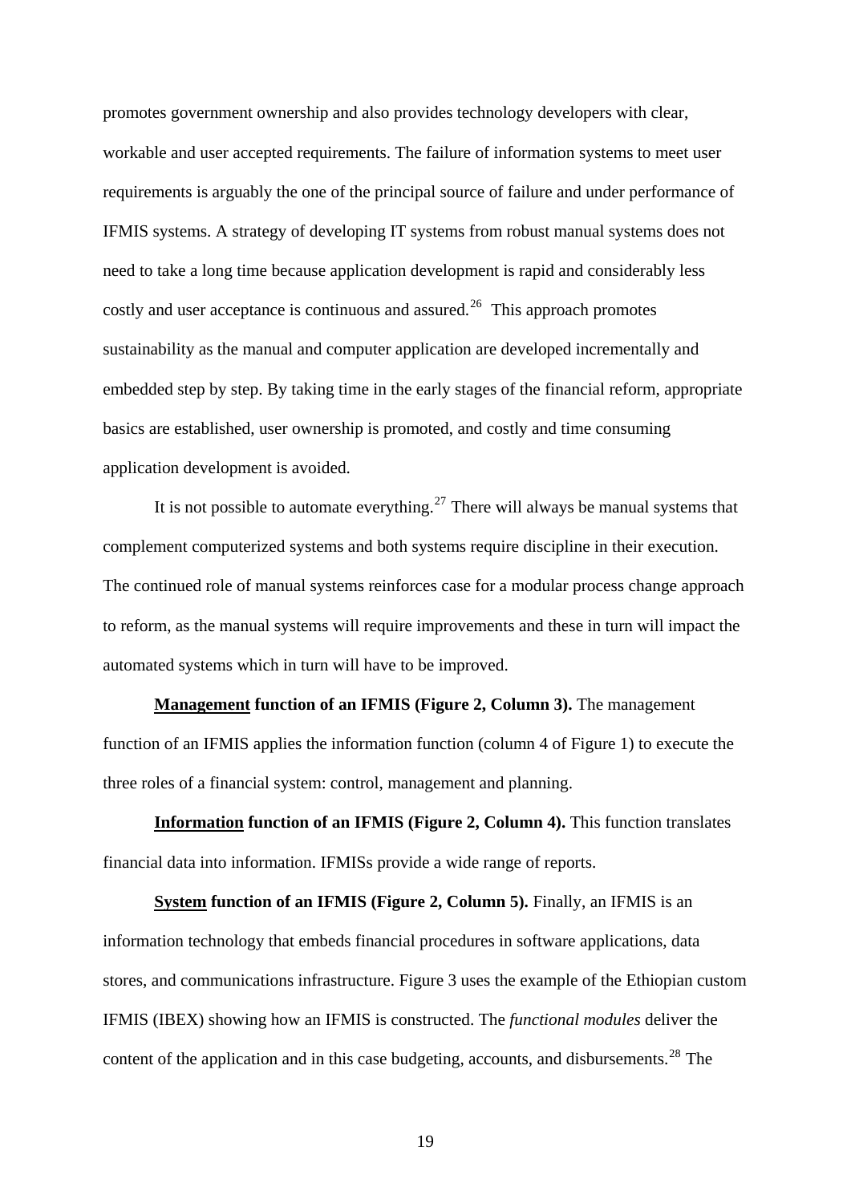promotes government ownership and also provides technology developers with clear, workable and user accepted requirements. The failure of information systems to meet user requirements is arguably the one of the principal source of failure and under performance of IFMIS systems. A strategy of developing IT systems from robust manual systems does not need to take a long time because application development is rapid and considerably less costly and user acceptance is continuous and assured.[26] This approach promotes sustainability as the manual and computer application are developed incrementally and embedded step by step. By taking time in the early stages of the financial reform, appropriate basics are established, user ownership is promoted, and costly and time consuming application development is avoided.

It is not possible to automate everything.[27] There will always be manual systems that complement computerized systems and both systems require discipline in their execution. The continued role of manual systems reinforces case for a modular process change approach to reform, as the manual systems will require improvements and these in turn will impact the automated systems which in turn will have to be improved.

**<u>Management</u> function of an IFMIS (Figure 2, Column 3).** The management function of an IFMIS applies the information function (column 4 of Figure 1) to execute the three roles of a financial system: control, management and planning.

**<u>Information</u> function of an IFMIS (Figure 2, Column 4).** This function translates financial data into information. IFMISs provide a wide range of reports.

**<u>System</u> function of an IFMIS (Figure 2, Column 5).** Finally, an IFMIS is an information technology that embeds financial procedures in software applications, data stores, and communications infrastructure. Figure 3 uses the example of the Ethiopian custom IFMIS (IBEX) showing how an IFMIS is constructed. The *functional modules* deliver the content of the application and in this case budgeting, accounts, and disbursements.[28] The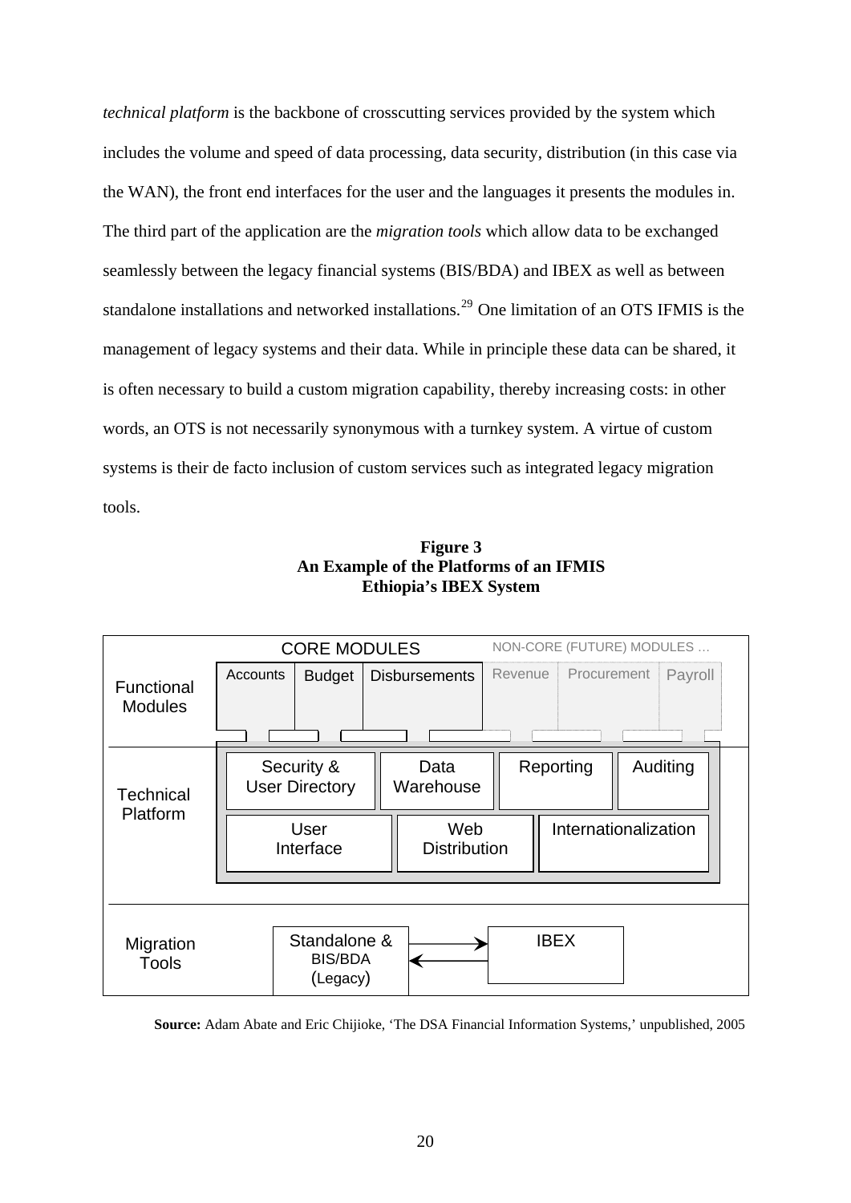*technical platform* is the backbone of crosscutting services provided by the system which includes the volume and speed of data processing, data security, distribution (in this case via the WAN), the front end interfaces for the user and the languages it presents the modules in. The third part of the application are the *migration tools* which allow data to be exchanged seamlessly between the legacy financial systems (BIS/BDA) and IBEX as well as between standalone installations and networked installations.[29] One limitation of an OTS IFMIS is the management of legacy systems and their data. While in principle these data can be shared, it is often necessary to build a custom migration capability, thereby increasing costs: in other words, an OTS is not necessarily synonymous with a turnkey system. A virtue of custom systems is their de facto inclusion of custom services such as integrated legacy migration tools.

**Figure 3**
**An Example of the Platforms of an IFMIS**
**Ethiopia's IBEX System**

| | CORE MODULES | | | NON-CORE (FUTURE) MODULES … | | |
|---|---|---|---|---|---|---|
| Functional Modules | Accounts | Budget | Disbursements | Revenue | Procurement | Payroll |
| Technical Platform | Security & User Directory | Data Warehouse | Reporting | Auditing | | |
| | User Interface | Web Distribution | Internationalization | | | |
| Migration Tools | Standalone & BIS/BDA (Legacy) | ⇄ | IBEX | | | |

**Source:** Adam Abate and Eric Chijioke, 'The DSA Financial Information Systems,' unpublished, 2005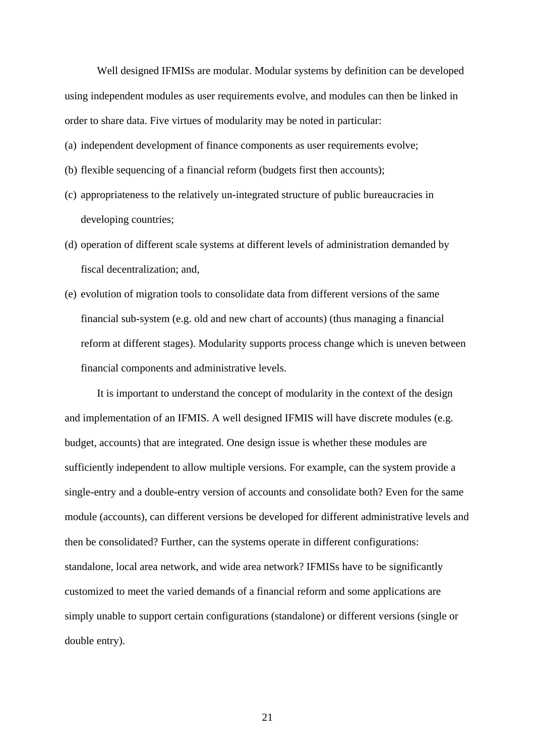Well designed IFMISs are modular. Modular systems by definition can be developed using independent modules as user requirements evolve, and modules can then be linked in order to share data. Five virtues of modularity may be noted in particular:

(a) independent development of finance components as user requirements evolve;

(b) flexible sequencing of a financial reform (budgets first then accounts);

(c) appropriateness to the relatively un-integrated structure of public bureaucracies in developing countries;

(d) operation of different scale systems at different levels of administration demanded by fiscal decentralization; and,

(e) evolution of migration tools to consolidate data from different versions of the same financial sub-system (e.g. old and new chart of accounts) (thus managing a financial reform at different stages). Modularity supports process change which is uneven between financial components and administrative levels.

It is important to understand the concept of modularity in the context of the design and implementation of an IFMIS. A well designed IFMIS will have discrete modules (e.g. budget, accounts) that are integrated. One design issue is whether these modules are sufficiently independent to allow multiple versions. For example, can the system provide a single-entry and a double-entry version of accounts and consolidate both? Even for the same module (accounts), can different versions be developed for different administrative levels and then be consolidated? Further, can the systems operate in different configurations: standalone, local area network, and wide area network? IFMISs have to be significantly customized to meet the varied demands of a financial reform and some applications are simply unable to support certain configurations (standalone) or different versions (single or double entry).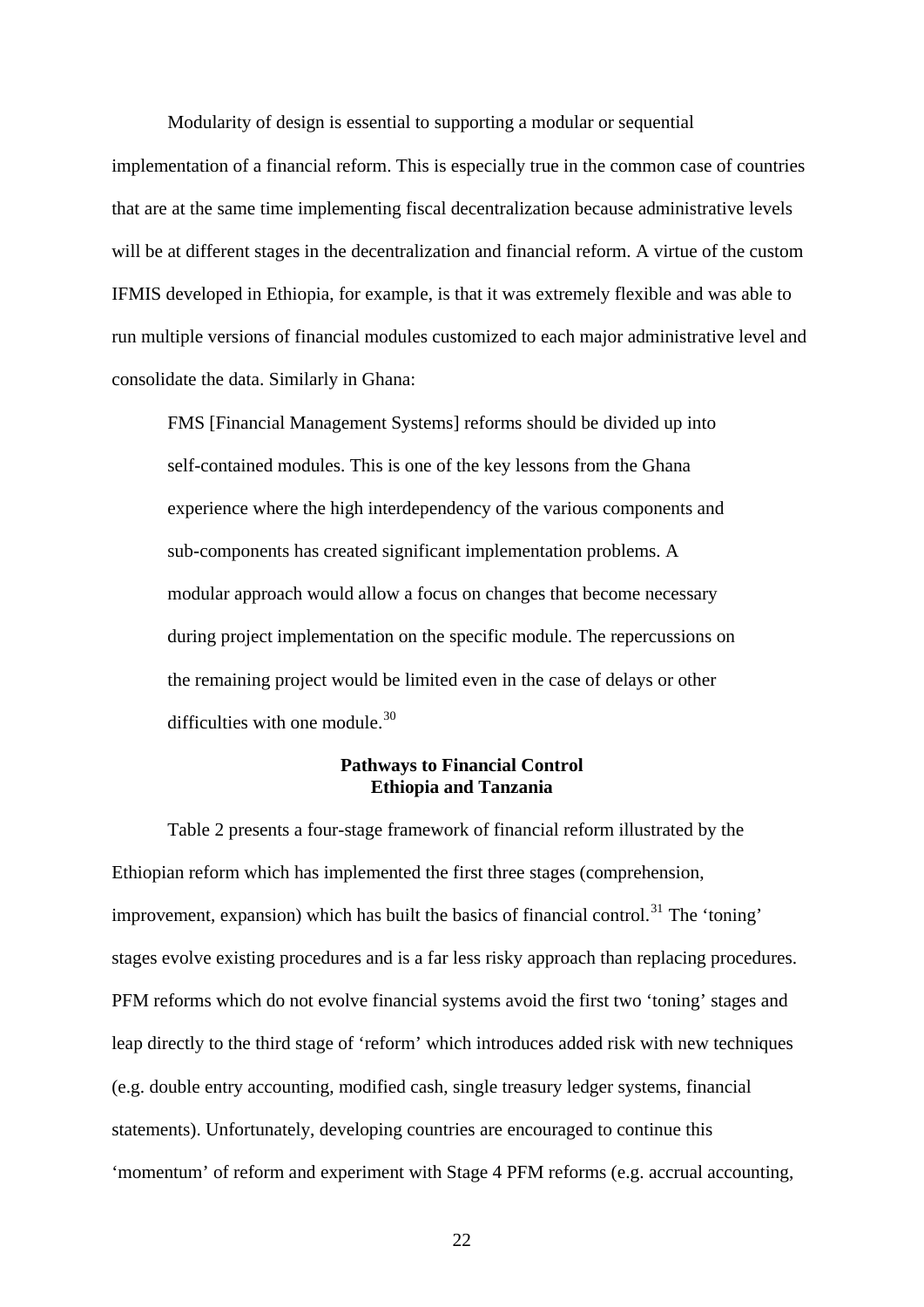Modularity of design is essential to supporting a modular or sequential implementation of a financial reform. This is especially true in the common case of countries that are at the same time implementing fiscal decentralization because administrative levels will be at different stages in the decentralization and financial reform. A virtue of the custom IFMIS developed in Ethiopia, for example, is that it was extremely flexible and was able to run multiple versions of financial modules customized to each major administrative level and consolidate the data. Similarly in Ghana:

> FMS [Financial Management Systems] reforms should be divided up into self-contained modules. This is one of the key lessons from the Ghana experience where the high interdependency of the various components and sub-components has created significant implementation problems. A modular approach would allow a focus on changes that become necessary during project implementation on the specific module. The repercussions on the remaining project would be limited even in the case of delays or other difficulties with one module.[30]

## Pathways to Financial Control
## Ethiopia and Tanzania

Table 2 presents a four-stage framework of financial reform illustrated by the Ethiopian reform which has implemented the first three stages (comprehension, improvement, expansion) which has built the basics of financial control.[31] The 'toning' stages evolve existing procedures and is a far less risky approach than replacing procedures. PFM reforms which do not evolve financial systems avoid the first two 'toning' stages and leap directly to the third stage of 'reform' which introduces added risk with new techniques (e.g. double entry accounting, modified cash, single treasury ledger systems, financial statements). Unfortunately, developing countries are encouraged to continue this 'momentum' of reform and experiment with Stage 4 PFM reforms (e.g. accrual accounting,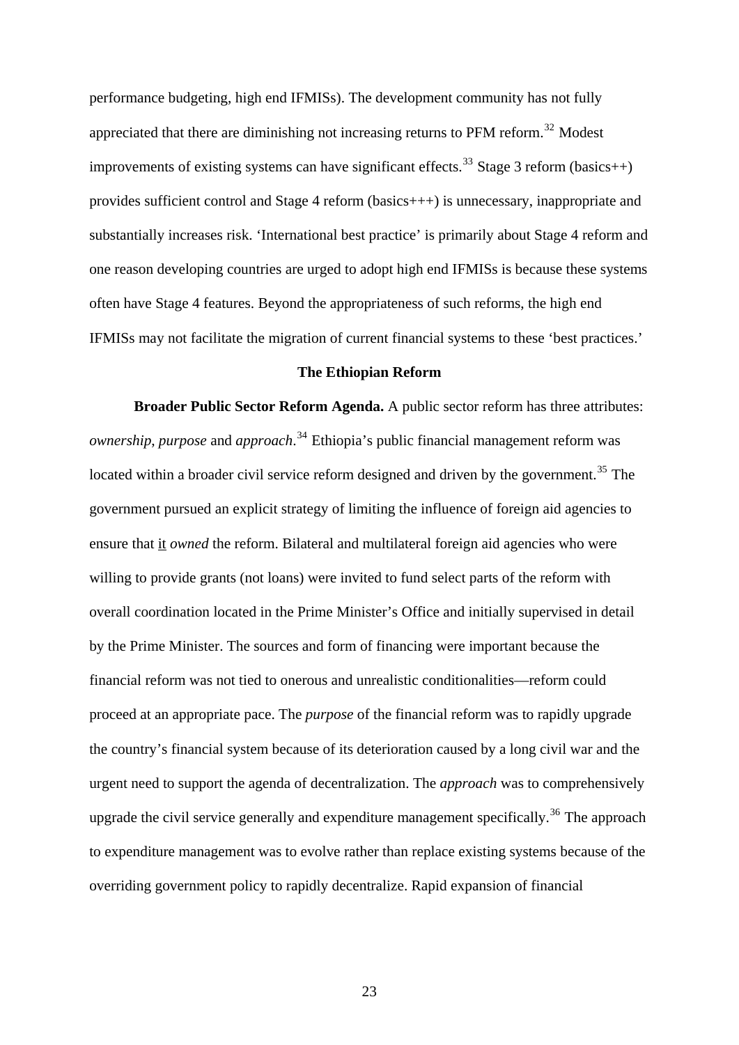performance budgeting, high end IFMISs). The development community has not fully appreciated that there are diminishing not increasing returns to PFM reform.[32] Modest improvements of existing systems can have significant effects.[33] Stage 3 reform (basics++) provides sufficient control and Stage 4 reform (basics+++) is unnecessary, inappropriate and substantially increases risk. 'International best practice' is primarily about Stage 4 reform and one reason developing countries are urged to adopt high end IFMISs is because these systems often have Stage 4 features. Beyond the appropriateness of such reforms, the high end IFMISs may not facilitate the migration of current financial systems to these 'best practices.'

## The Ethiopian Reform

**Broader Public Sector Reform Agenda.** A public sector reform has three attributes: *ownership*, *purpose* and *approach*.[34] Ethiopia's public financial management reform was located within a broader civil service reform designed and driven by the government.[35] The government pursued an explicit strategy of limiting the influence of foreign aid agencies to ensure that <u>it</u> *owned* the reform. Bilateral and multilateral foreign aid agencies who were willing to provide grants (not loans) were invited to fund select parts of the reform with overall coordination located in the Prime Minister's Office and initially supervised in detail by the Prime Minister. The sources and form of financing were important because the financial reform was not tied to onerous and unrealistic conditionalities—reform could proceed at an appropriate pace. The *purpose* of the financial reform was to rapidly upgrade the country's financial system because of its deterioration caused by a long civil war and the urgent need to support the agenda of decentralization. The *approach* was to comprehensively upgrade the civil service generally and expenditure management specifically.[36] The approach to expenditure management was to evolve rather than replace existing systems because of the overriding government policy to rapidly decentralize. Rapid expansion of financial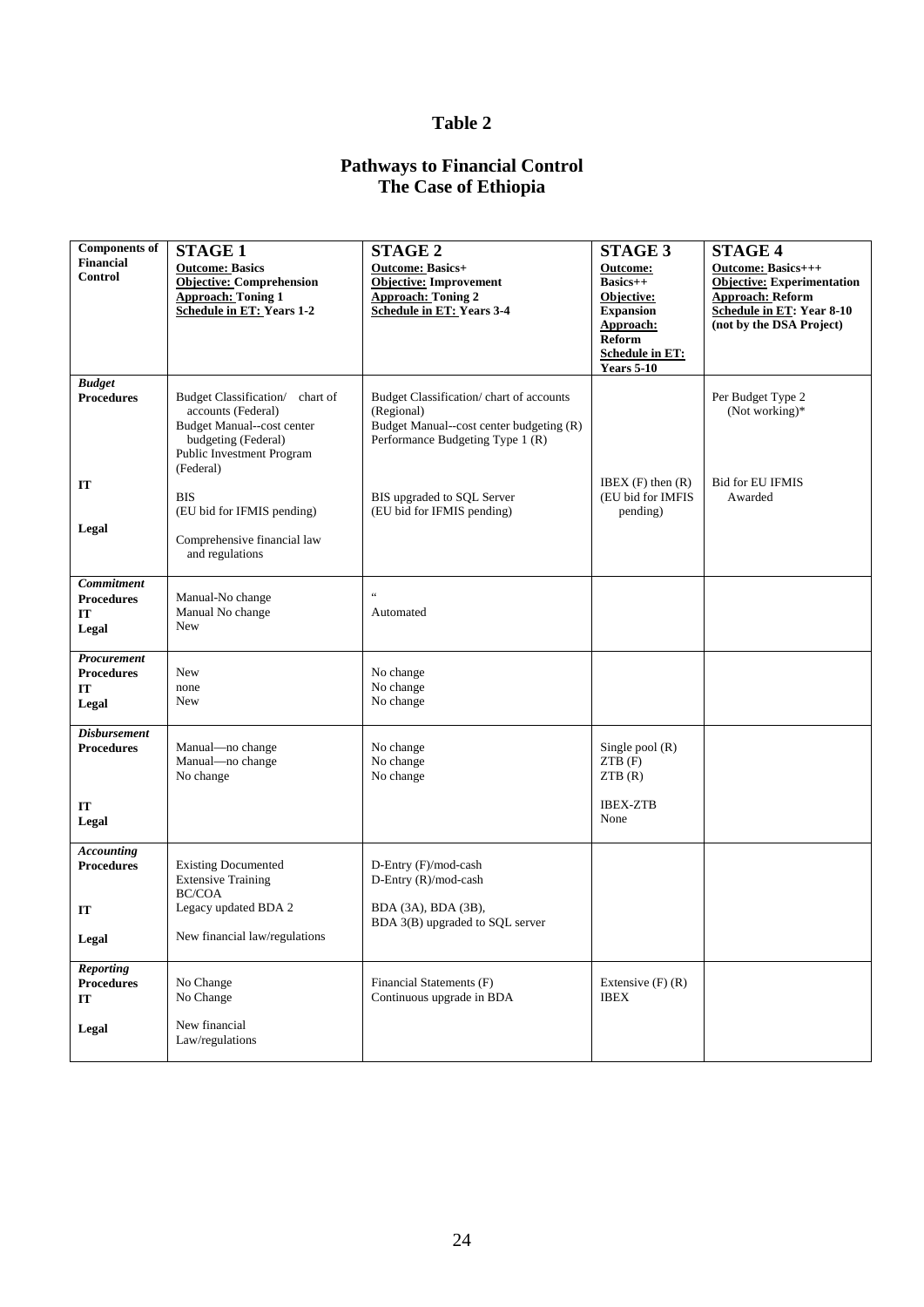# Table 2

## Pathways to Financial Control
## The Case of Ethiopia

| Components of Financial Control | STAGE 1<br>**Outcome:** Basics<br>**Objective:** Comprehension<br>**Approach:** Toning 1<br>**Schedule in ET:** Years 1-2 | STAGE 2<br>**Outcome:** Basics+<br>**Objective:** Improvement<br>**Approach:** Toning 2<br>**Schedule in ET:** Years 3-4 | STAGE 3<br>**Outcome:** Basics++<br>**Objective:** Expansion<br>**Approach:** Reform<br>**Schedule in ET:** Years 5-10 | STAGE 4<br>**Outcome:** Basics+++<br>**Objective:** Experimentation<br>**Approach:** Reform<br>**Schedule in ET:** Year 8-10 (not by the DSA Project) |
|---|---|---|---|---|
| ***Budget***<br>**Procedures** | Budget Classification/ chart of accounts (Federal)<br>Budget Manual--cost center budgeting (Federal)<br>Public Investment Program (Federal) | Budget Classification/ chart of accounts (Regional)<br>Budget Manual--cost center budgeting (R)<br>Performance Budgeting Type 1 (R) | | Per Budget Type 2 (Not working)* |
| **IT** | BIS<br>(EU bid for IFMIS pending) | BIS upgraded to SQL Server<br>(EU bid for IFMIS pending) | IBEX (F) then (R)<br>(EU bid for IMFIS pending) | Bid for EU IFMIS Awarded |
| **Legal** | Comprehensive financial law and regulations | | | |
| ***Commitment***<br>**Procedures** | Manual-No change | " | | |
| **IT** | Manual No change | Automated | | |
| **Legal** | New | | | |
| ***Procurement***<br>**Procedures** | New | No change | | |
| **IT** | none | No change | | |
| **Legal** | New | No change | | |
| ***Disbursement***<br>**Procedures** | Manual—no change<br>Manual—no change<br>No change | No change<br>No change<br>No change | Single pool (R)<br>ZTB (F)<br>ZTB (R) | |
| **IT** | | | IBEX-ZTB | |
| **Legal** | | | None | |
| ***Accounting***<br>**Procedures** | Existing Documented<br>Extensive Training | D-Entry (F)/mod-cash<br>D-Entry (R)/mod-cash | | |
| **IT** | BC/COA<br>Legacy updated BDA 2 | BDA (3A), BDA (3B),<br>BDA 3(B) upgraded to SQL server | | |
| **Legal** | New financial law/regulations | | | |
| ***Reporting***<br>**Procedures** | No Change | Financial Statements (F) | Extensive (F) (R) | |
| **IT** | No Change | Continuous upgrade in BDA | IBEX | |
| **Legal** | New financial Law/regulations | | | |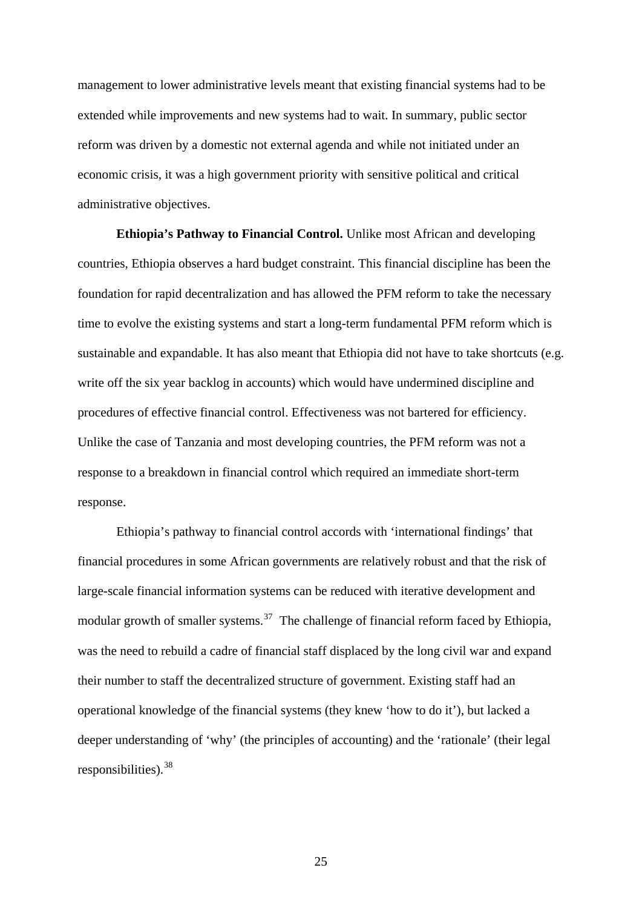management to lower administrative levels meant that existing financial systems had to be extended while improvements and new systems had to wait. In summary, public sector reform was driven by a domestic not external agenda and while not initiated under an economic crisis, it was a high government priority with sensitive political and critical administrative objectives.

**Ethiopia's Pathway to Financial Control.** Unlike most African and developing countries, Ethiopia observes a hard budget constraint. This financial discipline has been the foundation for rapid decentralization and has allowed the PFM reform to take the necessary time to evolve the existing systems and start a long-term fundamental PFM reform which is sustainable and expandable. It has also meant that Ethiopia did not have to take shortcuts (e.g. write off the six year backlog in accounts) which would have undermined discipline and procedures of effective financial control. Effectiveness was not bartered for efficiency. Unlike the case of Tanzania and most developing countries, the PFM reform was not a response to a breakdown in financial control which required an immediate short-term response.

Ethiopia's pathway to financial control accords with 'international findings' that financial procedures in some African governments are relatively robust and that the risk of large-scale financial information systems can be reduced with iterative development and modular growth of smaller systems.[37] The challenge of financial reform faced by Ethiopia, was the need to rebuild a cadre of financial staff displaced by the long civil war and expand their number to staff the decentralized structure of government. Existing staff had an operational knowledge of the financial systems (they knew 'how to do it'), but lacked a deeper understanding of 'why' (the principles of accounting) and the 'rationale' (their legal responsibilities).[38]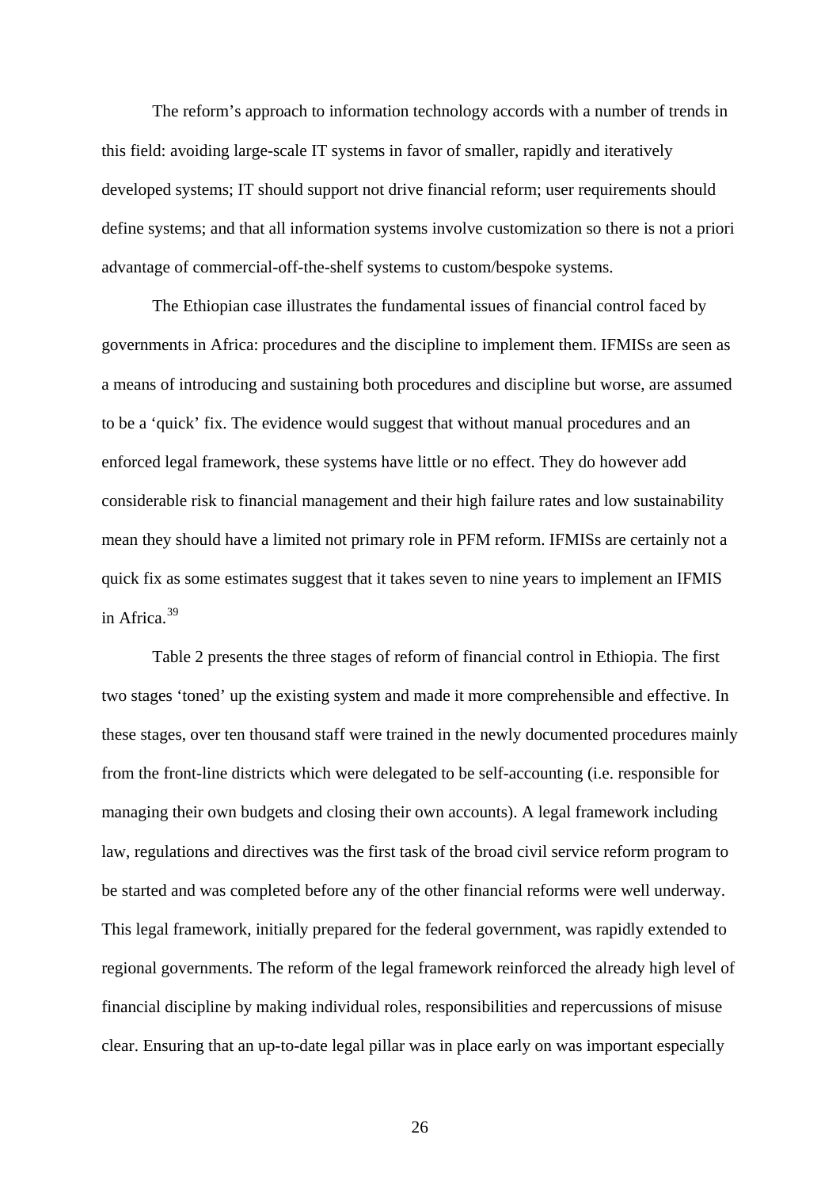The reform's approach to information technology accords with a number of trends in this field: avoiding large-scale IT systems in favor of smaller, rapidly and iteratively developed systems; IT should support not drive financial reform; user requirements should define systems; and that all information systems involve customization so there is not a priori advantage of commercial-off-the-shelf systems to custom/bespoke systems.

The Ethiopian case illustrates the fundamental issues of financial control faced by governments in Africa: procedures and the discipline to implement them. IFMISs are seen as a means of introducing and sustaining both procedures and discipline but worse, are assumed to be a 'quick' fix. The evidence would suggest that without manual procedures and an enforced legal framework, these systems have little or no effect. They do however add considerable risk to financial management and their high failure rates and low sustainability mean they should have a limited not primary role in PFM reform. IFMISs are certainly not a quick fix as some estimates suggest that it takes seven to nine years to implement an IFMIS in Africa.[39]

Table 2 presents the three stages of reform of financial control in Ethiopia. The first two stages 'toned' up the existing system and made it more comprehensible and effective. In these stages, over ten thousand staff were trained in the newly documented procedures mainly from the front-line districts which were delegated to be self-accounting (i.e. responsible for managing their own budgets and closing their own accounts). A legal framework including law, regulations and directives was the first task of the broad civil service reform program to be started and was completed before any of the other financial reforms were well underway. This legal framework, initially prepared for the federal government, was rapidly extended to regional governments. The reform of the legal framework reinforced the already high level of financial discipline by making individual roles, responsibilities and repercussions of misuse clear. Ensuring that an up-to-date legal pillar was in place early on was important especially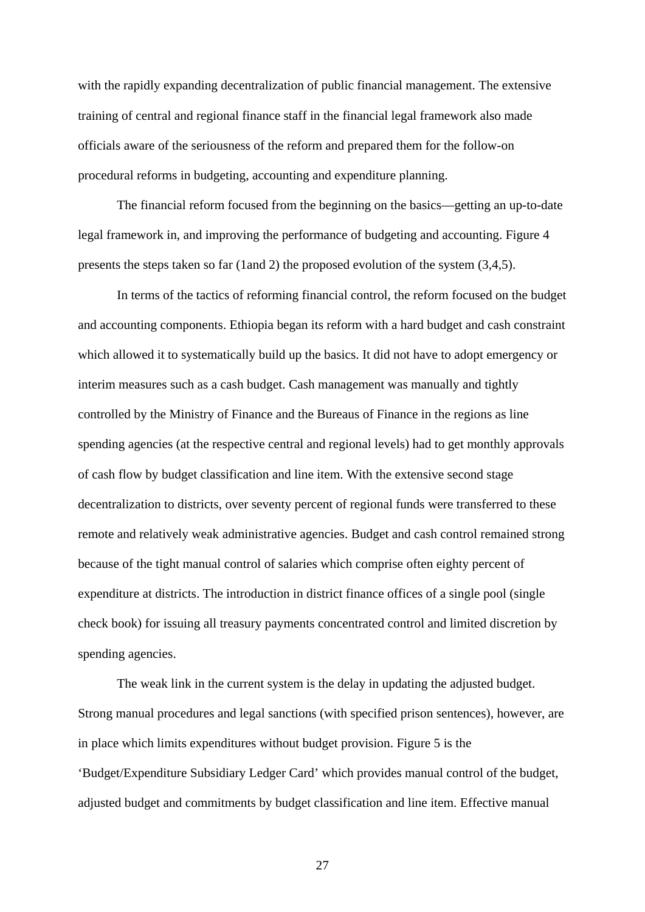with the rapidly expanding decentralization of public financial management. The extensive training of central and regional finance staff in the financial legal framework also made officials aware of the seriousness of the reform and prepared them for the follow-on procedural reforms in budgeting, accounting and expenditure planning.

The financial reform focused from the beginning on the basics—getting an up-to-date legal framework in, and improving the performance of budgeting and accounting. Figure 4 presents the steps taken so far (1and 2) the proposed evolution of the system (3,4,5).

In terms of the tactics of reforming financial control, the reform focused on the budget and accounting components. Ethiopia began its reform with a hard budget and cash constraint which allowed it to systematically build up the basics. It did not have to adopt emergency or interim measures such as a cash budget. Cash management was manually and tightly controlled by the Ministry of Finance and the Bureaus of Finance in the regions as line spending agencies (at the respective central and regional levels) had to get monthly approvals of cash flow by budget classification and line item. With the extensive second stage decentralization to districts, over seventy percent of regional funds were transferred to these remote and relatively weak administrative agencies. Budget and cash control remained strong because of the tight manual control of salaries which comprise often eighty percent of expenditure at districts. The introduction in district finance offices of a single pool (single check book) for issuing all treasury payments concentrated control and limited discretion by spending agencies.

The weak link in the current system is the delay in updating the adjusted budget. Strong manual procedures and legal sanctions (with specified prison sentences), however, are in place which limits expenditures without budget provision. Figure 5 is the 'Budget/Expenditure Subsidiary Ledger Card' which provides manual control of the budget, adjusted budget and commitments by budget classification and line item. Effective manual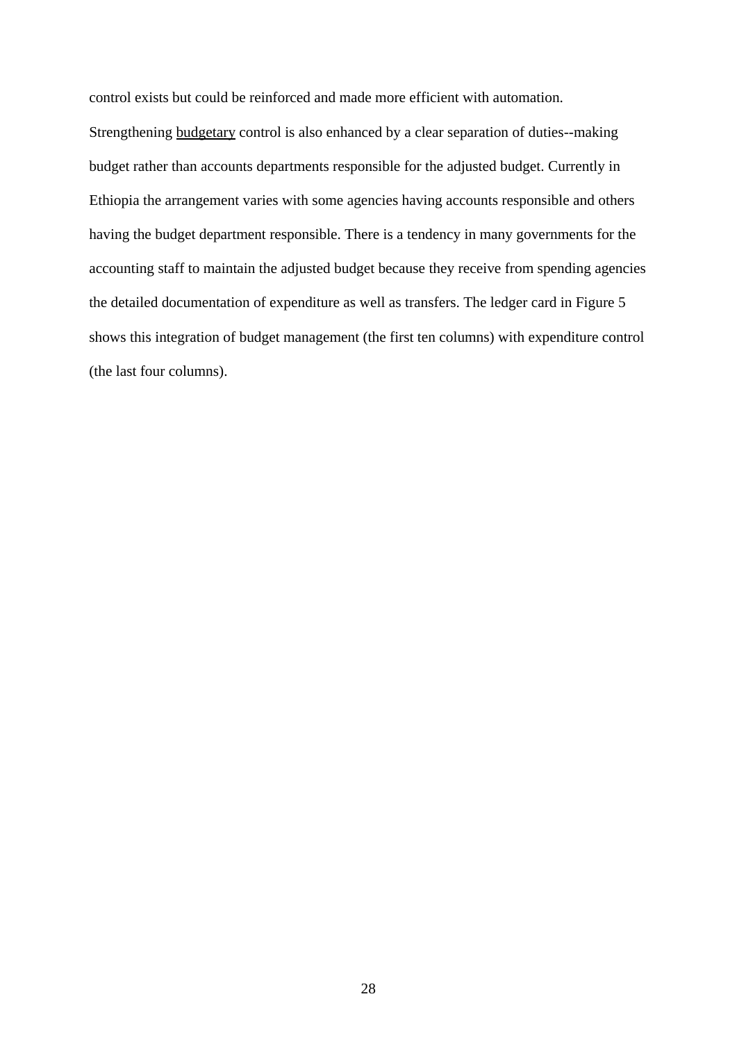control exists but could be reinforced and made more efficient with automation.

Strengthening budgetary control is also enhanced by a clear separation of duties--making budget rather than accounts departments responsible for the adjusted budget. Currently in Ethiopia the arrangement varies with some agencies having accounts responsible and others having the budget department responsible. There is a tendency in many governments for the accounting staff to maintain the adjusted budget because they receive from spending agencies the detailed documentation of expenditure as well as transfers. The ledger card in Figure 5 shows this integration of budget management (the first ten columns) with expenditure control (the last four columns).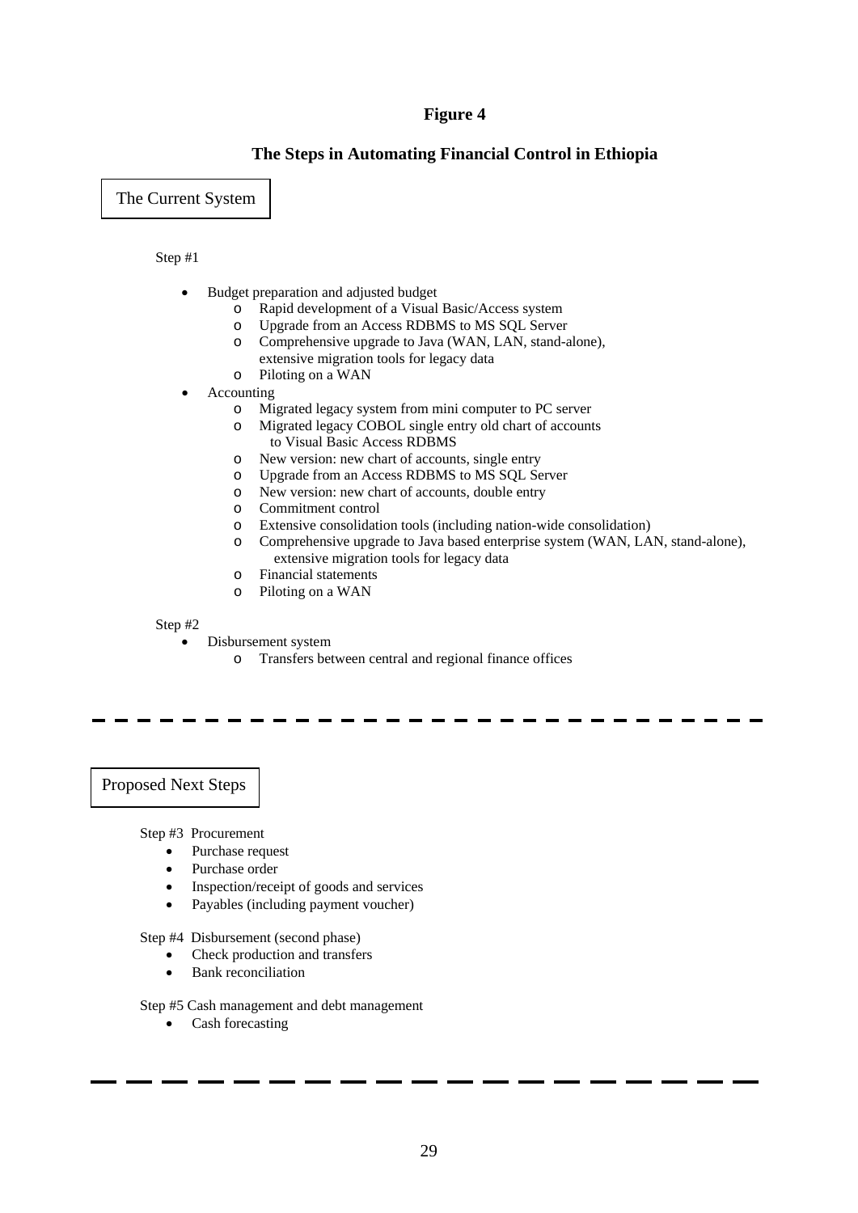**Figure 4**

**The Steps in Automating Financial Control in Ethiopia**

The Current System

Step #1

- Budget preparation and adjusted budget
  - Rapid development of a Visual Basic/Access system
  - Upgrade from an Access RDBMS to MS SQL Server
  - Comprehensive upgrade to Java (WAN, LAN, stand-alone), extensive migration tools for legacy data
  - Piloting on a WAN
- Accounting
  - Migrated legacy system from mini computer to PC server
  - Migrated legacy COBOL single entry old chart of accounts to Visual Basic Access RDBMS
  - New version: new chart of accounts, single entry
  - Upgrade from an Access RDBMS to MS SQL Server
  - New version: new chart of accounts, double entry
  - Commitment control
  - Extensive consolidation tools (including nation-wide consolidation)
  - Comprehensive upgrade to Java based enterprise system (WAN, LAN, stand-alone), extensive migration tools for legacy data
  - Financial statements
  - Piloting on a WAN

Step #2

- Disbursement system
  - Transfers between central and regional finance offices

---

Proposed Next Steps

Step #3 Procurement

- Purchase request
- Purchase order
- Inspection/receipt of goods and services
- Payables (including payment voucher)

Step #4 Disbursement (second phase)

- Check production and transfers
- Bank reconciliation

Step #5 Cash management and debt management

- Cash forecasting

---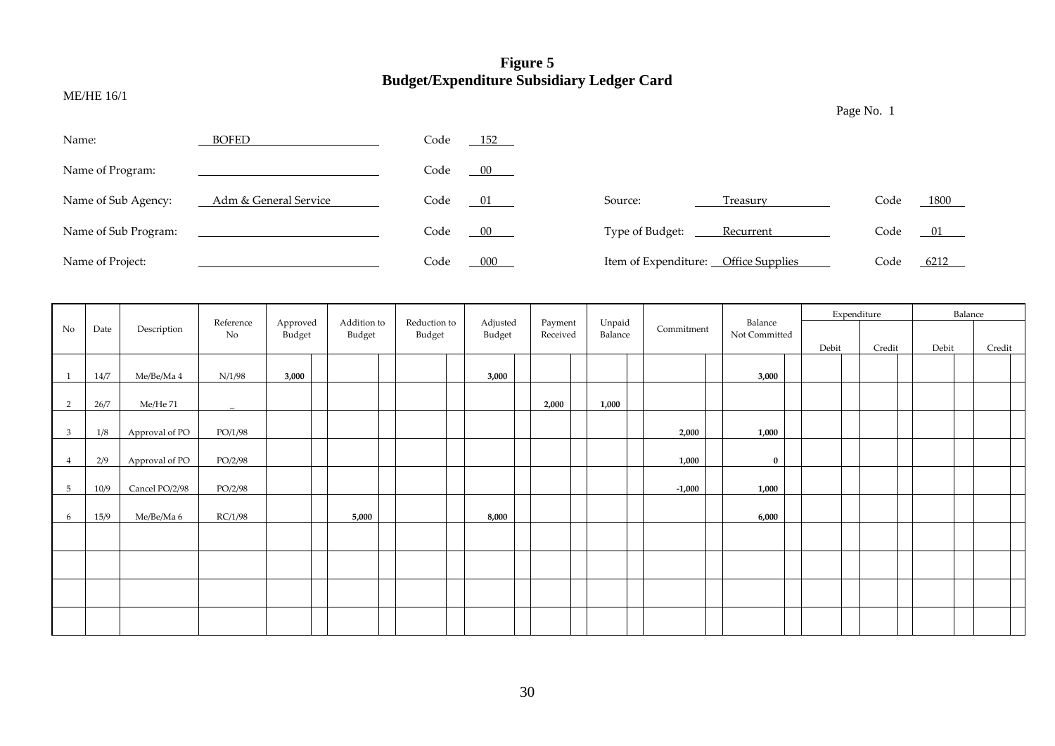# Figure 5
## Budget/Expenditure Subsidiary Ledger Card

ME/HE 16/1

Page No. 1

| | | | |
|---|---|---|---|
| Name: | BOFED | Code | 152 |
| Name of Program: | | Code | 00 |
| Name of Sub Agency: | Adm & General Service | Code | 01 |
| Name of Sub Program: | | Code | 00 |
| Name of Project: | | Code | 000 |

| | | |
|---|---|---|
| Source: | Treasury | Code 1800 |
| Type of Budget: | Recurrent | Code 01 |
| Item of Expenditure: | Office Supplies | Code 6212 |

| No | Date | Description | Reference No | Approved Budget | Addition to Budget | Reduction to Budget | Adjusted Budget | Payment Received | Unpaid Balance | Commitment | Balance Not Committed | Expenditure | | Balance | |
|---|---|---|---|---|---|---|---|---|---|---|---|---|---|---|---|
| | | | | | | | | | | | | Debit | Credit | Debit | Credit |
| 1 | 14/7 | Me/Be/Ma 4 | N/1/98 | 3,000 | | | 3,000 | | | | 3,000 | | | | |
| 2 | 26/7 | Me/He 71 | _ | | | | | 2,000 | 1,000 | | | | | | |
| 3 | 1/8 | Approval of PO | PO/1/98 | | | | | | | 2,000 | 1,000 | | | | |
| 4 | 2/9 | Approval of PO | PO/2/98 | | | | | | | 1,000 | 0 | | | | |
| 5 | 10/9 | Cancel PO/2/98 | PO/2/98 | | | | | | | -1,000 | 1,000 | | | | |
| 6 | 15/9 | Me/Be/Ma 6 | RC/1/98 | | 5,000 | | 8,000 | | | | 6,000 | | | | |
| | | | | | | | | | | | | | | | |
| | | | | | | | | | | | | | | | |
| | | | | | | | | | | | | | | | |
| | | | | | | | | | | | | | | | |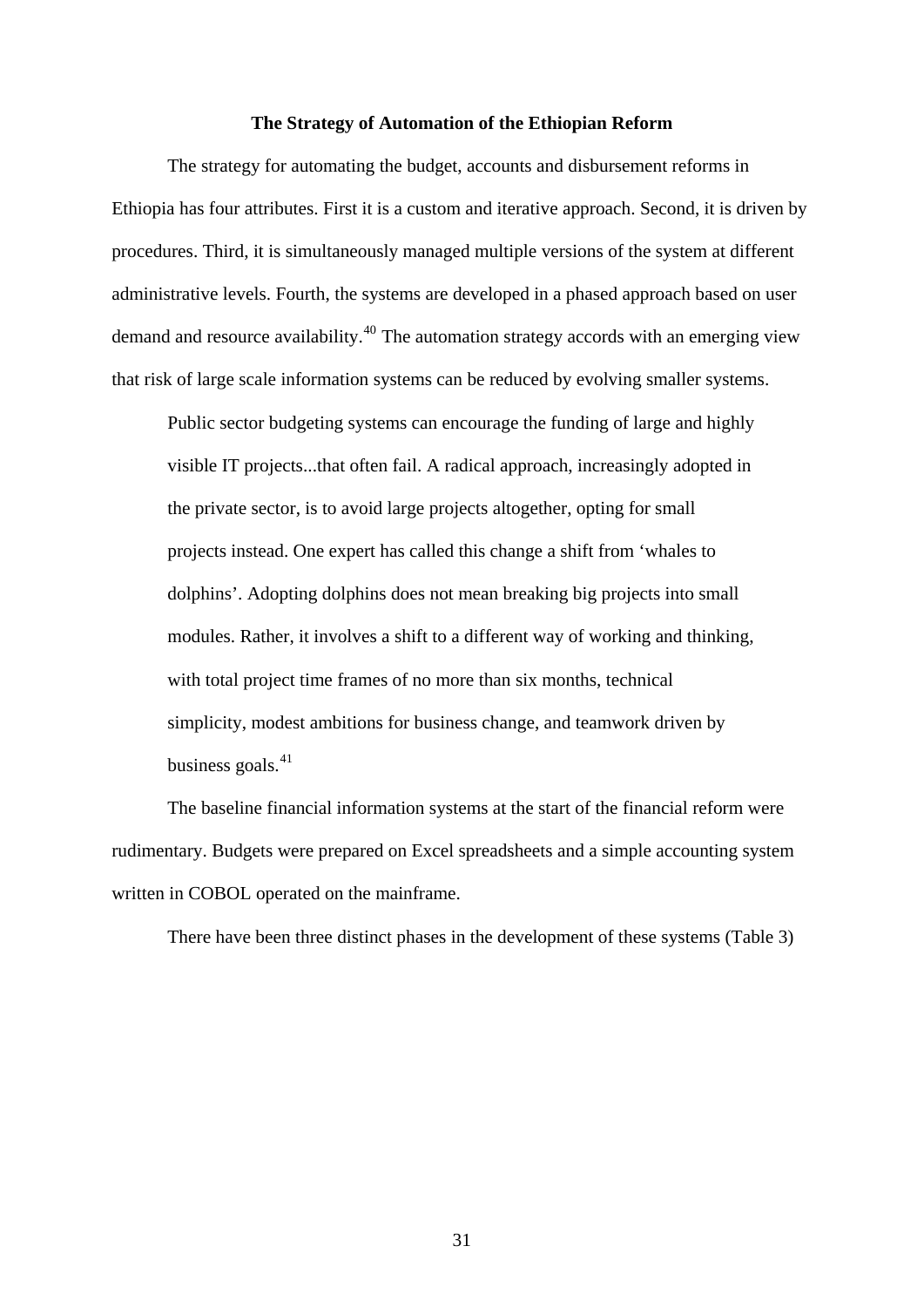## The Strategy of Automation of the Ethiopian Reform

The strategy for automating the budget, accounts and disbursement reforms in Ethiopia has four attributes. First it is a custom and iterative approach. Second, it is driven by procedures. Third, it is simultaneously managed multiple versions of the system at different administrative levels. Fourth, the systems are developed in a phased approach based on user demand and resource availability.[40] The automation strategy accords with an emerging view that risk of large scale information systems can be reduced by evolving smaller systems.

> Public sector budgeting systems can encourage the funding of large and highly visible IT projects...that often fail. A radical approach, increasingly adopted in the private sector, is to avoid large projects altogether, opting for small projects instead. One expert has called this change a shift from 'whales to dolphins'. Adopting dolphins does not mean breaking big projects into small modules. Rather, it involves a shift to a different way of working and thinking, with total project time frames of no more than six months, technical simplicity, modest ambitions for business change, and teamwork driven by business goals.[41]

The baseline financial information systems at the start of the financial reform were rudimentary. Budgets were prepared on Excel spreadsheets and a simple accounting system written in COBOL operated on the mainframe.

There have been three distinct phases in the development of these systems (Table 3)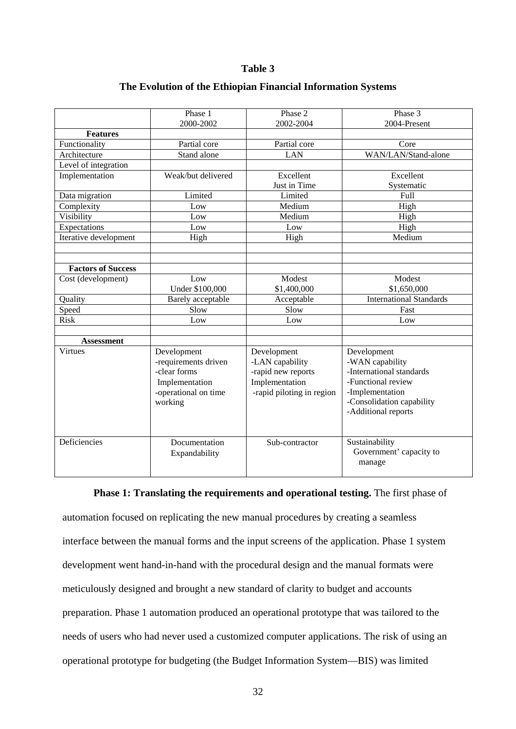**Table 3**

**The Evolution of the Ethiopian Financial Information Systems**

| | Phase 1 2000-2002 | Phase 2 2002-2004 | Phase 3 2004-Present |
|---|---|---|---|
| **Features** | | | |
| Functionality | Partial core | Partial core | Core |
| Architecture | Stand alone | LAN | WAN/LAN/Stand-alone |
| Level of integration | | | |
| Implementation | Weak/but delivered | Excellent Just in Time | Excellent Systematic |
| Data migration | Limited | Limited | Full |
| Complexity | Low | Medium | High |
| Visibility | Low | Medium | High |
| Expectations | Low | Low | High |
| Iterative development | High | High | Medium |
| | | | |
| | | | |
| **Factors of Success** | | | |
| Cost (development) | Low Under $100,000 | Modest $1,400,000 | Modest $1,650,000 |
| Quality | Barely acceptable | Acceptable | International Standards |
| Speed | Slow | Slow | Fast |
| Risk | Low | Low | Low |
| | | | |
| **Assessment** | | | |
| Virtues | Development -requirements driven -clear forms Implementation -operational on time working | Development -LAN capability -rapid new reports Implementation -rapid piloting in region | Development -WAN capability -International standards -Functional review -Implementation -Consolidation capability -Additional reports |
| Deficiencies | Documentation Expandability | Sub-contractor | Sustainability Government' capacity to manage |

**Phase 1: Translating the requirements and operational testing.** The first phase of automation focused on replicating the new manual procedures by creating a seamless interface between the manual forms and the input screens of the application. Phase 1 system development went hand-in-hand with the procedural design and the manual formats were meticulously designed and brought a new standard of clarity to budget and accounts preparation. Phase 1 automation produced an operational prototype that was tailored to the needs of users who had never used a customized computer applications. The risk of using an operational prototype for budgeting (the Budget Information System—BIS) was limited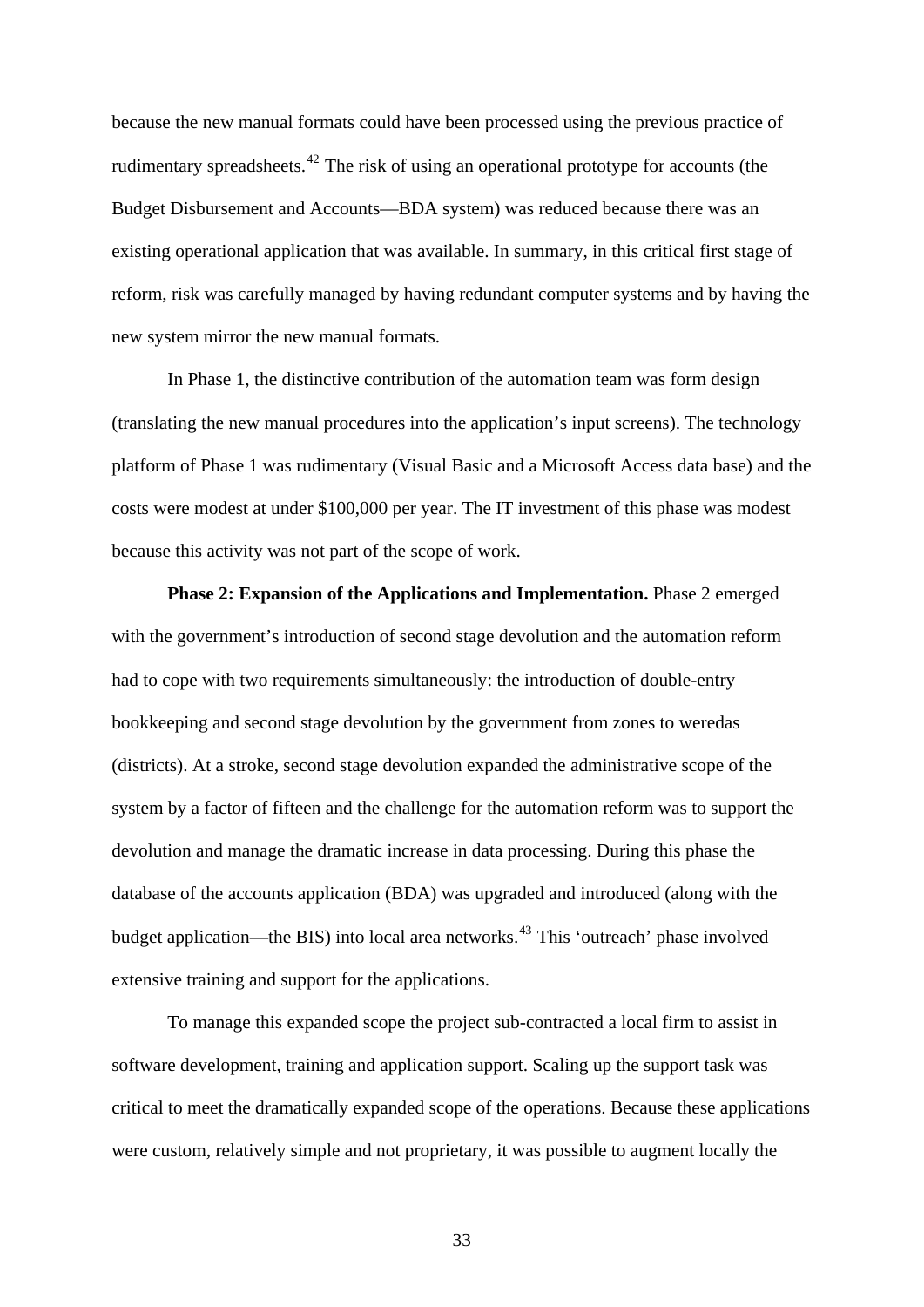because the new manual formats could have been processed using the previous practice of rudimentary spreadsheets.[42] The risk of using an operational prototype for accounts (the Budget Disbursement and Accounts—BDA system) was reduced because there was an existing operational application that was available. In summary, in this critical first stage of reform, risk was carefully managed by having redundant computer systems and by having the new system mirror the new manual formats.

In Phase 1, the distinctive contribution of the automation team was form design (translating the new manual procedures into the application's input screens). The technology platform of Phase 1 was rudimentary (Visual Basic and a Microsoft Access data base) and the costs were modest at under $100,000 per year. The IT investment of this phase was modest because this activity was not part of the scope of work.

**Phase 2: Expansion of the Applications and Implementation.** Phase 2 emerged with the government's introduction of second stage devolution and the automation reform had to cope with two requirements simultaneously: the introduction of double-entry bookkeeping and second stage devolution by the government from zones to weredas (districts). At a stroke, second stage devolution expanded the administrative scope of the system by a factor of fifteen and the challenge for the automation reform was to support the devolution and manage the dramatic increase in data processing. During this phase the database of the accounts application (BDA) was upgraded and introduced (along with the budget application—the BIS) into local area networks.[43] This 'outreach' phase involved extensive training and support for the applications.

To manage this expanded scope the project sub-contracted a local firm to assist in software development, training and application support. Scaling up the support task was critical to meet the dramatically expanded scope of the operations. Because these applications were custom, relatively simple and not proprietary, it was possible to augment locally the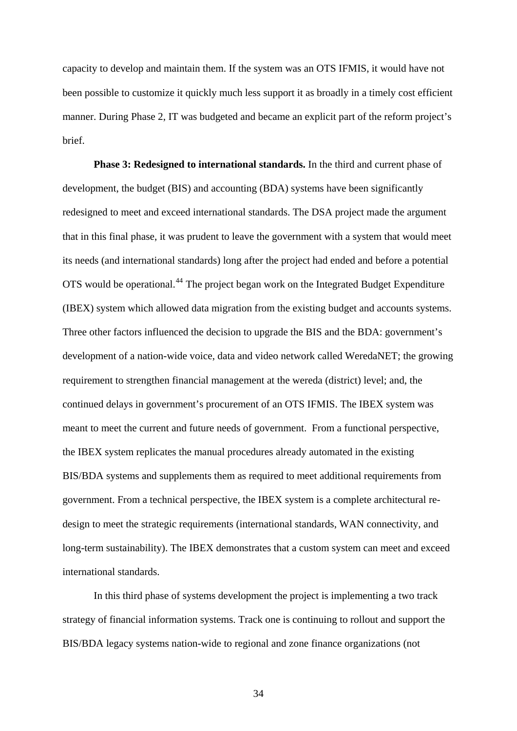capacity to develop and maintain them. If the system was an OTS IFMIS, it would have not been possible to customize it quickly much less support it as broadly in a timely cost efficient manner. During Phase 2, IT was budgeted and became an explicit part of the reform project's brief.

**Phase 3: Redesigned to international standards.** In the third and current phase of development, the budget (BIS) and accounting (BDA) systems have been significantly redesigned to meet and exceed international standards. The DSA project made the argument that in this final phase, it was prudent to leave the government with a system that would meet its needs (and international standards) long after the project had ended and before a potential OTS would be operational.[44] The project began work on the Integrated Budget Expenditure (IBEX) system which allowed data migration from the existing budget and accounts systems. Three other factors influenced the decision to upgrade the BIS and the BDA: government's development of a nation-wide voice, data and video network called WeredaNET; the growing requirement to strengthen financial management at the wereda (district) level; and, the continued delays in government's procurement of an OTS IFMIS. The IBEX system was meant to meet the current and future needs of government. From a functional perspective, the IBEX system replicates the manual procedures already automated in the existing BIS/BDA systems and supplements them as required to meet additional requirements from government. From a technical perspective, the IBEX system is a complete architectural re-design to meet the strategic requirements (international standards, WAN connectivity, and long-term sustainability). The IBEX demonstrates that a custom system can meet and exceed international standards.

In this third phase of systems development the project is implementing a two track strategy of financial information systems. Track one is continuing to rollout and support the BIS/BDA legacy systems nation-wide to regional and zone finance organizations (not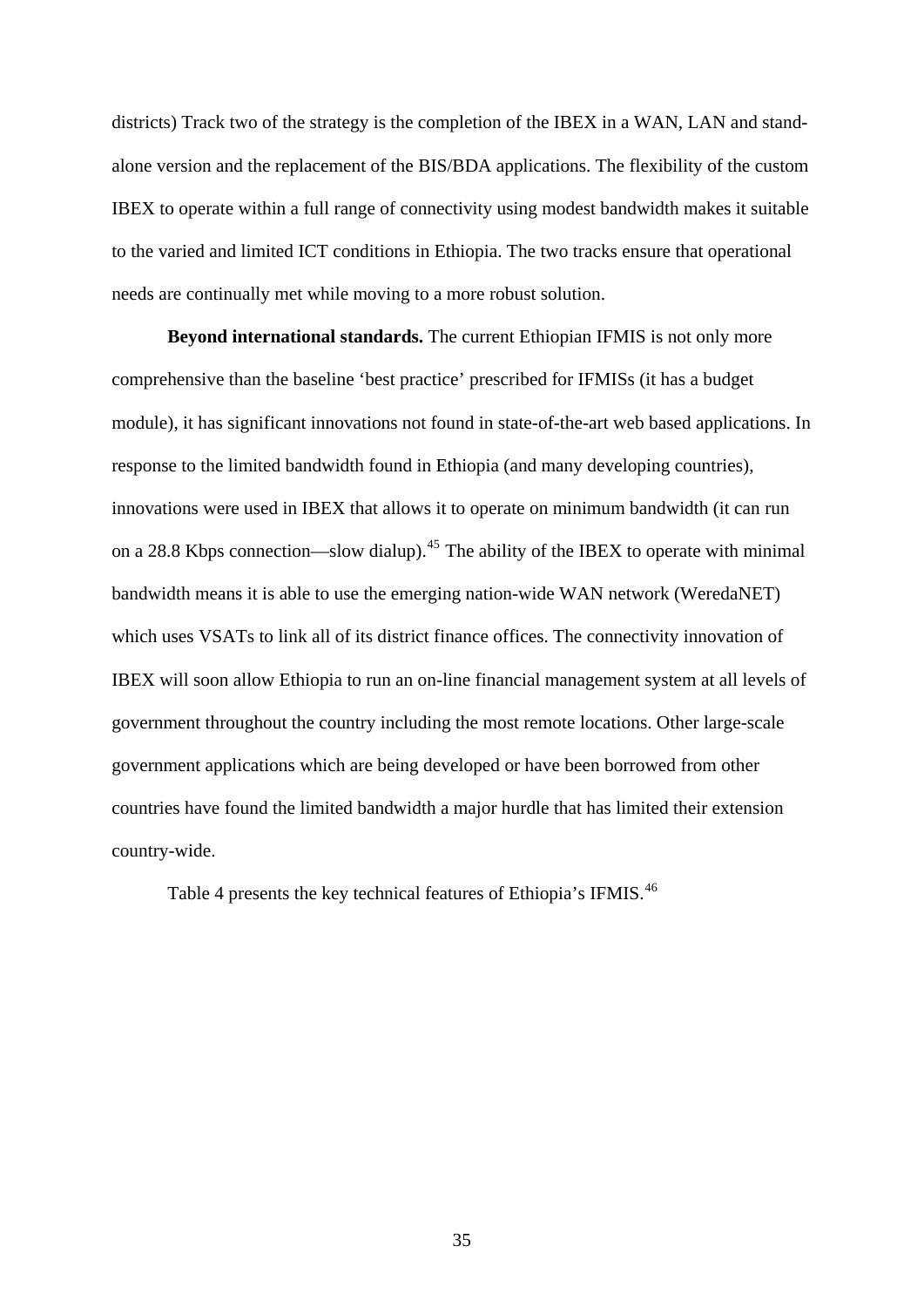districts) Track two of the strategy is the completion of the IBEX in a WAN, LAN and stand-alone version and the replacement of the BIS/BDA applications. The flexibility of the custom IBEX to operate within a full range of connectivity using modest bandwidth makes it suitable to the varied and limited ICT conditions in Ethiopia. The two tracks ensure that operational needs are continually met while moving to a more robust solution.

**Beyond international standards.** The current Ethiopian IFMIS is not only more comprehensive than the baseline 'best practice' prescribed for IFMISs (it has a budget module), it has significant innovations not found in state-of-the-art web based applications. In response to the limited bandwidth found in Ethiopia (and many developing countries), innovations were used in IBEX that allows it to operate on minimum bandwidth (it can run on a 28.8 Kbps connection—slow dialup).[45] The ability of the IBEX to operate with minimal bandwidth means it is able to use the emerging nation-wide WAN network (WoredaNET) which uses VSATs to link all of its district finance offices. The connectivity innovation of IBEX will soon allow Ethiopia to run an on-line financial management system at all levels of government throughout the country including the most remote locations. Other large-scale government applications which are being developed or have been borrowed from other countries have found the limited bandwidth a major hurdle that has limited their extension country-wide.

Table 4 presents the key technical features of Ethiopia's IFMIS.[46]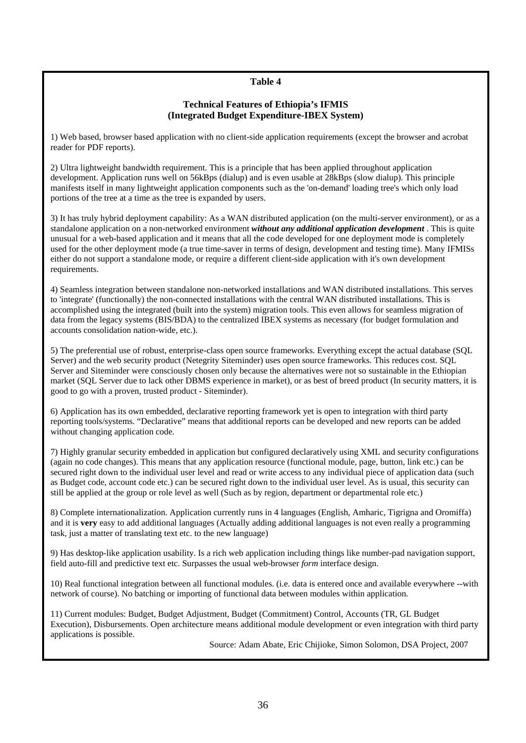**Table 4**

**Technical Features of Ethiopia's IFMIS**
**(Integrated Budget Expenditure-IBEX System)**

1) Web based, browser based application with no client-side application requirements (except the browser and acrobat reader for PDF reports).

2) Ultra lightweight bandwidth requirement. This is a principle that has been applied throughout application development. Application runs well on 56kBps (dialup) and is even usable at 28kBps (slow dialup). This principle manifests itself in many lightweight application components such as the 'on-demand' loading tree's which only load portions of the tree at a time as the tree is expanded by users.

3) It has truly hybrid deployment capability: As a WAN distributed application (on the multi-server environment), or as a standalone application on a non-networked environment ***without any additional application development*** . This is quite unusual for a web-based application and it means that all the code developed for one deployment mode is completely used for the other deployment mode (a true time-saver in terms of design, development and testing time). Many IFMISs either do not support a standalone mode, or require a different client-side application with it's own development requirements.

4) Seamless integration between standalone non-networked installations and WAN distributed installations. This serves to 'integrate' (functionally) the non-connected installations with the central WAN distributed installations. This is accomplished using the integrated (built into the system) migration tools. This even allows for seamless migration of data from the legacy systems (BIS/BDA) to the centralized IBEX systems as necessary (for budget formulation and accounts consolidation nation-wide, etc.).

5) The preferential use of robust, enterprise-class open source frameworks. Everything except the actual database (SQL Server) and the web security product (Netegrity Siteminder) uses open source frameworks. This reduces cost. SQL Server and Siteminder were consciously chosen only because the alternatives were not so sustainable in the Ethiopian market (SQL Server due to lack other DBMS experience in market), or as best of breed product (In security matters, it is good to go with a proven, trusted product - Siteminder).

6) Application has its own embedded, declarative reporting framework yet is open to integration with third party reporting tools/systems. "Declarative" means that additional reports can be developed and new reports can be added without changing application code.

7) Highly granular security embedded in application but configured declaratively using XML and security configurations (again no code changes). This means that any application resource (functional module, page, button, link etc.) can be secured right down to the individual user level and read or write access to any individual piece of application data (such as Budget code, account code etc.) can be secured right down to the individual user level. As is usual, this security can still be applied at the group or role level as well (Such as by region, department or departmental role etc.)

8) Complete internationalization. Application currently runs in 4 languages (English, Amharic, Tigrigna and Oromiffa) and it is **very** easy to add additional languages (Actually adding additional languages is not even really a programming task, just a matter of translating text etc. to the new language)

9) Has desktop-like application usability. Is a rich web application including things like number-pad navigation support, field auto-fill and predictive text etc. Surpasses the usual web-browser *form* interface design.

10) Real functional integration between all functional modules. (i.e. data is entered once and available everywhere --with network of course). No batching or importing of functional data between modules within application.

11) Current modules: Budget, Budget Adjustment, Budget (Commitment) Control, Accounts (TR, GL Budget Execution), Disbursements. Open architecture means additional module development or even integration with third party applications is possible.

Source: Adam Abate, Eric Chijioke, Simon Solomon, DSA Project, 2007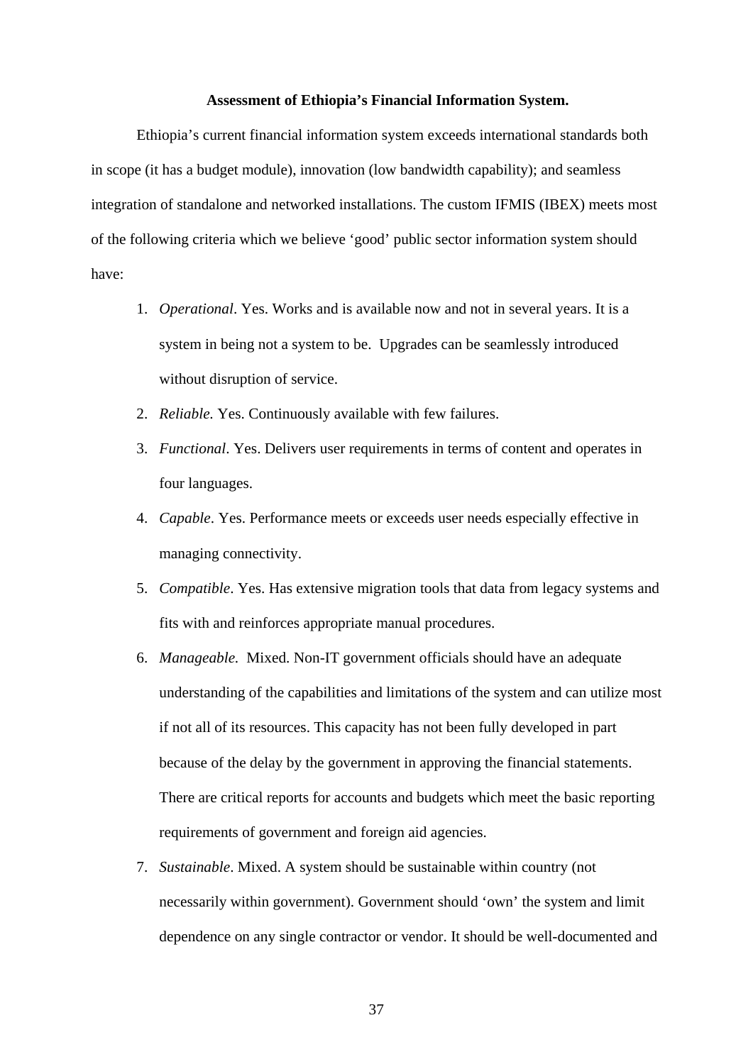**Assessment of Ethiopia's Financial Information System.**

Ethiopia's current financial information system exceeds international standards both in scope (it has a budget module), innovation (low bandwidth capability); and seamless integration of standalone and networked installations. The custom IFMIS (IBEX) meets most of the following criteria which we believe 'good' public sector information system should have:

1. *Operational*. Yes. Works and is available now and not in several years. It is a system in being not a system to be. Upgrades can be seamlessly introduced without disruption of service.
2. *Reliable.* Yes. Continuously available with few failures.
3. *Functional*. Yes. Delivers user requirements in terms of content and operates in four languages.
4. *Capable*. Yes. Performance meets or exceeds user needs especially effective in managing connectivity.
5. *Compatible*. Yes. Has extensive migration tools that data from legacy systems and fits with and reinforces appropriate manual procedures.
6. *Manageable.* Mixed. Non-IT government officials should have an adequate understanding of the capabilities and limitations of the system and can utilize most if not all of its resources. This capacity has not been fully developed in part because of the delay by the government in approving the financial statements. There are critical reports for accounts and budgets which meet the basic reporting requirements of government and foreign aid agencies.
7. *Sustainable*. Mixed. A system should be sustainable within country (not necessarily within government). Government should 'own' the system and limit dependence on any single contractor or vendor. It should be well-documented and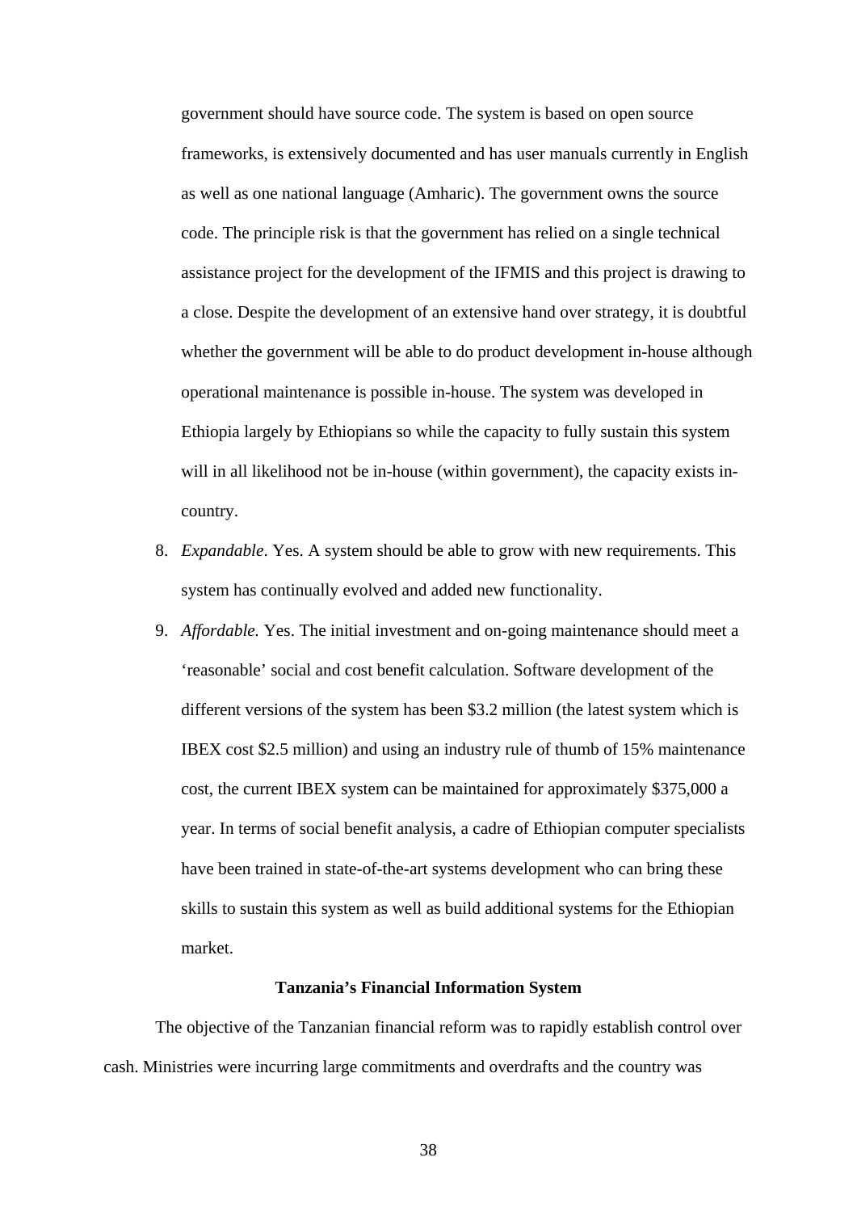government should have source code. The system is based on open source frameworks, is extensively documented and has user manuals currently in English as well as one national language (Amharic). The government owns the source code. The principle risk is that the government has relied on a single technical assistance project for the development of the IFMIS and this project is drawing to a close. Despite the development of an extensive hand over strategy, it is doubtful whether the government will be able to do product development in-house although operational maintenance is possible in-house. The system was developed in Ethiopia largely by Ethiopians so while the capacity to fully sustain this system will in all likelihood not be in-house (within government), the capacity exists in-country.

8. *Expandable*. Yes. A system should be able to grow with new requirements. This system has continually evolved and added new functionality.
9. *Affordable.* Yes. The initial investment and on-going maintenance should meet a 'reasonable' social and cost benefit calculation. Software development of the different versions of the system has been $3.2 million (the latest system which is IBEX cost $2.5 million) and using an industry rule of thumb of 15% maintenance cost, the current IBEX system can be maintained for approximately $375,000 a year. In terms of social benefit analysis, a cadre of Ethiopian computer specialists have been trained in state-of-the-art systems development who can bring these skills to sustain this system as well as build additional systems for the Ethiopian market.

**Tanzania's Financial Information System**

The objective of the Tanzanian financial reform was to rapidly establish control over cash. Ministries were incurring large commitments and overdrafts and the country was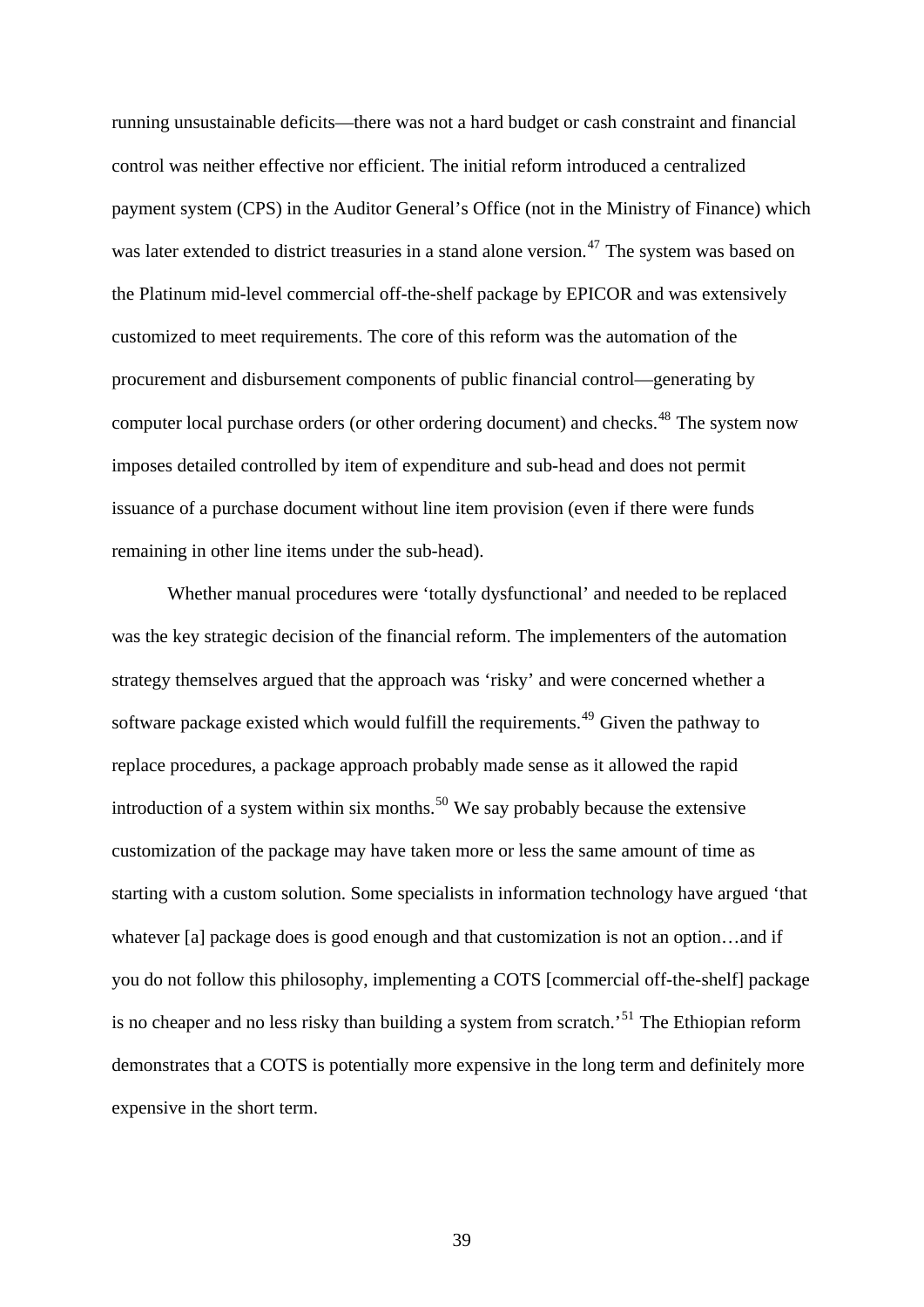running unsustainable deficits—there was not a hard budget or cash constraint and financial control was neither effective nor efficient. The initial reform introduced a centralized payment system (CPS) in the Auditor General's Office (not in the Ministry of Finance) which was later extended to district treasuries in a stand alone version.[47] The system was based on the Platinum mid-level commercial off-the-shelf package by EPICOR and was extensively customized to meet requirements. The core of this reform was the automation of the procurement and disbursement components of public financial control—generating by computer local purchase orders (or other ordering document) and checks.[48] The system now imposes detailed controlled by item of expenditure and sub-head and does not permit issuance of a purchase document without line item provision (even if there were funds remaining in other line items under the sub-head).

Whether manual procedures were 'totally dysfunctional' and needed to be replaced was the key strategic decision of the financial reform. The implementers of the automation strategy themselves argued that the approach was 'risky' and were concerned whether a software package existed which would fulfill the requirements.[49] Given the pathway to replace procedures, a package approach probably made sense as it allowed the rapid introduction of a system within six months.[50] We say probably because the extensive customization of the package may have taken more or less the same amount of time as starting with a custom solution. Some specialists in information technology have argued 'that whatever [a] package does is good enough and that customization is not an option…and if you do not follow this philosophy, implementing a COTS [commercial off-the-shelf] package is no cheaper and no less risky than building a system from scratch.'[51] The Ethiopian reform demonstrates that a COTS is potentially more expensive in the long term and definitely more expensive in the short term.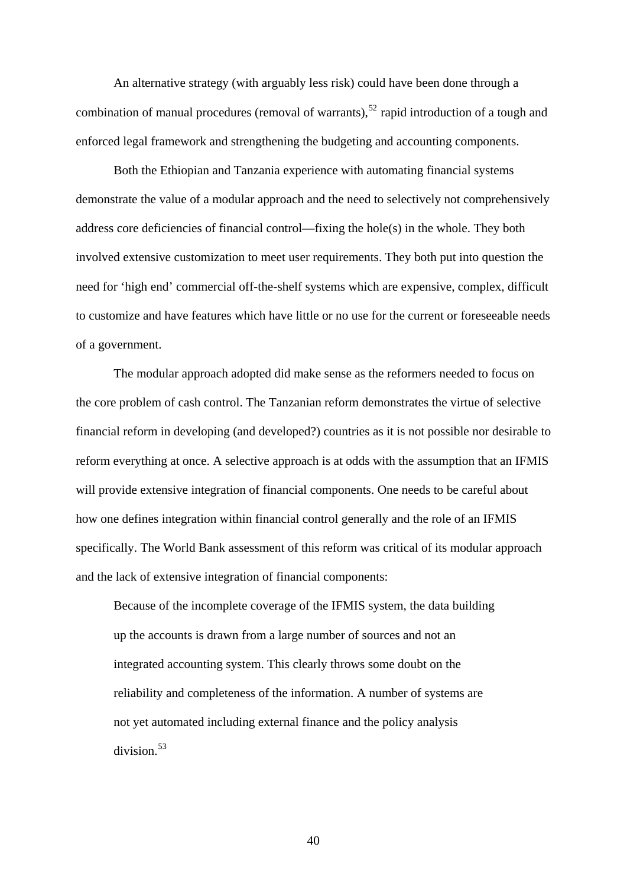An alternative strategy (with arguably less risk) could have been done through a combination of manual procedures (removal of warrants),[52] rapid introduction of a tough and enforced legal framework and strengthening the budgeting and accounting components.

Both the Ethiopian and Tanzania experience with automating financial systems demonstrate the value of a modular approach and the need to selectively not comprehensively address core deficiencies of financial control—fixing the hole(s) in the whole. They both involved extensive customization to meet user requirements. They both put into question the need for 'high end' commercial off-the-shelf systems which are expensive, complex, difficult to customize and have features which have little or no use for the current or foreseeable needs of a government.

The modular approach adopted did make sense as the reformers needed to focus on the core problem of cash control. The Tanzanian reform demonstrates the virtue of selective financial reform in developing (and developed?) countries as it is not possible nor desirable to reform everything at once. A selective approach is at odds with the assumption that an IFMIS will provide extensive integration of financial components. One needs to be careful about how one defines integration within financial control generally and the role of an IFMIS specifically. The World Bank assessment of this reform was critical of its modular approach and the lack of extensive integration of financial components:

> Because of the incomplete coverage of the IFMIS system, the data building up the accounts is drawn from a large number of sources and not an integrated accounting system. This clearly throws some doubt on the reliability and completeness of the information. A number of systems are not yet automated including external finance and the policy analysis division.[53]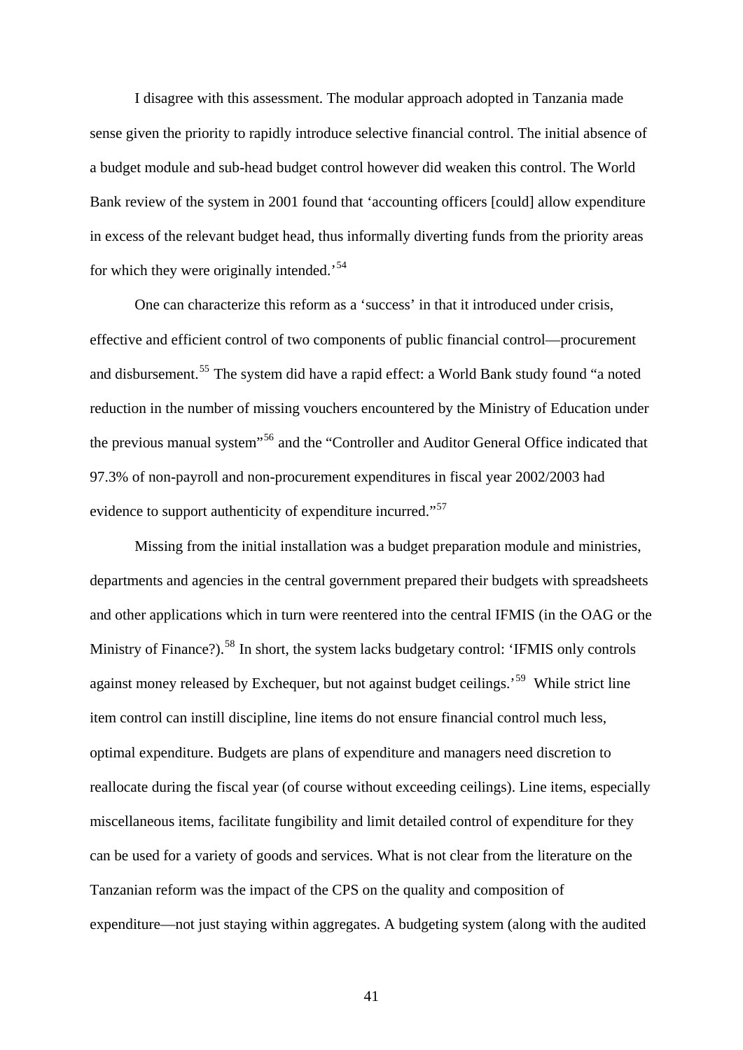I disagree with this assessment. The modular approach adopted in Tanzania made sense given the priority to rapidly introduce selective financial control. The initial absence of a budget module and sub-head budget control however did weaken this control. The World Bank review of the system in 2001 found that 'accounting officers [could] allow expenditure in excess of the relevant budget head, thus informally diverting funds from the priority areas for which they were originally intended.'[54]

One can characterize this reform as a 'success' in that it introduced under crisis, effective and efficient control of two components of public financial control—procurement and disbursement.[55] The system did have a rapid effect: a World Bank study found "a noted reduction in the number of missing vouchers encountered by the Ministry of Education under the previous manual system"[56] and the "Controller and Auditor General Office indicated that 97.3% of non-payroll and non-procurement expenditures in fiscal year 2002/2003 had evidence to support authenticity of expenditure incurred."[57]

Missing from the initial installation was a budget preparation module and ministries, departments and agencies in the central government prepared their budgets with spreadsheets and other applications which in turn were reentered into the central IFMIS (in the OAG or the Ministry of Finance?).[58] In short, the system lacks budgetary control: 'IFMIS only controls against money released by Exchequer, but not against budget ceilings.'[59] While strict line item control can instill discipline, line items do not ensure financial control much less, optimal expenditure. Budgets are plans of expenditure and managers need discretion to reallocate during the fiscal year (of course without exceeding ceilings). Line items, especially miscellaneous items, facilitate fungibility and limit detailed control of expenditure for they can be used for a variety of goods and services. What is not clear from the literature on the Tanzanian reform was the impact of the CPS on the quality and composition of expenditure—not just staying within aggregates. A budgeting system (along with the audited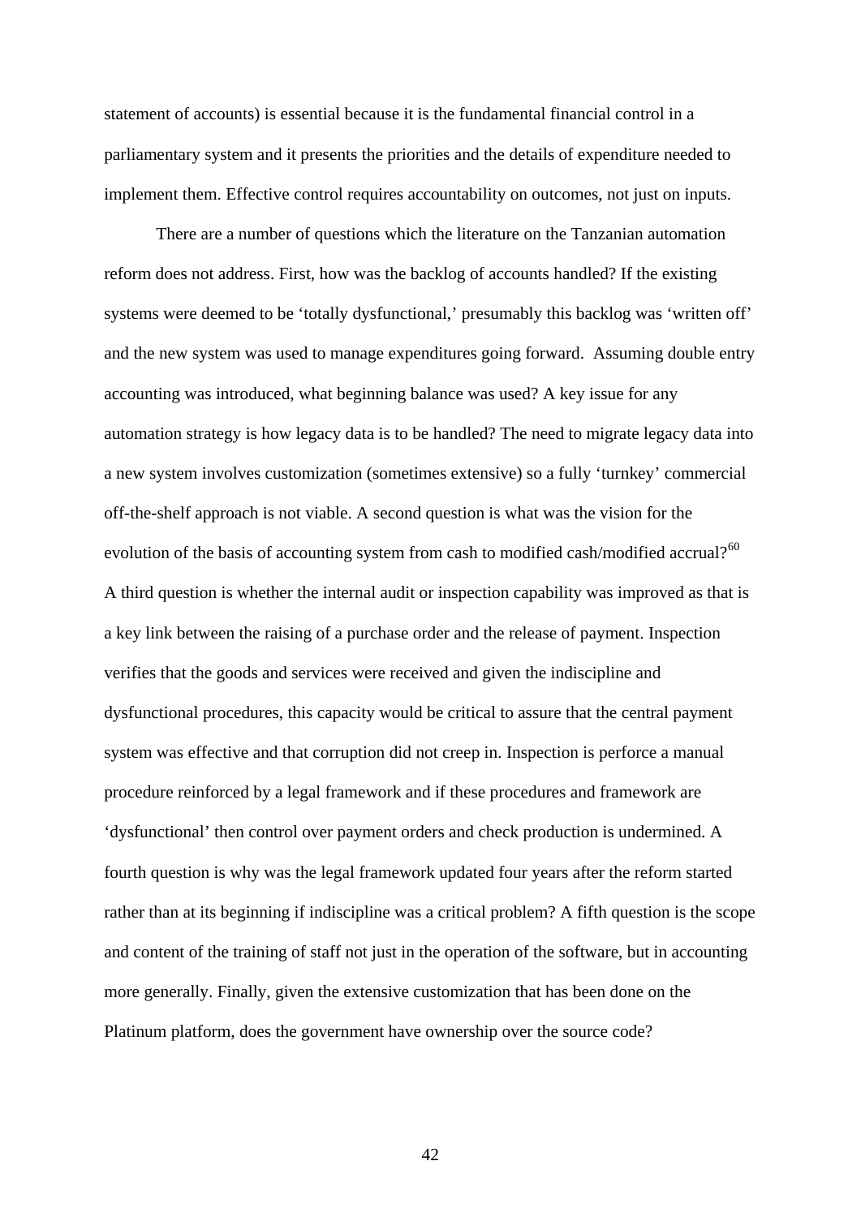statement of accounts) is essential because it is the fundamental financial control in a parliamentary system and it presents the priorities and the details of expenditure needed to implement them. Effective control requires accountability on outcomes, not just on inputs.

There are a number of questions which the literature on the Tanzanian automation reform does not address. First, how was the backlog of accounts handled? If the existing systems were deemed to be 'totally dysfunctional,' presumably this backlog was 'written off' and the new system was used to manage expenditures going forward. Assuming double entry accounting was introduced, what beginning balance was used? A key issue for any automation strategy is how legacy data is to be handled? The need to migrate legacy data into a new system involves customization (sometimes extensive) so a fully 'turnkey' commercial off-the-shelf approach is not viable. A second question is what was the vision for the evolution of the basis of accounting system from cash to modified cash/modified accrual?[60] A third question is whether the internal audit or inspection capability was improved as that is a key link between the raising of a purchase order and the release of payment. Inspection verifies that the goods and services were received and given the indiscipline and dysfunctional procedures, this capacity would be critical to assure that the central payment system was effective and that corruption did not creep in. Inspection is perforce a manual procedure reinforced by a legal framework and if these procedures and framework are 'dysfunctional' then control over payment orders and check production is undermined. A fourth question is why was the legal framework updated four years after the reform started rather than at its beginning if indiscipline was a critical problem? A fifth question is the scope and content of the training of staff not just in the operation of the software, but in accounting more generally. Finally, given the extensive customization that has been done on the Platinum platform, does the government have ownership over the source code?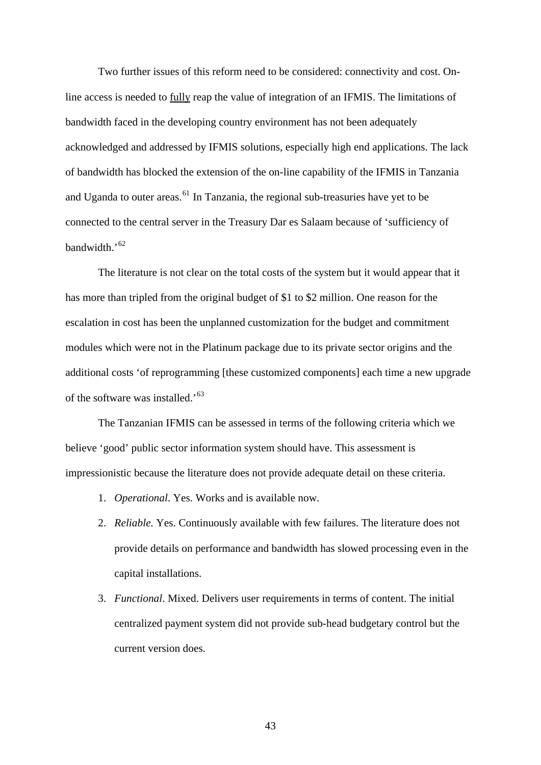Two further issues of this reform need to be considered: connectivity and cost. On-line access is needed to <u>fully</u> reap the value of integration of an IFMIS. The limitations of bandwidth faced in the developing country environment has not been adequately acknowledged and addressed by IFMIS solutions, especially high end applications. The lack of bandwidth has blocked the extension of the on-line capability of the IFMIS in Tanzania and Uganda to outer areas.[61] In Tanzania, the regional sub-treasuries have yet to be connected to the central server in the Treasury Dar es Salaam because of 'sufficiency of bandwidth.'[62]

The literature is not clear on the total costs of the system but it would appear that it has more than tripled from the original budget of $1 to $2 million. One reason for the escalation in cost has been the unplanned customization for the budget and commitment modules which were not in the Platinum package due to its private sector origins and the additional costs 'of reprogramming [these customized components] each time a new upgrade of the software was installed.'[63]

The Tanzanian IFMIS can be assessed in terms of the following criteria which we believe 'good' public sector information system should have. This assessment is impressionistic because the literature does not provide adequate detail on these criteria.

1. *Operational*. Yes. Works and is available now.
2. *Reliable.* Yes. Continuously available with few failures. The literature does not provide details on performance and bandwidth has slowed processing even in the capital installations.
3. *Functional*. Mixed. Delivers user requirements in terms of content. The initial centralized payment system did not provide sub-head budgetary control but the current version does.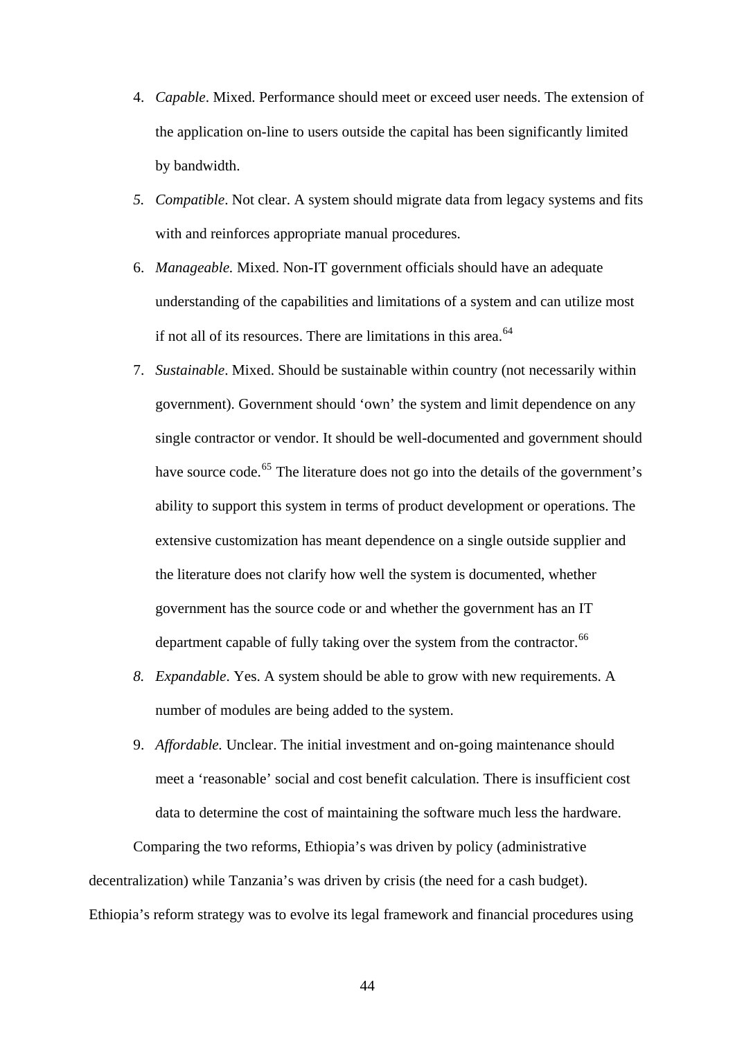4. *Capable*. Mixed. Performance should meet or exceed user needs. The extension of the application on-line to users outside the capital has been significantly limited by bandwidth.
5. *Compatible*. Not clear. A system should migrate data from legacy systems and fits with and reinforces appropriate manual procedures.
6. *Manageable.* Mixed. Non-IT government officials should have an adequate understanding of the capabilities and limitations of a system and can utilize most if not all of its resources. There are limitations in this area.[64]
7. *Sustainable*. Mixed. Should be sustainable within country (not necessarily within government). Government should 'own' the system and limit dependence on any single contractor or vendor. It should be well-documented and government should have source code.[65] The literature does not go into the details of the government's ability to support this system in terms of product development or operations. The extensive customization has meant dependence on a single outside supplier and the literature does not clarify how well the system is documented, whether government has the source code or and whether the government has an IT department capable of fully taking over the system from the contractor.[66]
8. *Expandable*. Yes. A system should be able to grow with new requirements. A number of modules are being added to the system.
9. *Affordable.* Unclear. The initial investment and on-going maintenance should meet a 'reasonable' social and cost benefit calculation. There is insufficient cost data to determine the cost of maintaining the software much less the hardware.

Comparing the two reforms, Ethiopia's was driven by policy (administrative decentralization) while Tanzania's was driven by crisis (the need for a cash budget). Ethiopia's reform strategy was to evolve its legal framework and financial procedures using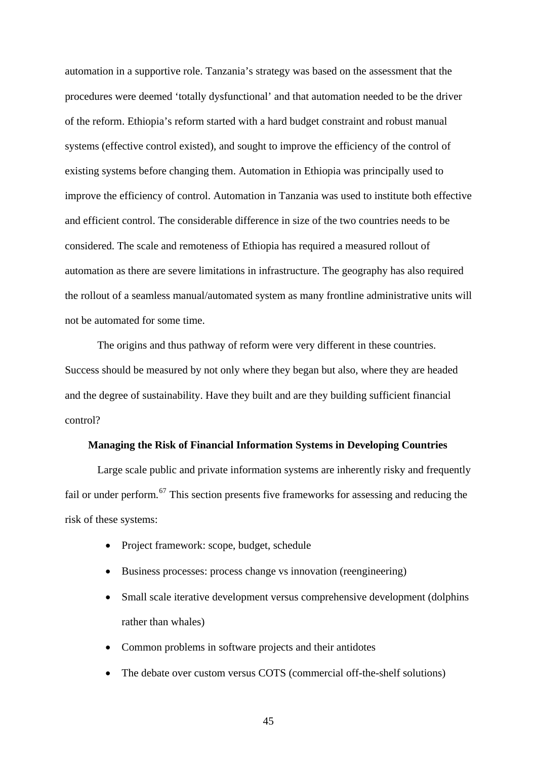automation in a supportive role. Tanzania's strategy was based on the assessment that the procedures were deemed 'totally dysfunctional' and that automation needed to be the driver of the reform. Ethiopia's reform started with a hard budget constraint and robust manual systems (effective control existed), and sought to improve the efficiency of the control of existing systems before changing them. Automation in Ethiopia was principally used to improve the efficiency of control. Automation in Tanzania was used to institute both effective and efficient control. The considerable difference in size of the two countries needs to be considered. The scale and remoteness of Ethiopia has required a measured rollout of automation as there are severe limitations in infrastructure. The geography has also required the rollout of a seamless manual/automated system as many frontline administrative units will not be automated for some time.

The origins and thus pathway of reform were very different in these countries. Success should be measured by not only where they began but also, where they are headed and the degree of sustainability. Have they built and are they building sufficient financial control?

## Managing the Risk of Financial Information Systems in Developing Countries

Large scale public and private information systems are inherently risky and frequently fail or under perform.[67] This section presents five frameworks for assessing and reducing the risk of these systems:

- Project framework: scope, budget, schedule
- Business processes: process change vs innovation (reengineering)
- Small scale iterative development versus comprehensive development (dolphins rather than whales)
- Common problems in software projects and their antidotes
- The debate over custom versus COTS (commercial off-the-shelf solutions)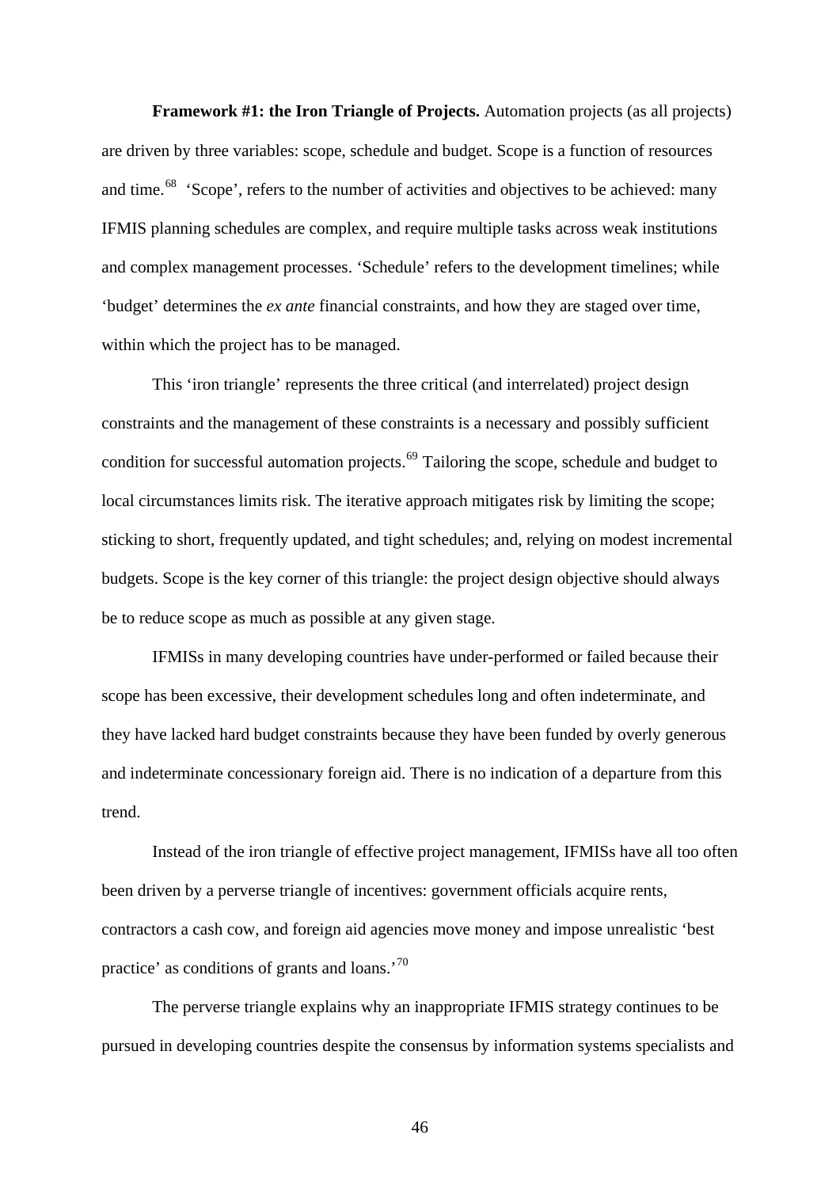**Framework #1: the Iron Triangle of Projects.** Automation projects (as all projects) are driven by three variables: scope, schedule and budget. Scope is a function of resources and time.[68] 'Scope', refers to the number of activities and objectives to be achieved: many IFMIS planning schedules are complex, and require multiple tasks across weak institutions and complex management processes. 'Schedule' refers to the development timelines; while 'budget' determines the *ex ante* financial constraints, and how they are staged over time, within which the project has to be managed.

This 'iron triangle' represents the three critical (and interrelated) project design constraints and the management of these constraints is a necessary and possibly sufficient condition for successful automation projects.[69] Tailoring the scope, schedule and budget to local circumstances limits risk. The iterative approach mitigates risk by limiting the scope; sticking to short, frequently updated, and tight schedules; and, relying on modest incremental budgets. Scope is the key corner of this triangle: the project design objective should always be to reduce scope as much as possible at any given stage.

IFMISs in many developing countries have under-performed or failed because their scope has been excessive, their development schedules long and often indeterminate, and they have lacked hard budget constraints because they have been funded by overly generous and indeterminate concessionary foreign aid. There is no indication of a departure from this trend.

Instead of the iron triangle of effective project management, IFMISs have all too often been driven by a perverse triangle of incentives: government officials acquire rents, contractors a cash cow, and foreign aid agencies move money and impose unrealistic 'best practice' as conditions of grants and loans.'[70]

The perverse triangle explains why an inappropriate IFMIS strategy continues to be pursued in developing countries despite the consensus by information systems specialists and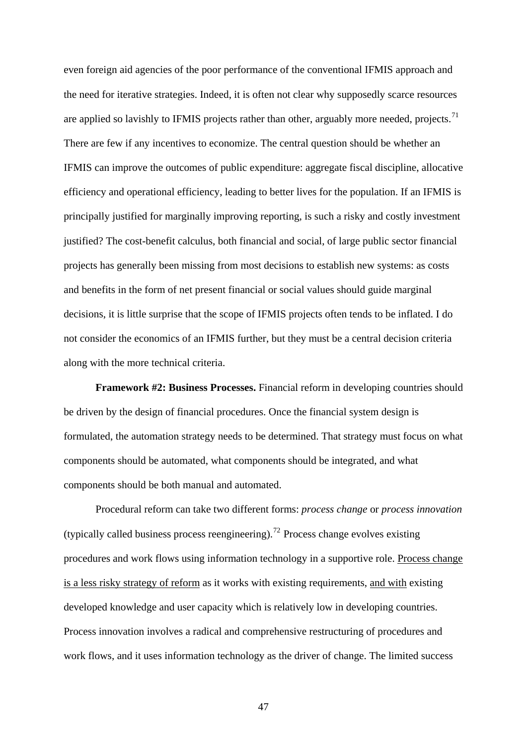even foreign aid agencies of the poor performance of the conventional IFMIS approach and the need for iterative strategies. Indeed, it is often not clear why supposedly scarce resources are applied so lavishly to IFMIS projects rather than other, arguably more needed, projects.[71] There are few if any incentives to economize. The central question should be whether an IFMIS can improve the outcomes of public expenditure: aggregate fiscal discipline, allocative efficiency and operational efficiency, leading to better lives for the population. If an IFMIS is principally justified for marginally improving reporting, is such a risky and costly investment justified? The cost-benefit calculus, both financial and social, of large public sector financial projects has generally been missing from most decisions to establish new systems: as costs and benefits in the form of net present financial or social values should guide marginal decisions, it is little surprise that the scope of IFMIS projects often tends to be inflated. I do not consider the economics of an IFMIS further, but they must be a central decision criteria along with the more technical criteria.

**Framework #2: Business Processes.** Financial reform in developing countries should be driven by the design of financial procedures. Once the financial system design is formulated, the automation strategy needs to be determined. That strategy must focus on what components should be automated, what components should be integrated, and what components should be both manual and automated.

Procedural reform can take two different forms: *process change* or *process innovation* (typically called business process reengineering).[72] Process change evolves existing procedures and work flows using information technology in a supportive role. Process change is a less risky strategy of reform as it works with existing requirements, and with existing developed knowledge and user capacity which is relatively low in developing countries. Process innovation involves a radical and comprehensive restructuring of procedures and work flows, and it uses information technology as the driver of change. The limited success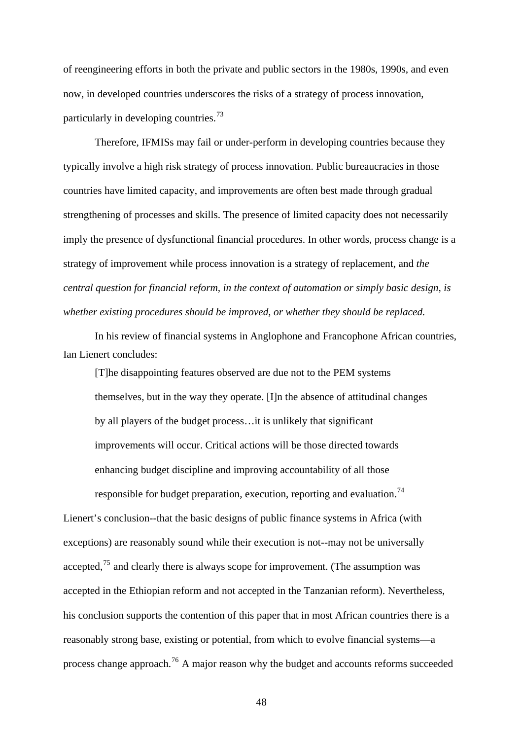of reengineering efforts in both the private and public sectors in the 1980s, 1990s, and even now, in developed countries underscores the risks of a strategy of process innovation, particularly in developing countries.[73]

Therefore, IFMISs may fail or under-perform in developing countries because they typically involve a high risk strategy of process innovation. Public bureaucracies in those countries have limited capacity, and improvements are often best made through gradual strengthening of processes and skills. The presence of limited capacity does not necessarily imply the presence of dysfunctional financial procedures. In other words, process change is a strategy of improvement while process innovation is a strategy of replacement, and *the central question for financial reform, in the context of automation or simply basic design, is whether existing procedures should be improved, or whether they should be replaced.*

In his review of financial systems in Anglophone and Francophone African countries, Ian Lienert concludes:

> [T]he disappointing features observed are due not to the PEM systems themselves, but in the way they operate. [I]n the absence of attitudinal changes by all players of the budget process…it is unlikely that significant improvements will occur. Critical actions will be those directed towards enhancing budget discipline and improving accountability of all those responsible for budget preparation, execution, reporting and evaluation.[74]

Lienert's conclusion--that the basic designs of public finance systems in Africa (with exceptions) are reasonably sound while their execution is not--may not be universally accepted,[75] and clearly there is always scope for improvement. (The assumption was accepted in the Ethiopian reform and not accepted in the Tanzanian reform). Nevertheless, his conclusion supports the contention of this paper that in most African countries there is a reasonably strong base, existing or potential, from which to evolve financial systems—a process change approach.[76] A major reason why the budget and accounts reforms succeeded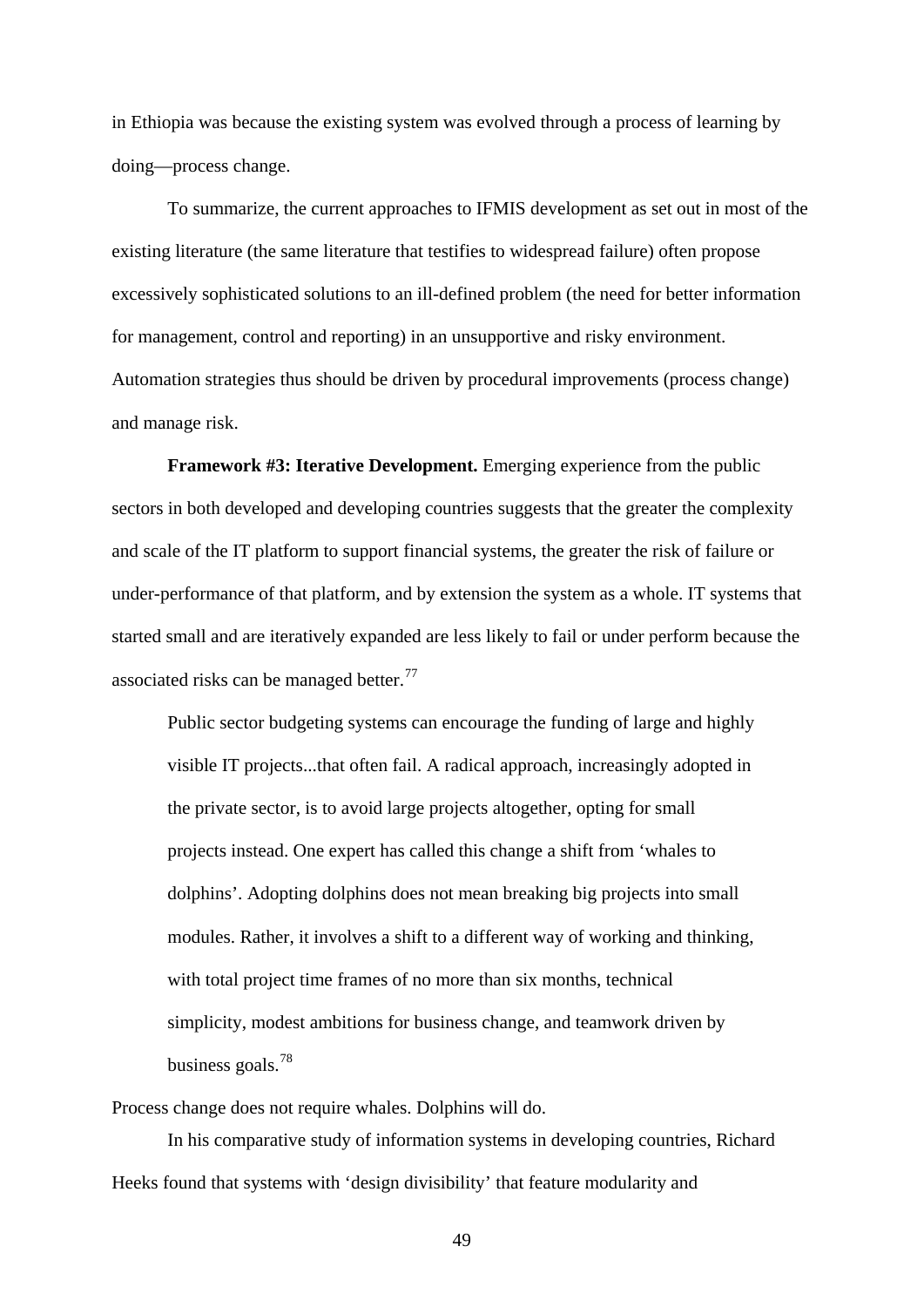in Ethiopia was because the existing system was evolved through a process of learning by doing—process change.

To summarize, the current approaches to IFMIS development as set out in most of the existing literature (the same literature that testifies to widespread failure) often propose excessively sophisticated solutions to an ill-defined problem (the need for better information for management, control and reporting) in an unsupportive and risky environment. Automation strategies thus should be driven by procedural improvements (process change) and manage risk.

**Framework #3: Iterative Development.** Emerging experience from the public sectors in both developed and developing countries suggests that the greater the complexity and scale of the IT platform to support financial systems, the greater the risk of failure or under-performance of that platform, and by extension the system as a whole. IT systems that started small and are iteratively expanded are less likely to fail or under perform because the associated risks can be managed better.[77]

> Public sector budgeting systems can encourage the funding of large and highly visible IT projects...that often fail. A radical approach, increasingly adopted in the private sector, is to avoid large projects altogether, opting for small projects instead. One expert has called this change a shift from 'whales to dolphins'. Adopting dolphins does not mean breaking big projects into small modules. Rather, it involves a shift to a different way of working and thinking, with total project time frames of no more than six months, technical simplicity, modest ambitions for business change, and teamwork driven by business goals.[78]

Process change does not require whales. Dolphins will do.

In his comparative study of information systems in developing countries, Richard Heeks found that systems with 'design divisibility' that feature modularity and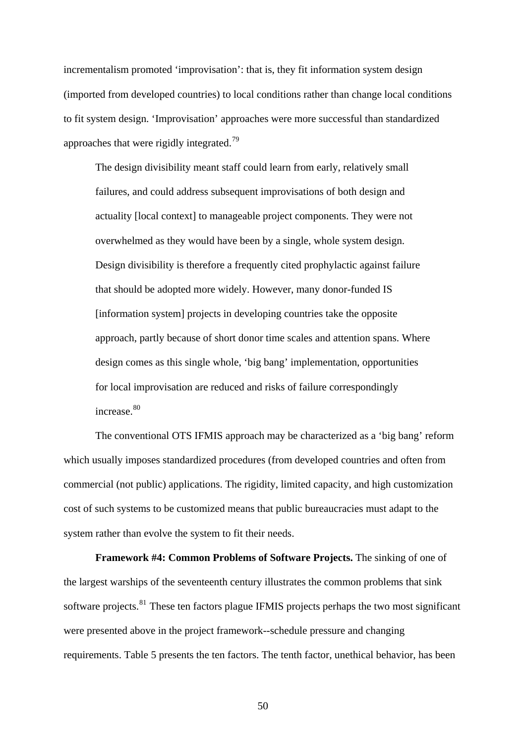incrementalism promoted 'improvisation': that is, they fit information system design (imported from developed countries) to local conditions rather than change local conditions to fit system design. 'Improvisation' approaches were more successful than standardized approaches that were rigidly integrated.[79]

> The design divisibility meant staff could learn from early, relatively small failures, and could address subsequent improvisations of both design and actuality [local context] to manageable project components. They were not overwhelmed as they would have been by a single, whole system design. Design divisibility is therefore a frequently cited prophylactic against failure that should be adopted more widely. However, many donor-funded IS [information system] projects in developing countries take the opposite approach, partly because of short donor time scales and attention spans. Where design comes as this single whole, 'big bang' implementation, opportunities for local improvisation are reduced and risks of failure correspondingly increase.[80]

The conventional OTS IFMIS approach may be characterized as a 'big bang' reform which usually imposes standardized procedures (from developed countries and often from commercial (not public) applications. The rigidity, limited capacity, and high customization cost of such systems to be customized means that public bureaucracies must adapt to the system rather than evolve the system to fit their needs.

**Framework #4: Common Problems of Software Projects.** The sinking of one of the largest warships of the seventeenth century illustrates the common problems that sink software projects.[81] These ten factors plague IFMIS projects perhaps the two most significant were presented above in the project framework--schedule pressure and changing requirements. Table 5 presents the ten factors. The tenth factor, unethical behavior, has been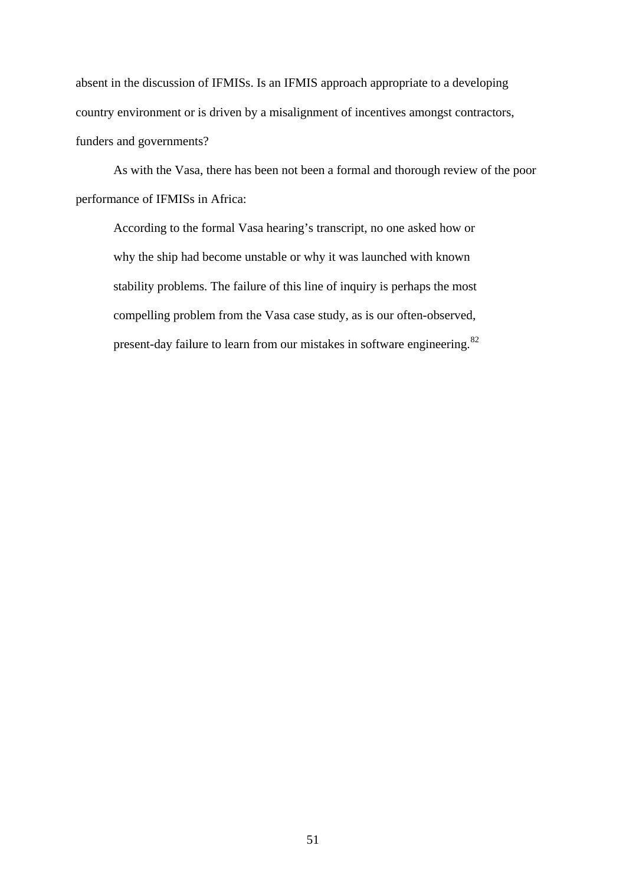absent in the discussion of IFMISs. Is an IFMIS approach appropriate to a developing country environment or is driven by a misalignment of incentives amongst contractors, funders and governments?

As with the Vasa, there has been not been a formal and thorough review of the poor performance of IFMISs in Africa:

> According to the formal Vasa hearing's transcript, no one asked how or why the ship had become unstable or why it was launched with known stability problems. The failure of this line of inquiry is perhaps the most compelling problem from the Vasa case study, as is our often-observed, present-day failure to learn from our mistakes in software engineering.[82]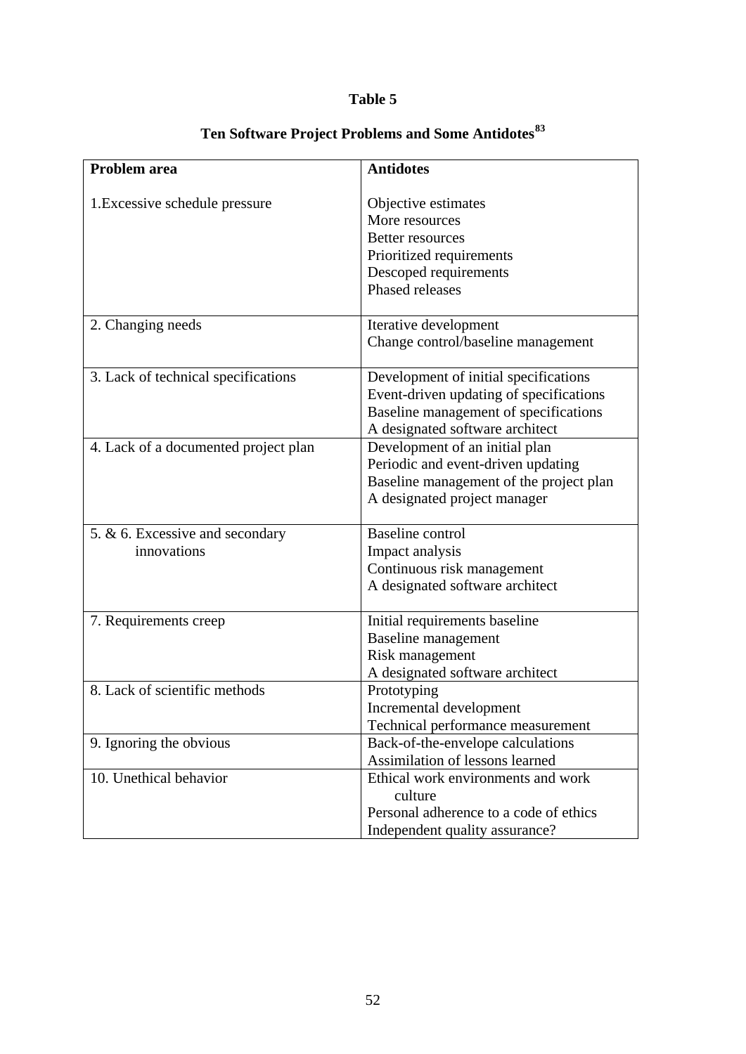**Table 5**

**Ten Software Project Problems and Some Antidotes[83]**

| Problem area | Antidotes |
|---|---|
| 1.Excessive schedule pressure | Objective estimates<br>More resources<br>Better resources<br>Prioritized requirements<br>Descoped requirements<br>Phased releases |
| 2. Changing needs | Iterative development<br>Change control/baseline management |
| 3. Lack of technical specifications | Development of initial specifications<br>Event-driven updating of specifications<br>Baseline management of specifications<br>A designated software architect |
| 4. Lack of a documented project plan | Development of an initial plan<br>Periodic and event-driven updating<br>Baseline management of the project plan<br>A designated project manager |
| 5. & 6. Excessive and secondary innovations | Baseline control<br>Impact analysis<br>Continuous risk management<br>A designated software architect |
| 7. Requirements creep | Initial requirements baseline<br>Baseline management<br>Risk management<br>A designated software architect |
| 8. Lack of scientific methods | Prototyping<br>Incremental development<br>Technical performance measurement |
| 9. Ignoring the obvious | Back-of-the-envelope calculations<br>Assimilation of lessons learned |
| 10. Unethical behavior | Ethical work environments and work culture<br>Personal adherence to a code of ethics<br>Independent quality assurance? |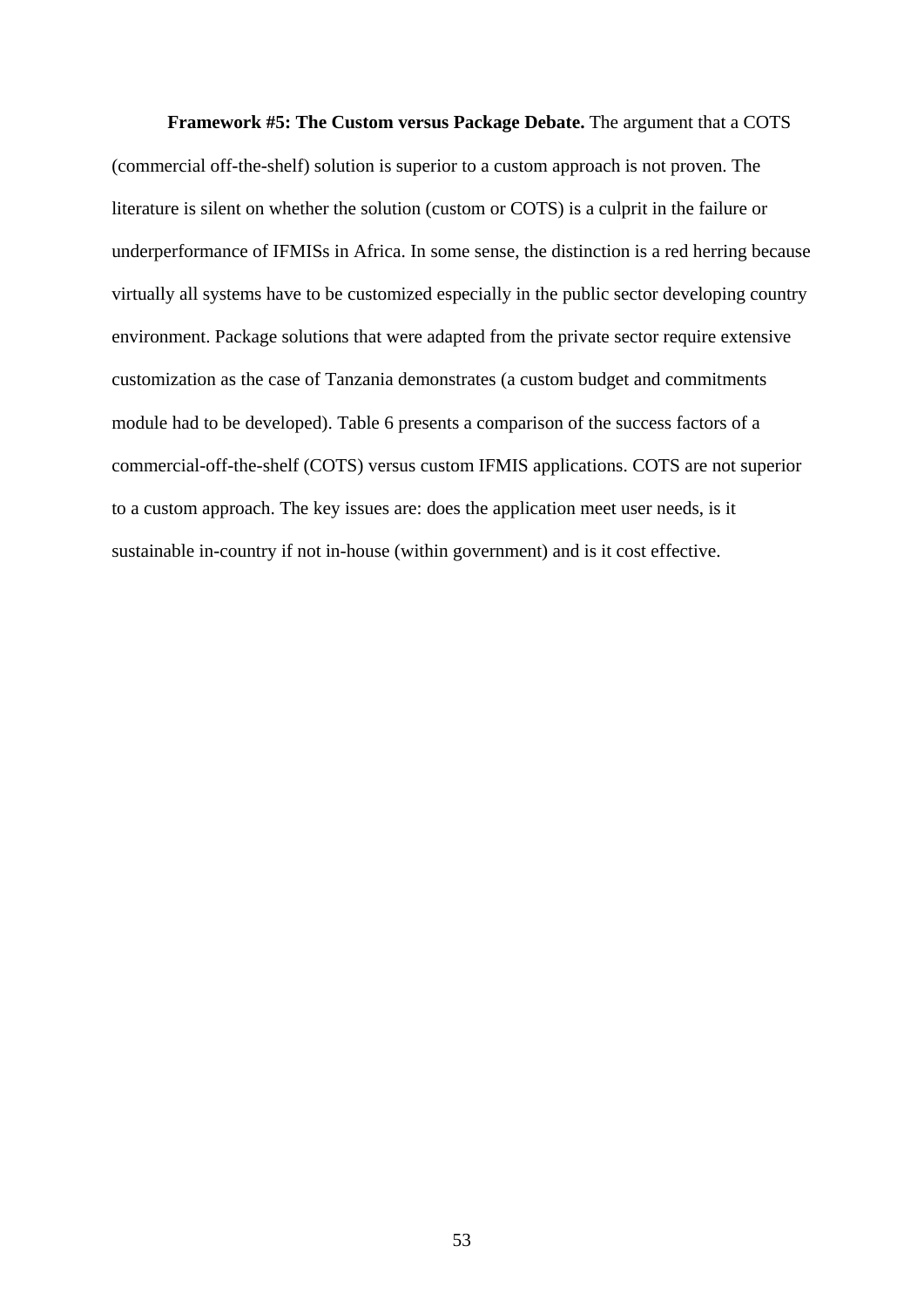**Framework #5: The Custom versus Package Debate.** The argument that a COTS (commercial off-the-shelf) solution is superior to a custom approach is not proven. The literature is silent on whether the solution (custom or COTS) is a culprit in the failure or underperformance of IFMISs in Africa. In some sense, the distinction is a red herring because virtually all systems have to be customized especially in the public sector developing country environment. Package solutions that were adapted from the private sector require extensive customization as the case of Tanzania demonstrates (a custom budget and commitments module had to be developed). Table 6 presents a comparison of the success factors of a commercial-off-the-shelf (COTS) versus custom IFMIS applications. COTS are not superior to a custom approach. The key issues are: does the application meet user needs, is it sustainable in-country if not in-house (within government) and is it cost effective.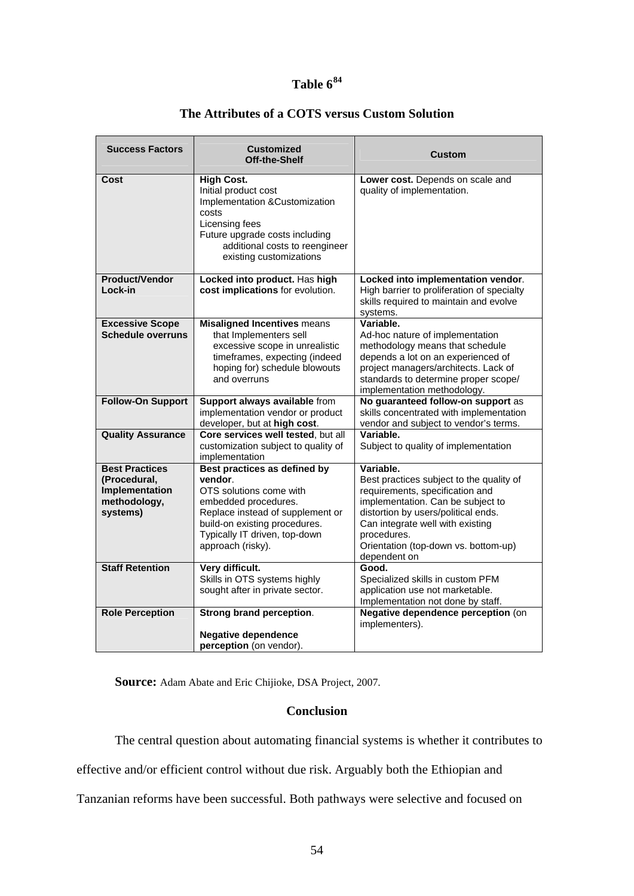## Table 6[84]

### The Attributes of a COTS versus Custom Solution

| Success Factors | Customized Off-the-Shelf | Custom |
|---|---|---|
| **Cost** | **High Cost.** Initial product cost Implementation &Customization costs Licensing fees Future upgrade costs including additional costs to reengineer existing customizations | **Lower cost.** Depends on scale and quality of implementation. |
| **Product/Vendor Lock-in** | **Locked into product.** Has **high cost implications** for evolution. | **Locked into implementation vendor**. High barrier to proliferation of specialty skills required to maintain and evolve systems. |
| **Excessive Scope Schedule overruns** | **Misaligned Incentives** means that Implementers sell excessive scope in unrealistic timeframes, expecting (indeed hoping for) schedule blowouts and overruns | **Variable.** Ad-hoc nature of implementation methodology means that schedule depends a lot on an experienced of project managers/architects. Lack of standards to determine proper scope/ implementation methodology. |
| **Follow-On Support** | **Support always available** from implementation vendor or product developer, but at **high cost**. | **No guaranteed follow-on support** as skills concentrated with implementation vendor and subject to vendor's terms. |
| **Quality Assurance** | **Core services well tested**, but all customization subject to quality of implementation | **Variable.** Subject to quality of implementation |
| **Best Practices (Procedural, Implementation methodology, systems)** | **Best practices as defined by vendor**. OTS solutions come with embedded procedures. Replace instead of supplement or build-on existing procedures. Typically IT driven, top-down approach (risky). | **Variable.** Best practices subject to the quality of requirements, specification and implementation. Can be subject to distortion by users/political ends. Can integrate well with existing procedures. Orientation (top-down vs. bottom-up) dependent on |
| **Staff Retention** | **Very difficult.** Skills in OTS systems highly sought after in private sector. | **Good.** Specialized skills in custom PFM application use not marketable. Implementation not done by staff. |
| **Role Perception** | **Strong brand perception**. **Negative dependence perception** (on vendor). | **Negative dependence perception** (on implementers). |

**Source:** Adam Abate and Eric Chijioke, DSA Project, 2007.

### Conclusion

The central question about automating financial systems is whether it contributes to effective and/or efficient control without due risk. Arguably both the Ethiopian and Tanzanian reforms have been successful. Both pathways were selective and focused on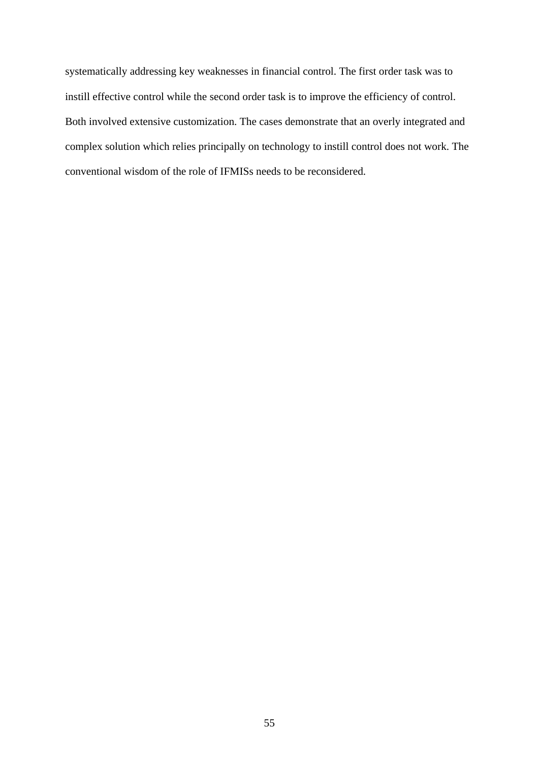systematically addressing key weaknesses in financial control. The first order task was to instill effective control while the second order task is to improve the efficiency of control. Both involved extensive customization. The cases demonstrate that an overly integrated and complex solution which relies principally on technology to instill control does not work. The conventional wisdom of the role of IFMISs needs to be reconsidered.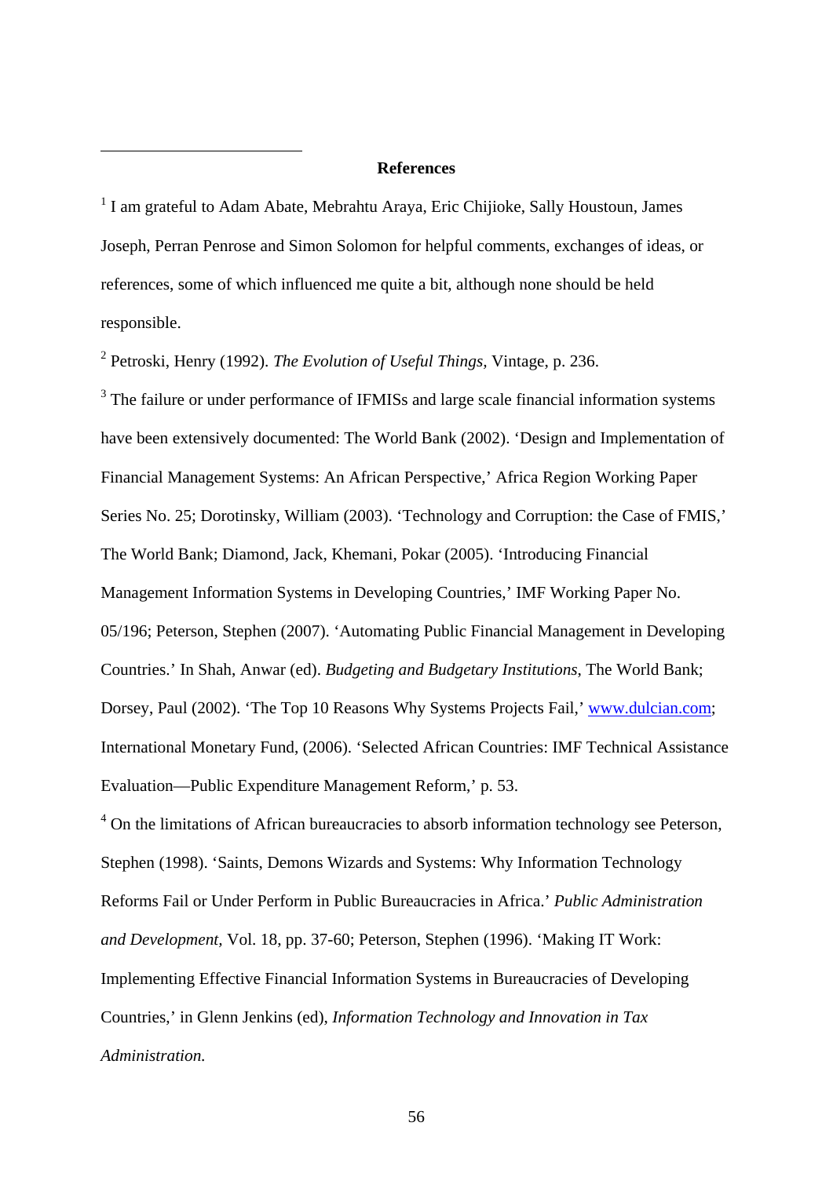## References

[1] I am grateful to Adam Abate, Mebrahtu Araya, Eric Chijioke, Sally Houstoun, James Joseph, Perran Penrose and Simon Solomon for helpful comments, exchanges of ideas, or references, some of which influenced me quite a bit, although none should be held responsible.

[2] Petroski, Henry (1992). *The Evolution of Useful Things*, Vintage, p. 236.

[3] The failure or under performance of IFMISs and large scale financial information systems have been extensively documented: The World Bank (2002). 'Design and Implementation of Financial Management Systems: An African Perspective,' Africa Region Working Paper Series No. 25; Dorotinsky, William (2003). 'Technology and Corruption: the Case of FMIS,' The World Bank; Diamond, Jack, Khemani, Pokar (2005). 'Introducing Financial Management Information Systems in Developing Countries,' IMF Working Paper No. 05/196; Peterson, Stephen (2007). 'Automating Public Financial Management in Developing Countries.' In Shah, Anwar (ed). *Budgeting and Budgetary Institutions*, The World Bank; Dorsey, Paul (2002). 'The Top 10 Reasons Why Systems Projects Fail,' www.dulcian.com; International Monetary Fund, (2006). 'Selected African Countries: IMF Technical Assistance Evaluation—Public Expenditure Management Reform,' p. 53.

[4] On the limitations of African bureaucracies to absorb information technology see Peterson, Stephen (1998). 'Saints, Demons Wizards and Systems: Why Information Technology Reforms Fail or Under Perform in Public Bureaucracies in Africa.' *Public Administration and Development*, Vol. 18, pp. 37-60; Peterson, Stephen (1996). 'Making IT Work: Implementing Effective Financial Information Systems in Bureaucracies of Developing Countries,' in Glenn Jenkins (ed), *Information Technology and Innovation in Tax Administration.*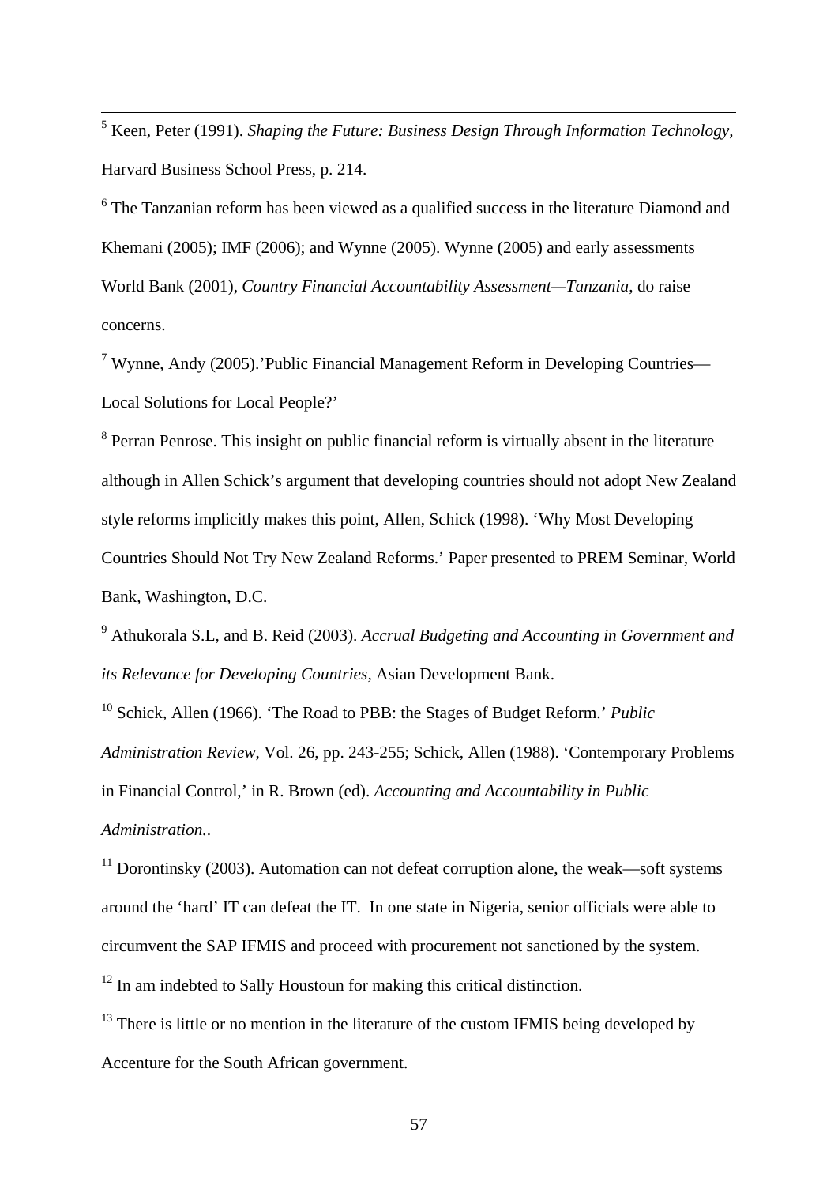[5] Keen, Peter (1991). *Shaping the Future: Business Design Through Information Technology,* Harvard Business School Press, p. 214.

[6] The Tanzanian reform has been viewed as a qualified success in the literature Diamond and Khemani (2005); IMF (2006); and Wynne (2005). Wynne (2005) and early assessments World Bank (2001), *Country Financial Accountability Assessment—Tanzania*, do raise concerns.

[7] Wynne, Andy (2005).'Public Financial Management Reform in Developing Countries—Local Solutions for Local People?'

[8] Perran Penrose. This insight on public financial reform is virtually absent in the literature although in Allen Schick's argument that developing countries should not adopt New Zealand style reforms implicitly makes this point, Allen, Schick (1998). 'Why Most Developing Countries Should Not Try New Zealand Reforms.' Paper presented to PREM Seminar, World Bank, Washington, D.C.

[9] Athukorala S.L, and B. Reid (2003). *Accrual Budgeting and Accounting in Government and its Relevance for Developing Countries,* Asian Development Bank.

[10] Schick, Allen (1966). 'The Road to PBB: the Stages of Budget Reform.' *Public Administration Review*, Vol. 26, pp. 243-255; Schick, Allen (1988). 'Contemporary Problems in Financial Control,' in R. Brown (ed). *Accounting and Accountability in Public Administration.*.

[11] Dorontinsky (2003). Automation can not defeat corruption alone, the weak—soft systems around the 'hard' IT can defeat the IT. In one state in Nigeria, senior officials were able to circumvent the SAP IFMIS and proceed with procurement not sanctioned by the system.

[12] In am indebted to Sally Houstoun for making this critical distinction.

[13] There is little or no mention in the literature of the custom IFMIS being developed by Accenture for the South African government.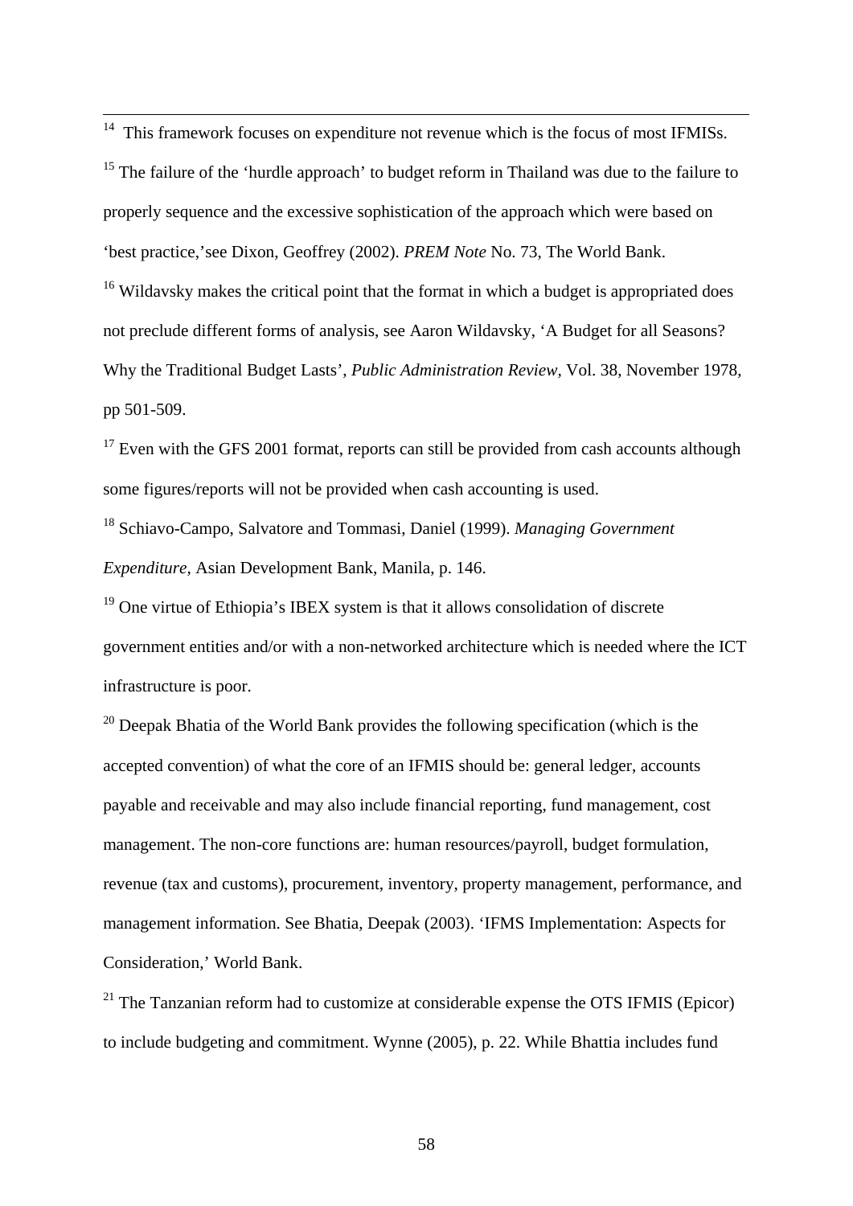[14] This framework focuses on expenditure not revenue which is the focus of most IFMISs.

[15] The failure of the 'hurdle approach' to budget reform in Thailand was due to the failure to properly sequence and the excessive sophistication of the approach which were based on 'best practice,'see Dixon, Geoffrey (2002). *PREM Note* No. 73, The World Bank.

[16] Wildavsky makes the critical point that the format in which a budget is appropriated does not preclude different forms of analysis, see Aaron Wildavsky, 'A Budget for all Seasons? Why the Traditional Budget Lasts', *Public Administration Review,* Vol. 38, November 1978, pp 501-509.

[17] Even with the GFS 2001 format, reports can still be provided from cash accounts although some figures/reports will not be provided when cash accounting is used.

[18] Schiavo-Campo, Salvatore and Tommasi, Daniel (1999). *Managing Government Expenditure*, Asian Development Bank, Manila, p. 146.

[19] One virtue of Ethiopia's IBEX system is that it allows consolidation of discrete government entities and/or with a non-networked architecture which is needed where the ICT infrastructure is poor.

[20] Deepak Bhatia of the World Bank provides the following specification (which is the accepted convention) of what the core of an IFMIS should be: general ledger, accounts payable and receivable and may also include financial reporting, fund management, cost management. The non-core functions are: human resources/payroll, budget formulation, revenue (tax and customs), procurement, inventory, property management, performance, and management information. See Bhatia, Deepak (2003). 'IFMS Implementation: Aspects for Consideration,' World Bank.

[21] The Tanzanian reform had to customize at considerable expense the OTS IFMIS (Epicor) to include budgeting and commitment. Wynne (2005), p. 22. While Bhattia includes fund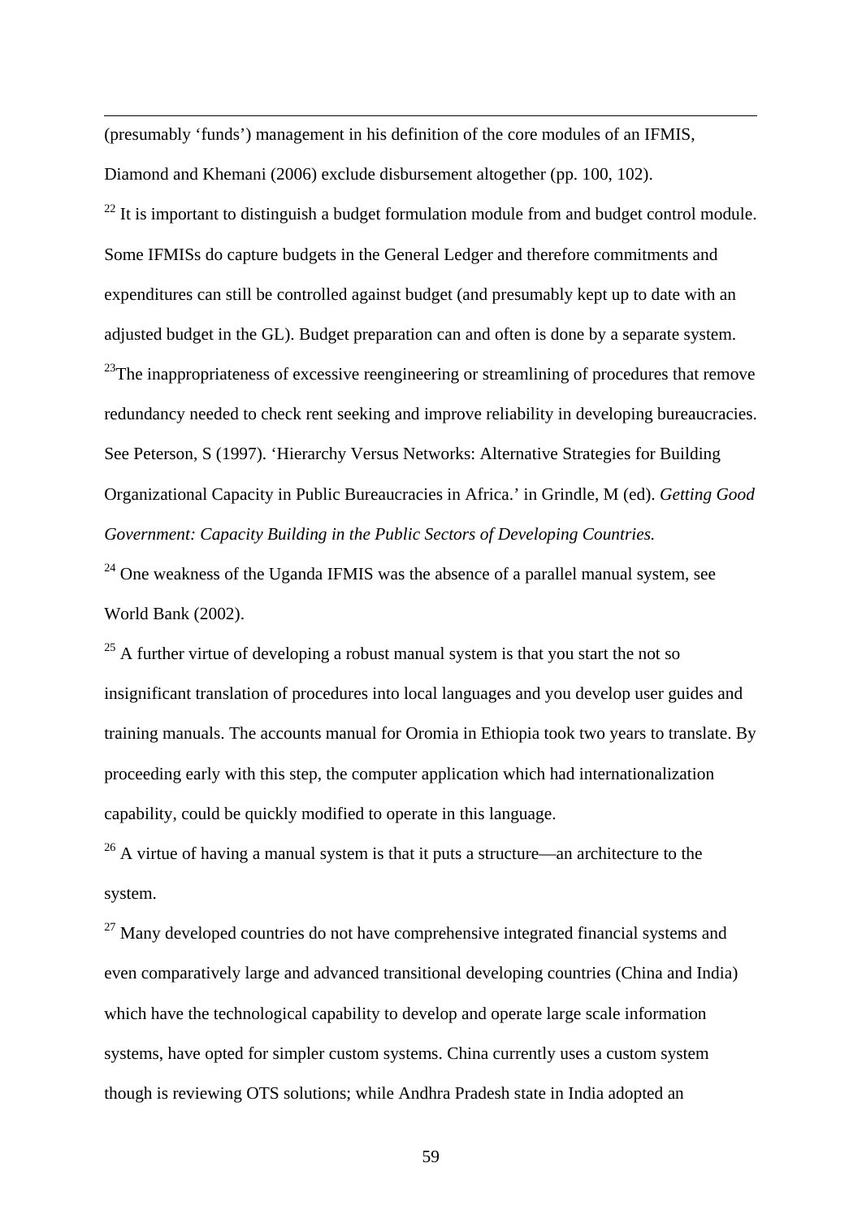(presumably 'funds') management in his definition of the core modules of an IFMIS, Diamond and Khemani (2006) exclude disbursement altogether (pp. 100, 102).

[22] It is important to distinguish a budget formulation module from and budget control module. Some IFMISs do capture budgets in the General Ledger and therefore commitments and expenditures can still be controlled against budget (and presumably kept up to date with an adjusted budget in the GL). Budget preparation can and often is done by a separate system.

[23]The inappropriateness of excessive reengineering or streamlining of procedures that remove redundancy needed to check rent seeking and improve reliability in developing bureaucracies. See Peterson, S (1997). 'Hierarchy Versus Networks: Alternative Strategies for Building Organizational Capacity in Public Bureaucracies in Africa.' in Grindle, M (ed). *Getting Good Government: Capacity Building in the Public Sectors of Developing Countries.*

[24] One weakness of the Uganda IFMIS was the absence of a parallel manual system, see World Bank (2002).

[25] A further virtue of developing a robust manual system is that you start the not so insignificant translation of procedures into local languages and you develop user guides and training manuals. The accounts manual for Oromia in Ethiopia took two years to translate. By proceeding early with this step, the computer application which had internationalization capability, could be quickly modified to operate in this language.

[26] A virtue of having a manual system is that it puts a structure—an architecture to the system.

[27] Many developed countries do not have comprehensive integrated financial systems and even comparatively large and advanced transitional developing countries (China and India) which have the technological capability to develop and operate large scale information systems, have opted for simpler custom systems. China currently uses a custom system though is reviewing OTS solutions; while Andhra Pradesh state in India adopted an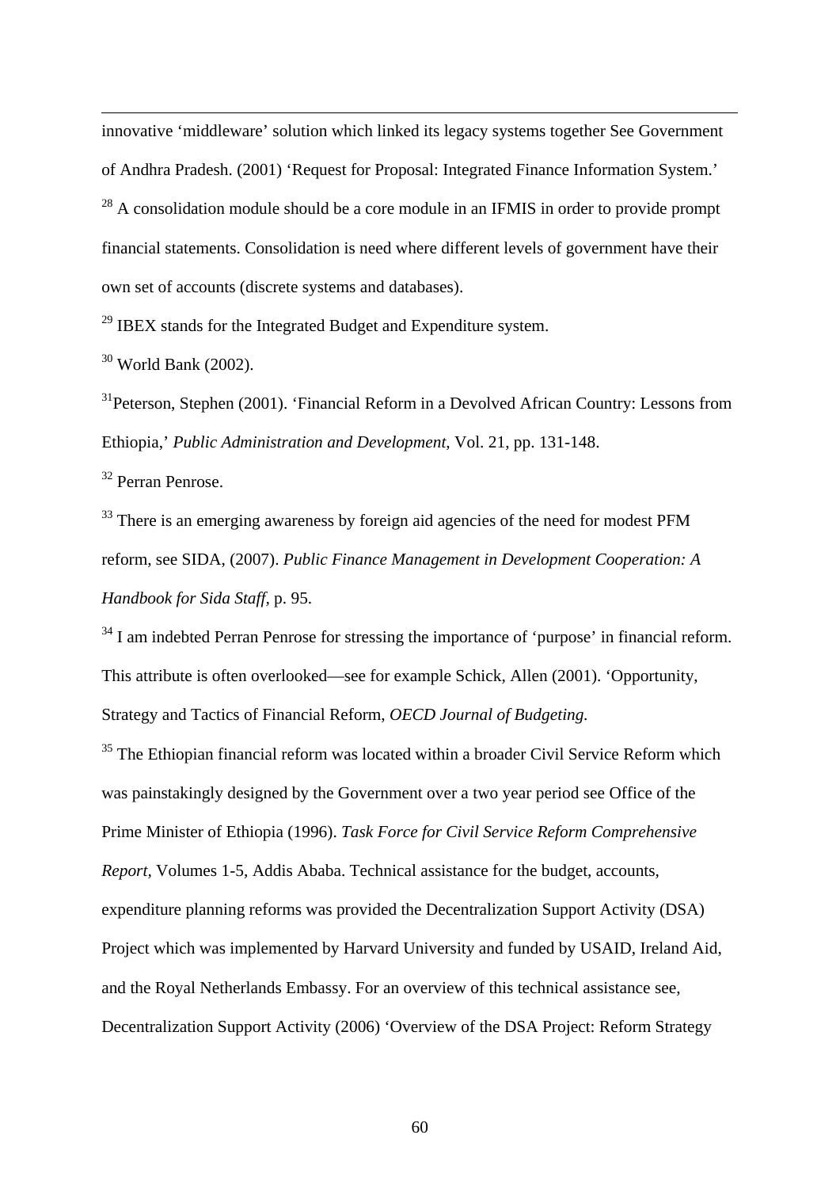innovative 'middleware' solution which linked its legacy systems together See Government of Andhra Pradesh. (2001) 'Request for Proposal: Integrated Finance Information System.'

[28] A consolidation module should be a core module in an IFMIS in order to provide prompt financial statements. Consolidation is need where different levels of government have their own set of accounts (discrete systems and databases).

[29] IBEX stands for the Integrated Budget and Expenditure system.

[30] World Bank (2002).

[31] Peterson, Stephen (2001). 'Financial Reform in a Devolved African Country: Lessons from Ethiopia,' *Public Administration and Development,* Vol. 21, pp. 131-148.

[32] Perran Penrose.

[33] There is an emerging awareness by foreign aid agencies of the need for modest PFM reform, see SIDA, (2007). *Public Finance Management in Development Cooperation: A Handbook for Sida Staff*, p. 95.

[34] I am indebted Perran Penrose for stressing the importance of 'purpose' in financial reform. This attribute is often overlooked—see for example Schick, Allen (2001). 'Opportunity, Strategy and Tactics of Financial Reform, *OECD Journal of Budgeting.*

[35] The Ethiopian financial reform was located within a broader Civil Service Reform which was painstakingly designed by the Government over a two year period see Office of the Prime Minister of Ethiopia (1996). *Task Force for Civil Service Reform Comprehensive Report,* Volumes 1-5, Addis Ababa. Technical assistance for the budget, accounts, expenditure planning reforms was provided the Decentralization Support Activity (DSA) Project which was implemented by Harvard University and funded by USAID, Ireland Aid, and the Royal Netherlands Embassy. For an overview of this technical assistance see, Decentralization Support Activity (2006) 'Overview of the DSA Project: Reform Strategy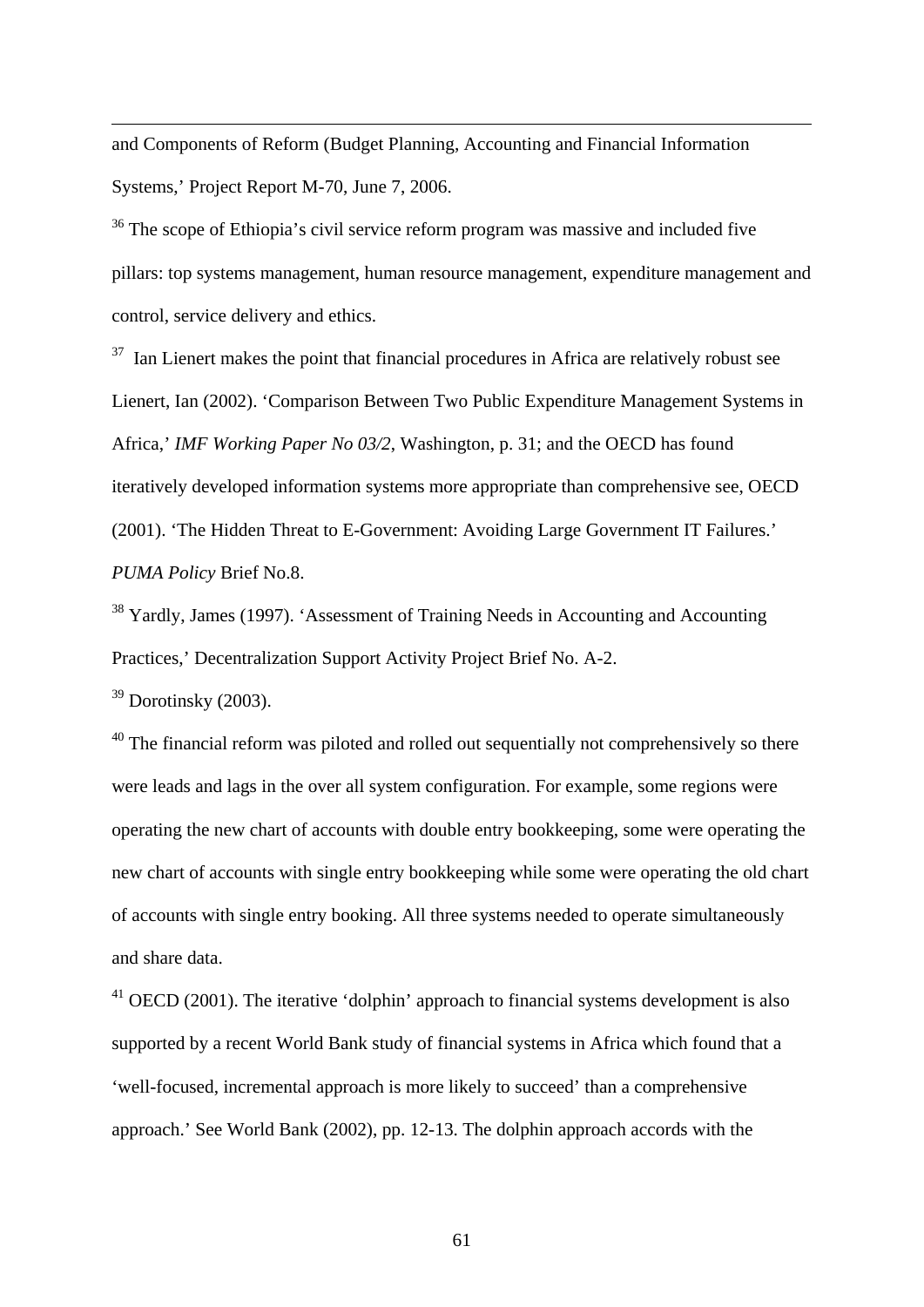and Components of Reform (Budget Planning, Accounting and Financial Information Systems,' Project Report M-70, June 7, 2006.

[36] The scope of Ethiopia's civil service reform program was massive and included five pillars: top systems management, human resource management, expenditure management and control, service delivery and ethics.

[37] Ian Lienert makes the point that financial procedures in Africa are relatively robust see Lienert, Ian (2002). 'Comparison Between Two Public Expenditure Management Systems in Africa,' *IMF Working Paper No 03/2*, Washington, p. 31; and the OECD has found iteratively developed information systems more appropriate than comprehensive see, OECD (2001). 'The Hidden Threat to E-Government: Avoiding Large Government IT Failures.' *PUMA Policy* Brief No.8.

[38] Yardly, James (1997). 'Assessment of Training Needs in Accounting and Accounting Practices,' Decentralization Support Activity Project Brief No. A-2.

[39] Dorotinsky (2003).

[40] The financial reform was piloted and rolled out sequentially not comprehensively so there were leads and lags in the over all system configuration. For example, some regions were operating the new chart of accounts with double entry bookkeeping, some were operating the new chart of accounts with single entry bookkeeping while some were operating the old chart of accounts with single entry booking. All three systems needed to operate simultaneously and share data.

[41] OECD (2001). The iterative 'dolphin' approach to financial systems development is also supported by a recent World Bank study of financial systems in Africa which found that a 'well-focused, incremental approach is more likely to succeed' than a comprehensive approach.' See World Bank (2002), pp. 12-13. The dolphin approach accords with the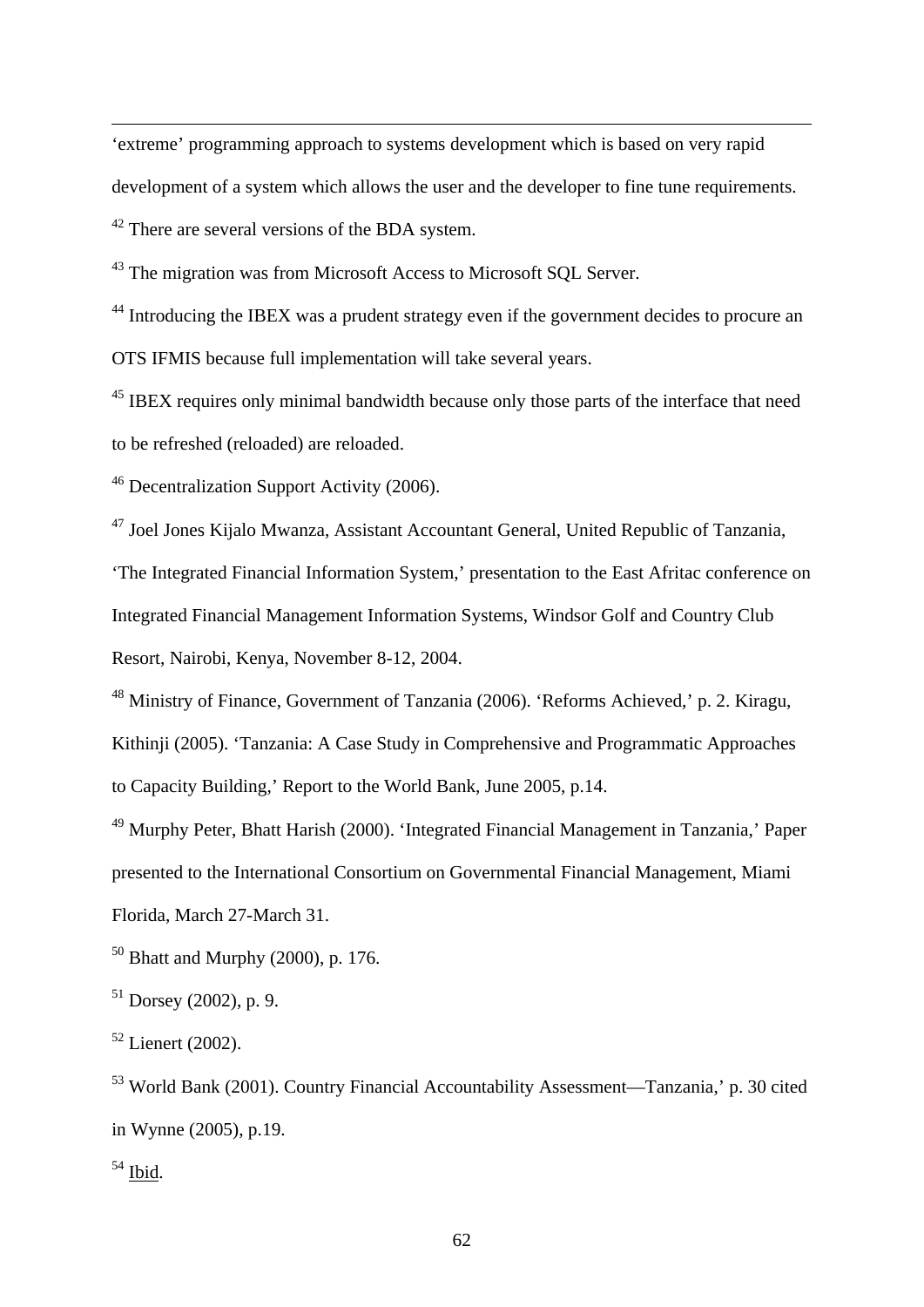'extreme' programming approach to systems development which is based on very rapid development of a system which allows the user and the developer to fine tune requirements.

[42] There are several versions of the BDA system.

[43] The migration was from Microsoft Access to Microsoft SQL Server.

[44] Introducing the IBEX was a prudent strategy even if the government decides to procure an OTS IFMIS because full implementation will take several years.

[45] IBEX requires only minimal bandwidth because only those parts of the interface that need to be refreshed (reloaded) are reloaded.

[46] Decentralization Support Activity (2006).

[47] Joel Jones Kijalo Mwanza, Assistant Accountant General, United Republic of Tanzania, 'The Integrated Financial Information System,' presentation to the East Afritac conference on Integrated Financial Management Information Systems, Windsor Golf and Country Club Resort, Nairobi, Kenya, November 8-12, 2004.

[48] Ministry of Finance, Government of Tanzania (2006). 'Reforms Achieved,' p. 2. Kiragu, Kithinji (2005). 'Tanzania: A Case Study in Comprehensive and Programmatic Approaches to Capacity Building,' Report to the World Bank, June 2005, p.14.

[49] Murphy Peter, Bhatt Harish (2000). 'Integrated Financial Management in Tanzania,' Paper presented to the International Consortium on Governmental Financial Management, Miami Florida, March 27-March 31.

[50] Bhatt and Murphy (2000), p. 176.

[51] Dorsey (2002), p. 9.

[52] Lienert (2002).

[53] World Bank (2001). Country Financial Accountability Assessment—Tanzania,' p. 30 cited in Wynne (2005), p.19.

[54] Ibid.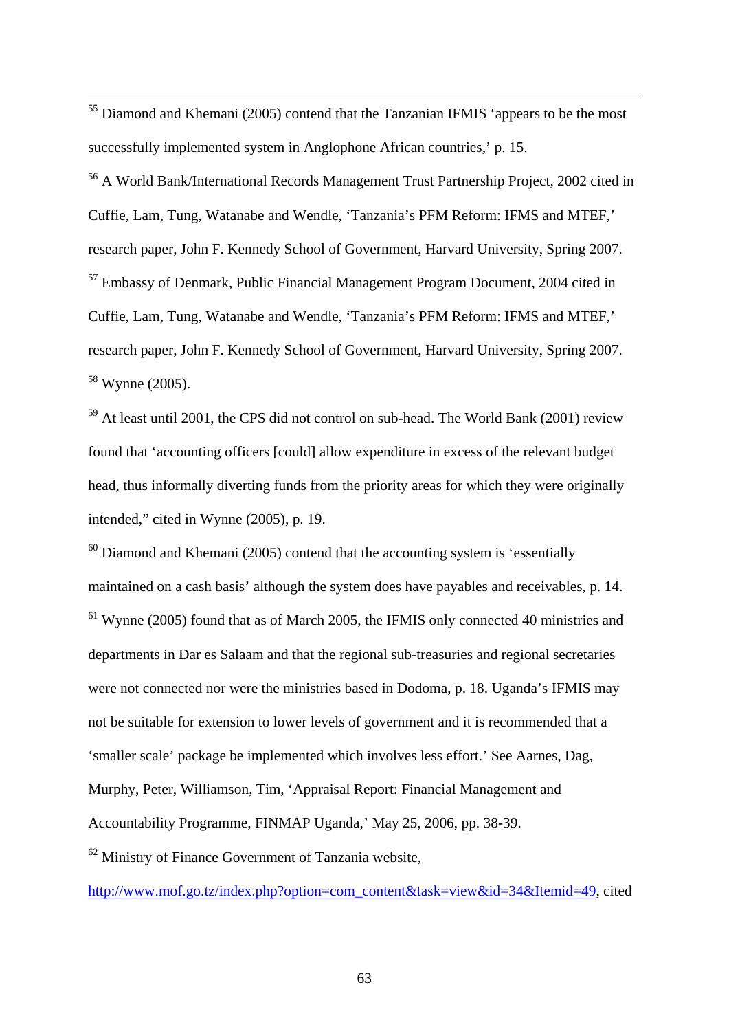[55] Diamond and Khemani (2005) contend that the Tanzanian IFMIS 'appears to be the most successfully implemented system in Anglophone African countries,' p. 15.

[56] A World Bank/International Records Management Trust Partnership Project, 2002 cited in Cuffie, Lam, Tung, Watanabe and Wendle, 'Tanzania's PFM Reform: IFMS and MTEF,' research paper, John F. Kennedy School of Government, Harvard University, Spring 2007.

[57] Embassy of Denmark, Public Financial Management Program Document, 2004 cited in Cuffie, Lam, Tung, Watanabe and Wendle, 'Tanzania's PFM Reform: IFMS and MTEF,' research paper, John F. Kennedy School of Government, Harvard University, Spring 2007.

[58] Wynne (2005).

[59] At least until 2001, the CPS did not control on sub-head. The World Bank (2001) review found that 'accounting officers [could] allow expenditure in excess of the relevant budget head, thus informally diverting funds from the priority areas for which they were originally intended," cited in Wynne (2005), p. 19.

[60] Diamond and Khemani (2005) contend that the accounting system is 'essentially maintained on a cash basis' although the system does have payables and receivables, p. 14.

[61] Wynne (2005) found that as of March 2005, the IFMIS only connected 40 ministries and departments in Dar es Salaam and that the regional sub-treasuries and regional secretaries were not connected nor were the ministries based in Dodoma, p. 18. Uganda's IFMIS may not be suitable for extension to lower levels of government and it is recommended that a 'smaller scale' package be implemented which involves less effort.' See Aarnes, Dag, Murphy, Peter, Williamson, Tim, 'Appraisal Report: Financial Management and Accountability Programme, FINMAP Uganda,' May 25, 2006, pp. 38-39.

[62] Ministry of Finance Government of Tanzania website, http://www.mof.go.tz/index.php?option=com_content&task=view&id=34&Itemid=49, cited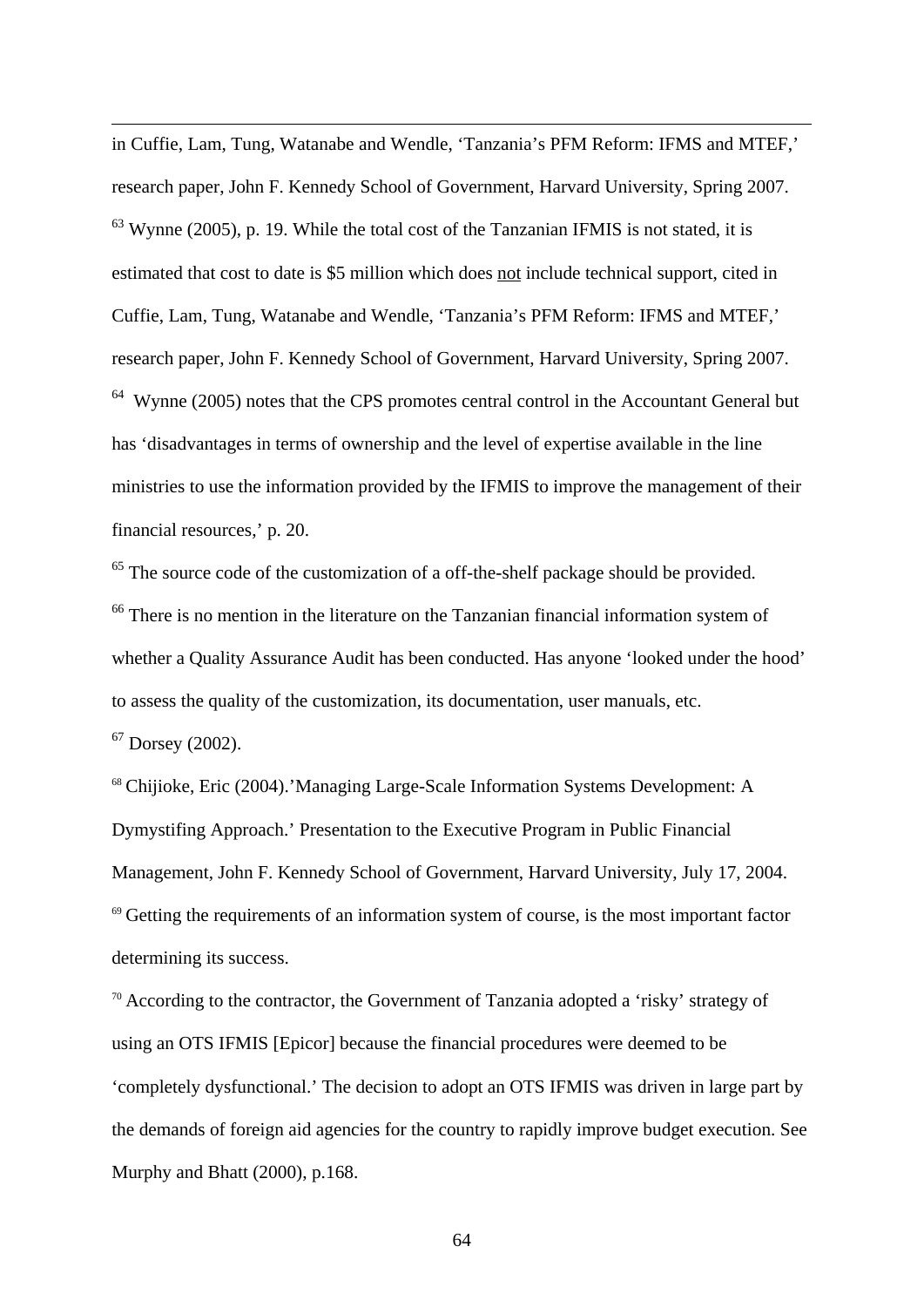in Cuffie, Lam, Tung, Watanabe and Wendle, 'Tanzania's PFM Reform: IFMS and MTEF,' research paper, John F. Kennedy School of Government, Harvard University, Spring 2007.

[63] Wynne (2005), p. 19. While the total cost of the Tanzanian IFMIS is not stated, it is estimated that cost to date is $5 million which does not include technical support, cited in Cuffie, Lam, Tung, Watanabe and Wendle, 'Tanzania's PFM Reform: IFMS and MTEF,' research paper, John F. Kennedy School of Government, Harvard University, Spring 2007.

[64] Wynne (2005) notes that the CPS promotes central control in the Accountant General but has 'disadvantages in terms of ownership and the level of expertise available in the line ministries to use the information provided by the IFMIS to improve the management of their financial resources,' p. 20.

[65] The source code of the customization of a off-the-shelf package should be provided.

[66] There is no mention in the literature on the Tanzanian financial information system of whether a Quality Assurance Audit has been conducted. Has anyone 'looked under the hood' to assess the quality of the customization, its documentation, user manuals, etc.

[67] Dorsey (2002).

[68] Chijioke, Eric (2004).'Managing Large-Scale Information Systems Development: A Dymystifing Approach.' Presentation to the Executive Program in Public Financial Management, John F. Kennedy School of Government, Harvard University, July 17, 2004.

[69] Getting the requirements of an information system of course, is the most important factor determining its success.

[70] According to the contractor, the Government of Tanzania adopted a 'risky' strategy of using an OTS IFMIS [Epicor] because the financial procedures were deemed to be 'completely dysfunctional.' The decision to adopt an OTS IFMIS was driven in large part by the demands of foreign aid agencies for the country to rapidly improve budget execution. See Murphy and Bhatt (2000), p.168.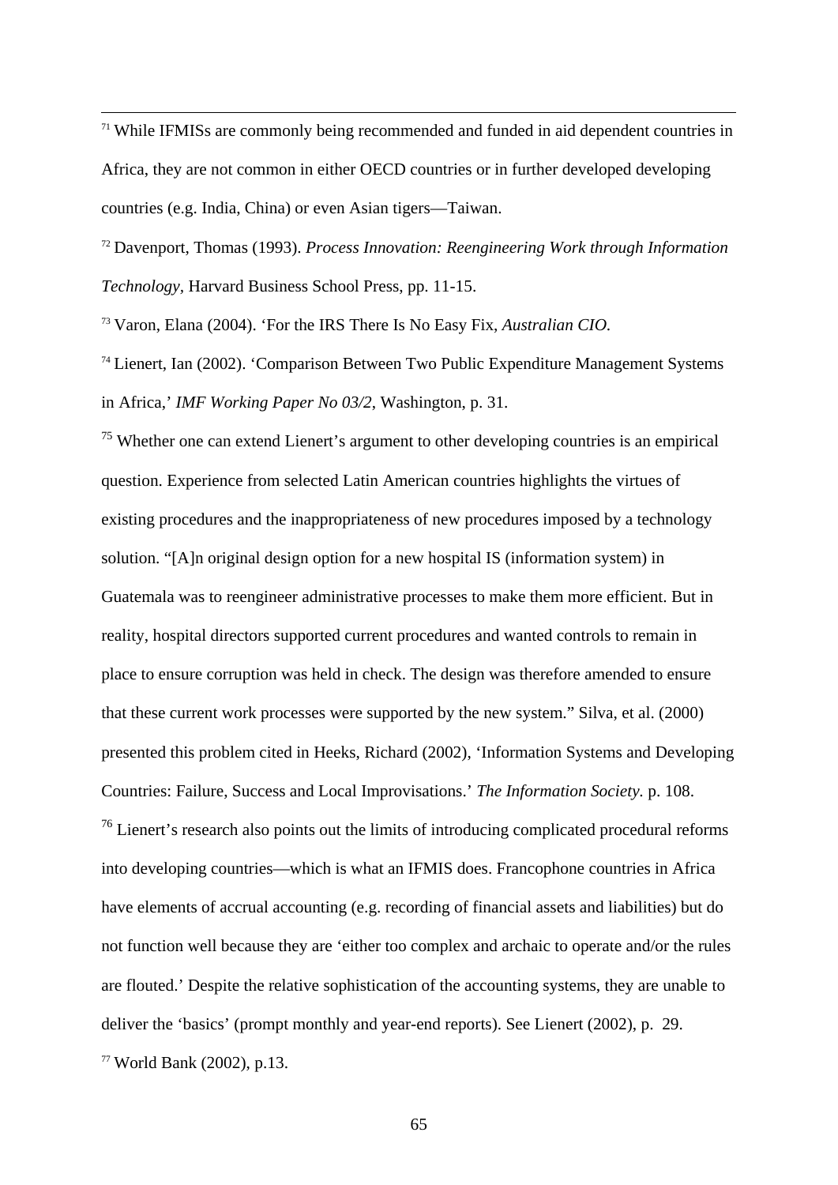[71] While IFMISs are commonly being recommended and funded in aid dependent countries in Africa, they are not common in either OECD countries or in further developed developing countries (e.g. India, China) or even Asian tigers—Taiwan.

[72] Davenport, Thomas (1993). *Process Innovation: Reengineering Work through Information Technology*, Harvard Business School Press, pp. 11-15.

[73] Varon, Elana (2004). 'For the IRS There Is No Easy Fix, *Australian CIO.*

[74] Lienert, Ian (2002). 'Comparison Between Two Public Expenditure Management Systems in Africa,' *IMF Working Paper No 03/2*, Washington, p. 31.

[75] Whether one can extend Lienert's argument to other developing countries is an empirical question. Experience from selected Latin American countries highlights the virtues of existing procedures and the inappropriateness of new procedures imposed by a technology solution. "[A]n original design option for a new hospital IS (information system) in Guatemala was to reengineer administrative processes to make them more efficient. But in reality, hospital directors supported current procedures and wanted controls to remain in place to ensure corruption was held in check. The design was therefore amended to ensure that these current work processes were supported by the new system." Silva, et al. (2000) presented this problem cited in Heeks, Richard (2002), 'Information Systems and Developing Countries: Failure, Success and Local Improvisations.' *The Information Society.* p. 108.

[76] Lienert's research also points out the limits of introducing complicated procedural reforms into developing countries—which is what an IFMIS does. Francophone countries in Africa have elements of accrual accounting (e.g. recording of financial assets and liabilities) but do not function well because they are 'either too complex and archaic to operate and/or the rules are flouted.' Despite the relative sophistication of the accounting systems, they are unable to deliver the 'basics' (prompt monthly and year-end reports). See Lienert (2002), p. 29.

[77] World Bank (2002), p.13.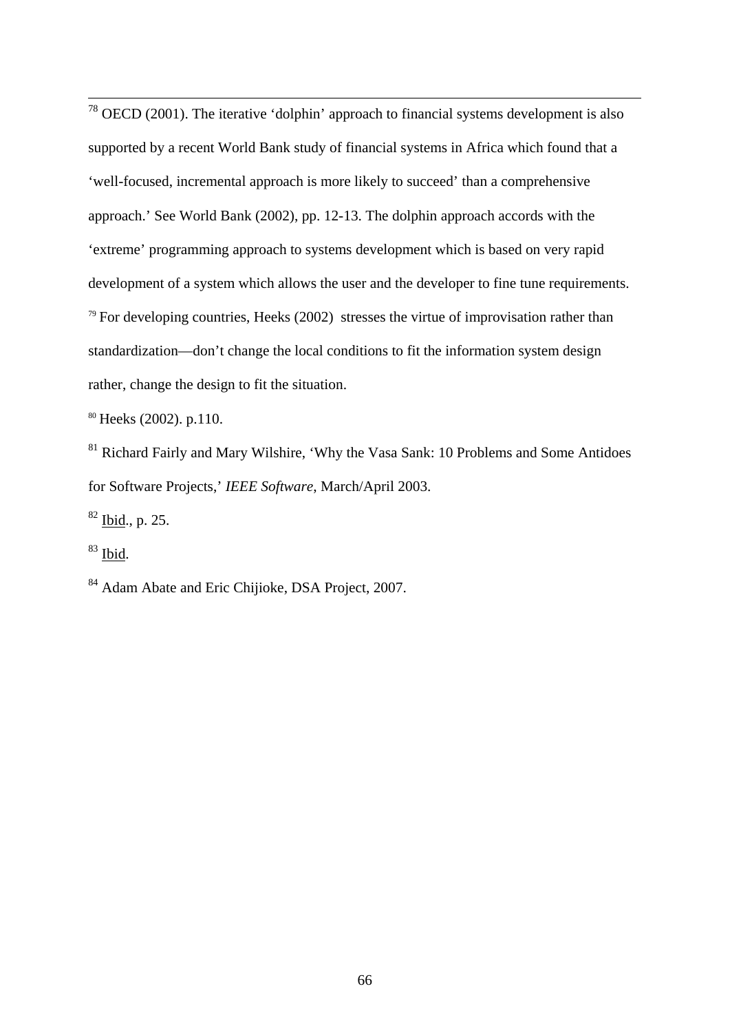[78] OECD (2001). The iterative 'dolphin' approach to financial systems development is also supported by a recent World Bank study of financial systems in Africa which found that a 'well-focused, incremental approach is more likely to succeed' than a comprehensive approach.' See World Bank (2002), pp. 12-13. The dolphin approach accords with the 'extreme' programming approach to systems development which is based on very rapid development of a system which allows the user and the developer to fine tune requirements.

[79] For developing countries, Heeks (2002) stresses the virtue of improvisation rather than standardization—don't change the local conditions to fit the information system design rather, change the design to fit the situation.

[80] Heeks (2002). p.110.

[81] Richard Fairly and Mary Wilshire, 'Why the Vasa Sank: 10 Problems and Some Antidoes for Software Projects,' *IEEE Software*, March/April 2003.

[82] Ibid., p. 25.

[83] Ibid.

[84] Adam Abate and Eric Chijioke, DSA Project, 2007.